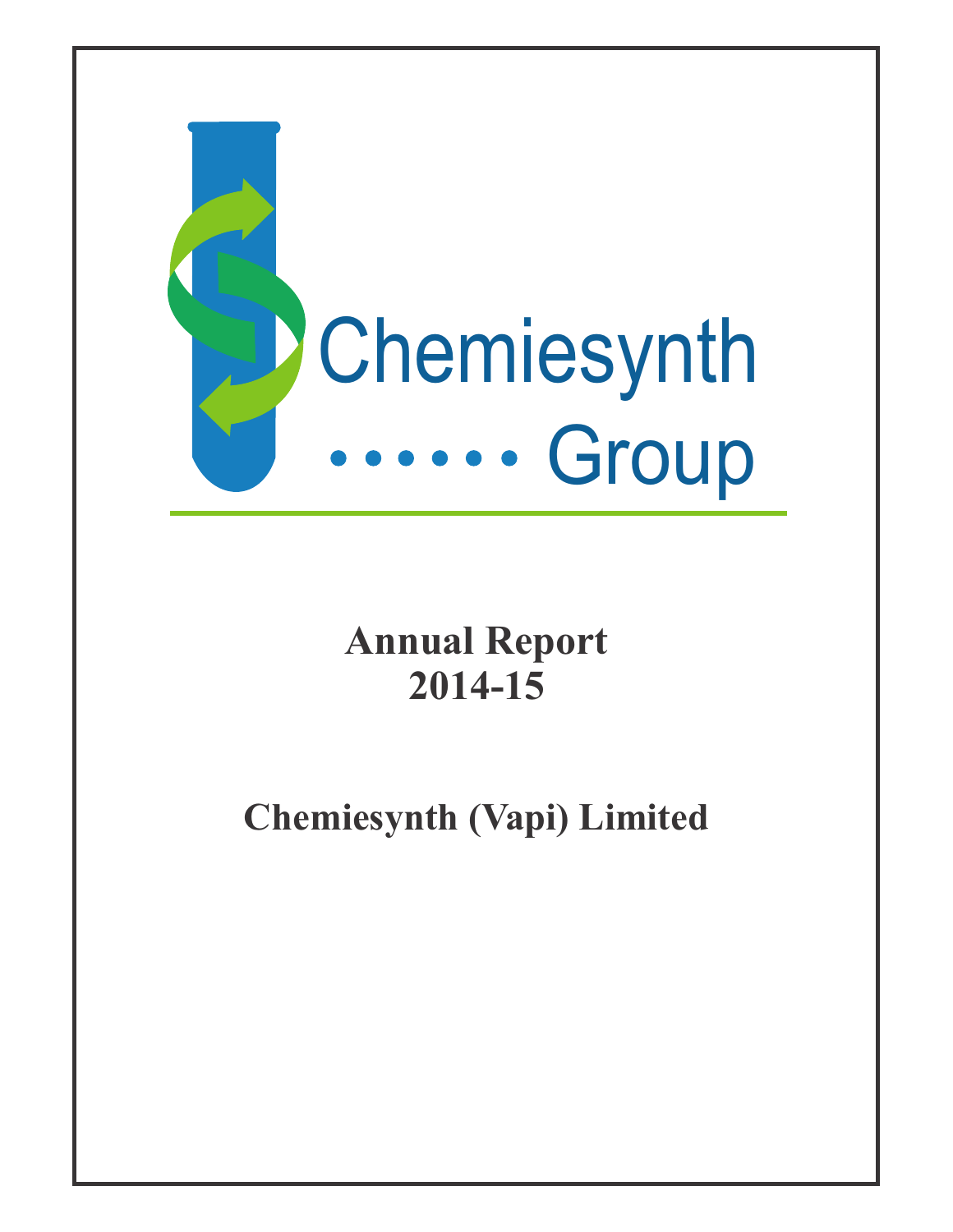Chemiesynth

Group

# Annual Report
# 2014-15

## Chemiesynth (Vapi) Limited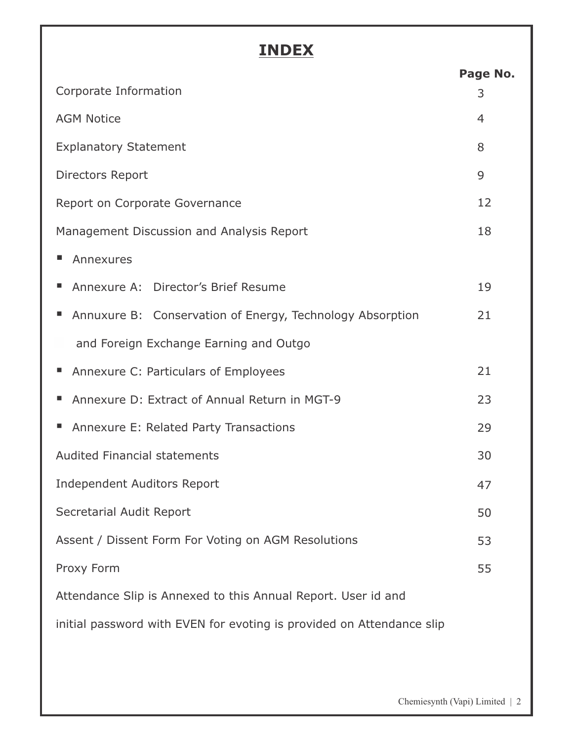# INDEX

| | Page No. |
|---|---|
| Corporate Information | 3 |
| AGM Notice | 4 |
| Explanatory Statement | 8 |
| Directors Report | 9 |
| Report on Corporate Governance | 12 |
| Management Discussion and Analysis Report | 18 |
| ■ Annexures | |
| ■ Annexure A: Director's Brief Resume | 19 |
| ■ Annuxure B: Conservation of Energy, Technology Absorption and Foreign Exchange Earning and Outgo | 21 |
| ■ Annexure C: Particulars of Employees | 21 |
| ■ Annexure D: Extract of Annual Return in MGT-9 | 23 |
| ■ Annexure E: Related Party Transactions | 29 |
| Audited Financial statements | 30 |
| Independent Auditors Report | 47 |
| Secretarial Audit Report | 50 |
| Assent / Dissent Form For Voting on AGM Resolutions | 53 |
| Proxy Form | 55 |

Attendance Slip is Annexed to this Annual Report. User id and initial password with EVEN for evoting is provided on Attendance slip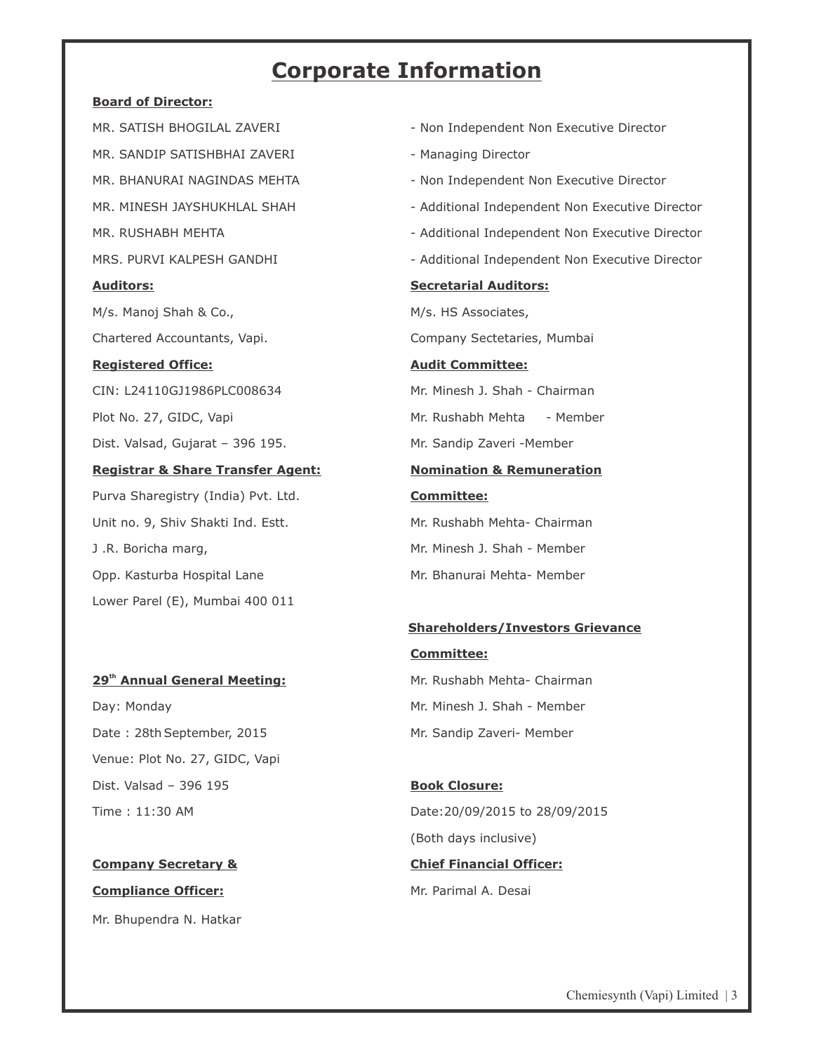# Corporate Information

**Board of Director:**

MR. SATISH BHOGILAL ZAVERI - Non Independent Non Executive Director

MR. SANDIP SATISHBHAI ZAVERI - Managing Director

MR. BHANURAI NAGINDAS MEHTA - Non Independent Non Executive Director

MR. MINESH JAYSHUKHLAL SHAH - Additional Independent Non Executive Director

MR. RUSHABH MEHTA - Additional Independent Non Executive Director

MRS. PURVI KALPESH GANDHI - Additional Independent Non Executive Director

**Auditors:**

M/s. Manoj Shah & Co.,
Chartered Accountants, Vapi.

**Secretarial Auditors:**

M/s. HS Associates,
Company Sectetaries, Mumbai

**Registered Office:**

CIN: L24110GJ1986PLC008634
Plot No. 27, GIDC, Vapi
Dist. Valsad, Gujarat – 396 195.

**Audit Committee:**

Mr. Minesh J. Shah - Chairman
Mr. Rushabh Mehta - Member
Mr. Sandip Zaveri -Member

**Registrar & Share Transfer Agent:**

Purva Sharegistry (India) Pvt. Ltd.
Unit no. 9, Shiv Shakti Ind. Estt.
J .R. Boricha marg,
Opp. Kasturba Hospital Lane
Lower Parel (E), Mumbai 400 011

**Nomination & Remuneration Committee:**

Mr. Rushabh Mehta- Chairman
Mr. Minesh J. Shah - Member
Mr. Bhanurai Mehta- Member

**Shareholders/Investors Grievance Committee:**

Mr. Rushabh Mehta- Chairman
Mr. Minesh J. Shah - Member
Mr. Sandip Zaveri- Member

**29th Annual General Meeting:**

Day: Monday
Date : 28th September, 2015
Venue: Plot No. 27, GIDC, Vapi
Dist. Valsad – 396 195
Time : 11:30 AM

**Book Closure:**

Date:20/09/2015 to 28/09/2015
(Both days inclusive)

**Company Secretary & Compliance Officer:**

Mr. Bhupendra N. Hatkar

**Chief Financial Officer:**

Mr. Parimal A. Desai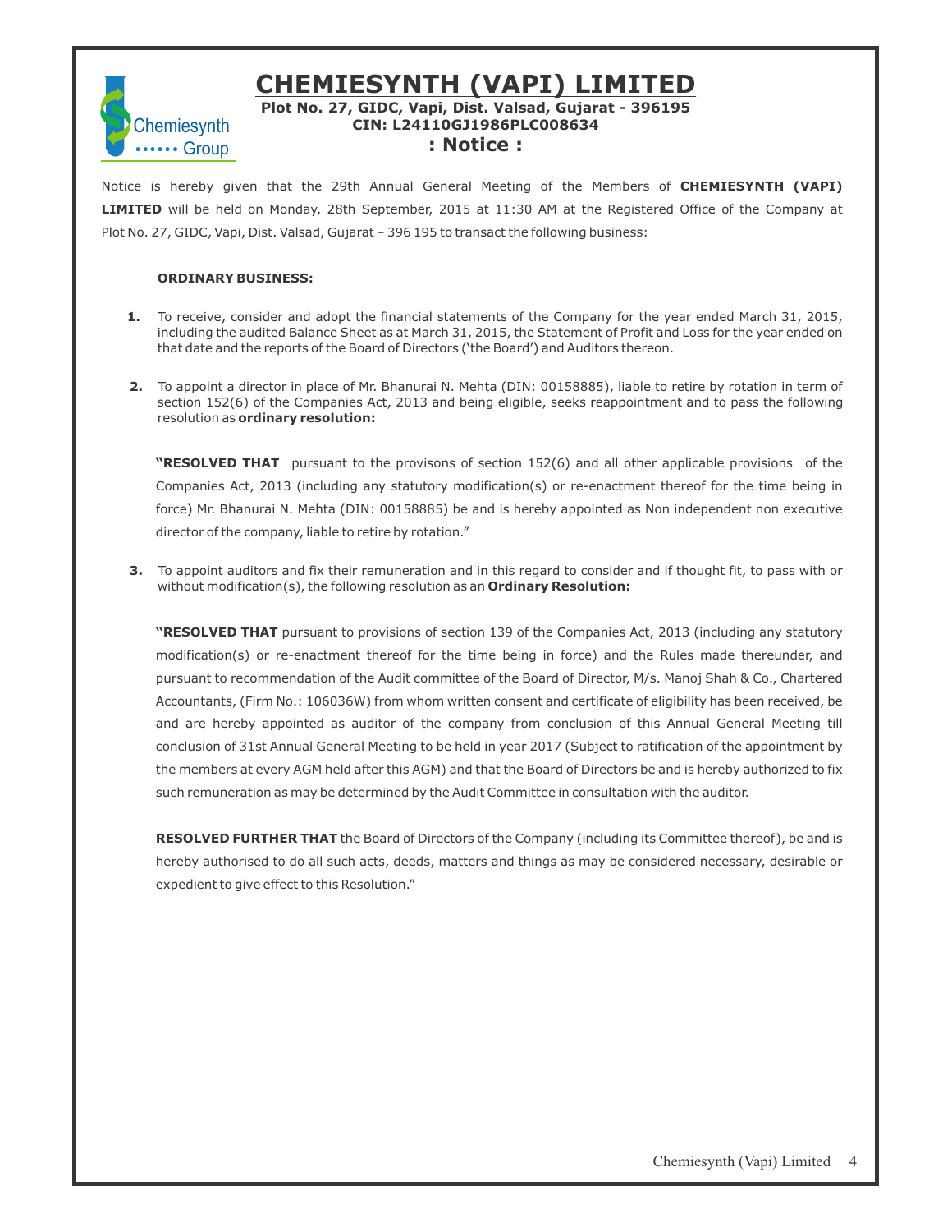# CHEMIESYNTH (VAPI) LIMITED

**Plot No. 27, GIDC, Vapi, Dist. Valsad, Gujarat - 396195**
**CIN: L24110GJ1986PLC008634**

## : Notice :

Notice is hereby given that the 29th Annual General Meeting of the Members of **CHEMIESYNTH (VAPI) LIMITED** will be held on Monday, 28th September, 2015 at 11:30 AM at the Registered Office of the Company at Plot No. 27, GIDC, Vapi, Dist. Valsad, Gujarat – 396 195 to transact the following business:

**ORDINARY BUSINESS:**

1. To receive, consider and adopt the financial statements of the Company for the year ended March 31, 2015, including the audited Balance Sheet as at March 31, 2015, the Statement of Profit and Loss for the year ended on that date and the reports of the Board of Directors ('the Board') and Auditors thereon.

2. To appoint a director in place of Mr. Bhanurai N. Mehta (DIN: 00158885), liable to retire by rotation in term of section 152(6) of the Companies Act, 2013 and being eligible, seeks reappointment and to pass the following resolution as **ordinary resolution:**

   **"RESOLVED THAT** pursuant to the provisons of section 152(6) and all other applicable provisions of the Companies Act, 2013 (including any statutory modification(s) or re-enactment thereof for the time being in force) Mr. Bhanurai N. Mehta (DIN: 00158885) be and is hereby appointed as Non independent non executive director of the company, liable to retire by rotation."

3. To appoint auditors and fix their remuneration and in this regard to consider and if thought fit, to pass with or without modification(s), the following resolution as an **Ordinary Resolution:**

   **"RESOLVED THAT** pursuant to provisions of section 139 of the Companies Act, 2013 (including any statutory modification(s) or re-enactment thereof for the time being in force) and the Rules made thereunder, and pursuant to recommendation of the Audit committee of the Board of Director, M/s. Manoj Shah & Co., Chartered Accountants, (Firm No.: 106036W) from whom written consent and certificate of eligibility has been received, be and are hereby appointed as auditor of the company from conclusion of this Annual General Meeting till conclusion of 31st Annual General Meeting to be held in year 2017 (Subject to ratification of the appointment by the members at every AGM held after this AGM) and that the Board of Directors be and is hereby authorized to fix such remuneration as may be determined by the Audit Committee in consultation with the auditor.

   **RESOLVED FURTHER THAT** the Board of Directors of the Company (including its Committee thereof), be and is hereby authorised to do all such acts, deeds, matters and things as may be considered necessary, desirable or expedient to give effect to this Resolution."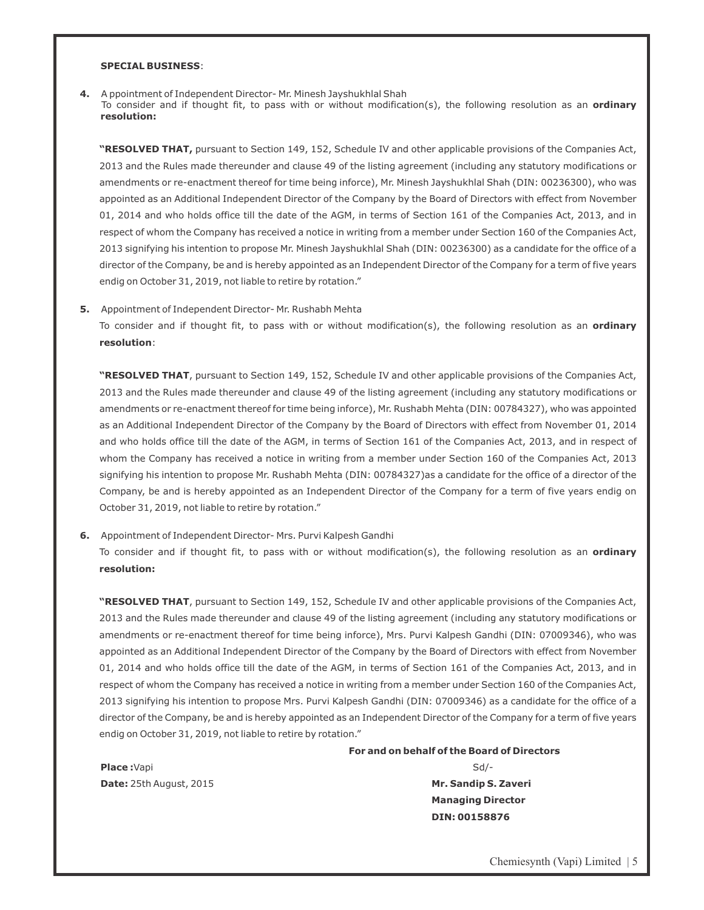**SPECIAL BUSINESS**:

**4.** A ppointment of Independent Director- Mr. Minesh Jayshukhlal Shah
To consider and if thought fit, to pass with or without modification(s), the following resolution as an **ordinary resolution:**

**"RESOLVED THAT,** pursuant to Section 149, 152, Schedule IV and other applicable provisions of the Companies Act, 2013 and the Rules made thereunder and clause 49 of the listing agreement (including any statutory modifications or amendments or re-enactment thereof for time being inforce), Mr. Minesh Jayshukhlal Shah (DIN: 00236300), who was appointed as an Additional Independent Director of the Company by the Board of Directors with effect from November 01, 2014 and who holds office till the date of the AGM, in terms of Section 161 of the Companies Act, 2013, and in respect of whom the Company has received a notice in writing from a member under Section 160 of the Companies Act, 2013 signifying his intention to propose Mr. Minesh Jayshukhlal Shah (DIN: 00236300) as a candidate for the office of a director of the Company, be and is hereby appointed as an Independent Director of the Company for a term of five years endig on October 31, 2019, not liable to retire by rotation."

**5.** Appointment of Independent Director- Mr. Rushabh Mehta
To consider and if thought fit, to pass with or without modification(s), the following resolution as an **ordinary resolution**:

**"RESOLVED THAT**, pursuant to Section 149, 152, Schedule IV and other applicable provisions of the Companies Act, 2013 and the Rules made thereunder and clause 49 of the listing agreement (including any statutory modifications or amendments or re-enactment thereof for time being inforce), Mr. Rushabh Mehta (DIN: 00784327), who was appointed as an Additional Independent Director of the Company by the Board of Directors with effect from November 01, 2014 and who holds office till the date of the AGM, in terms of Section 161 of the Companies Act, 2013, and in respect of whom the Company has received a notice in writing from a member under Section 160 of the Companies Act, 2013 signifying his intention to propose Mr. Rushabh Mehta (DIN: 00784327)as a candidate for the office of a director of the Company, be and is hereby appointed as an Independent Director of the Company for a term of five years endig on October 31, 2019, not liable to retire by rotation."

**6.** Appointment of Independent Director- Mrs. Purvi Kalpesh Gandhi
To consider and if thought fit, to pass with or without modification(s), the following resolution as an **ordinary resolution:**

**"RESOLVED THAT**, pursuant to Section 149, 152, Schedule IV and other applicable provisions of the Companies Act, 2013 and the Rules made thereunder and clause 49 of the listing agreement (including any statutory modifications or amendments or re-enactment thereof for time being inforce), Mrs. Purvi Kalpesh Gandhi (DIN: 07009346), who was appointed as an Additional Independent Director of the Company by the Board of Directors with effect from November 01, 2014 and who holds office till the date of the AGM, in terms of Section 161 of the Companies Act, 2013, and in respect of whom the Company has received a notice in writing from a member under Section 160 of the Companies Act, 2013 signifying his intention to propose Mrs. Purvi Kalpesh Gandhi (DIN: 07009346) as a candidate for the office of a director of the Company, be and is hereby appointed as an Independent Director of the Company for a term of five years endig on October 31, 2019, not liable to retire by rotation."

**For and on behalf of the Board of Directors**

**Place :**Vapi
**Date:** 25th August, 2015

Sd/-
**Mr. Sandip S. Zaveri**
**Managing Director**
**DIN: 00158876**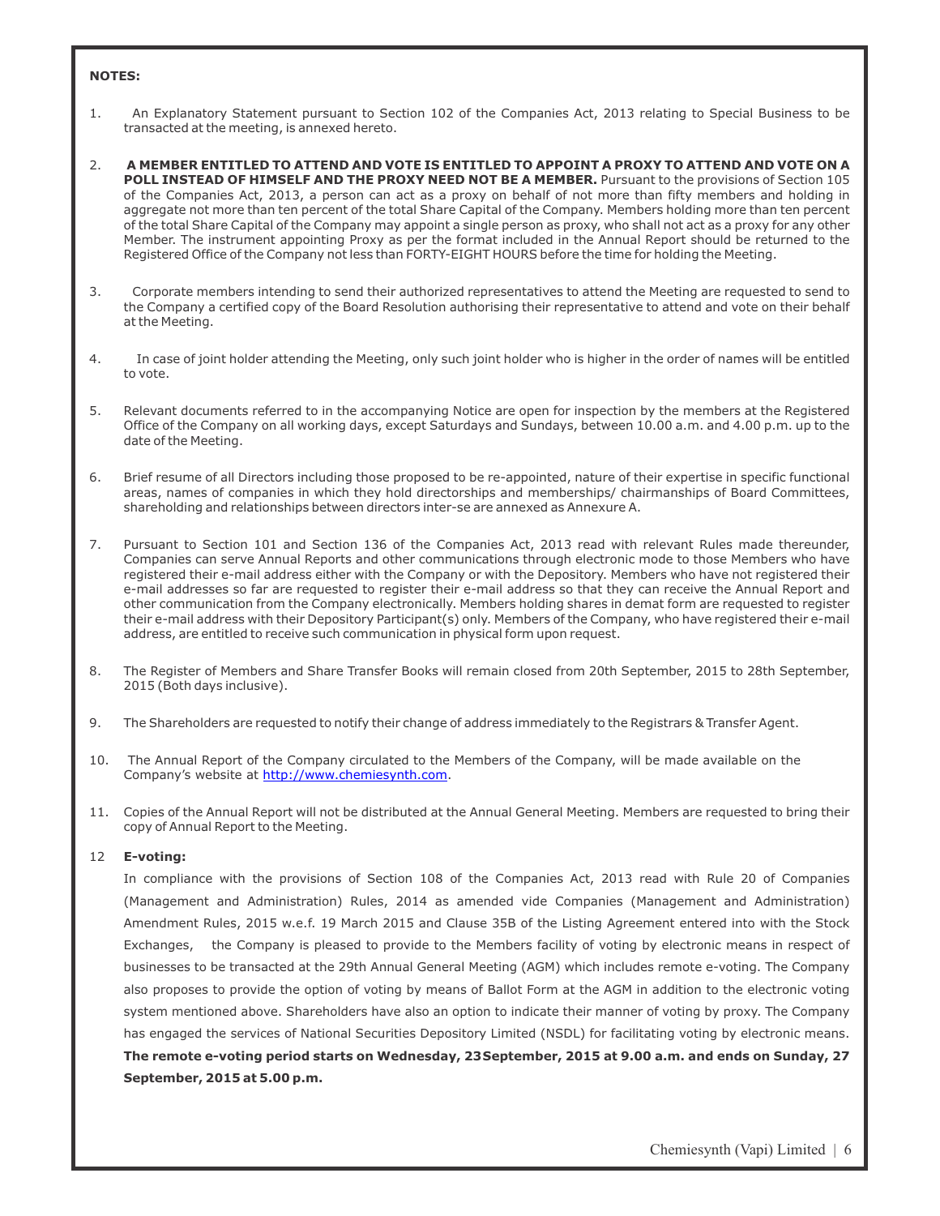**NOTES:**

1. An Explanatory Statement pursuant to Section 102 of the Companies Act, 2013 relating to Special Business to be transacted at the meeting, is annexed hereto.

2. **A MEMBER ENTITLED TO ATTEND AND VOTE IS ENTITLED TO APPOINT A PROXY TO ATTEND AND VOTE ON A POLL INSTEAD OF HIMSELF AND THE PROXY NEED NOT BE A MEMBER.** Pursuant to the provisions of Section 105 of the Companies Act, 2013, a person can act as a proxy on behalf of not more than fifty members and holding in aggregate not more than ten percent of the total Share Capital of the Company. Members holding more than ten percent of the total Share Capital of the Company may appoint a single person as proxy, who shall not act as a proxy for any other Member. The instrument appointing Proxy as per the format included in the Annual Report should be returned to the Registered Office of the Company not less than FORTY-EIGHT HOURS before the time for holding the Meeting.

3. Corporate members intending to send their authorized representatives to attend the Meeting are requested to send to the Company a certified copy of the Board Resolution authorising their representative to attend and vote on their behalf at the Meeting.

4. In case of joint holder attending the Meeting, only such joint holder who is higher in the order of names will be entitled to vote.

5. Relevant documents referred to in the accompanying Notice are open for inspection by the members at the Registered Office of the Company on all working days, except Saturdays and Sundays, between 10.00 a.m. and 4.00 p.m. up to the date of the Meeting.

6. Brief resume of all Directors including those proposed to be re-appointed, nature of their expertise in specific functional areas, names of companies in which they hold directorships and memberships/ chairmanships of Board Committees, shareholding and relationships between directors inter-se are annexed as Annexure A.

7. Pursuant to Section 101 and Section 136 of the Companies Act, 2013 read with relevant Rules made thereunder, Companies can serve Annual Reports and other communications through electronic mode to those Members who have registered their e-mail address either with the Company or with the Depository. Members who have not registered their e-mail addresses so far are requested to register their e-mail address so that they can receive the Annual Report and other communication from the Company electronically. Members holding shares in demat form are requested to register their e-mail address with their Depository Participant(s) only. Members of the Company, who have registered their e-mail address, are entitled to receive such communication in physical form upon request.

8. The Register of Members and Share Transfer Books will remain closed from 20th September, 2015 to 28th September, 2015 (Both days inclusive).

9. The Shareholders are requested to notify their change of address immediately to the Registrars & Transfer Agent.

10. The Annual Report of the Company circulated to the Members of the Company, will be made available on the Company's website at http://www.chemiesynth.com.

11. Copies of the Annual Report will not be distributed at the Annual General Meeting. Members are requested to bring their copy of Annual Report to the Meeting.

12 **E-voting:**

In compliance with the provisions of Section 108 of the Companies Act, 2013 read with Rule 20 of Companies (Management and Administration) Rules, 2014 as amended vide Companies (Management and Administration) Amendment Rules, 2015 w.e.f. 19 March 2015 and Clause 35B of the Listing Agreement entered into with the Stock Exchanges, the Company is pleased to provide to the Members facility of voting by electronic means in respect of businesses to be transacted at the 29th Annual General Meeting (AGM) which includes remote e-voting. The Company also proposes to provide the option of voting by means of Ballot Form at the AGM in addition to the electronic voting system mentioned above. Shareholders have also an option to indicate their manner of voting by proxy. The Company has engaged the services of National Securities Depository Limited (NSDL) for facilitating voting by electronic means. **The remote e-voting period starts on Wednesday, 23September, 2015 at 9.00 a.m. and ends on Sunday, 27 September, 2015 at 5.00 p.m.**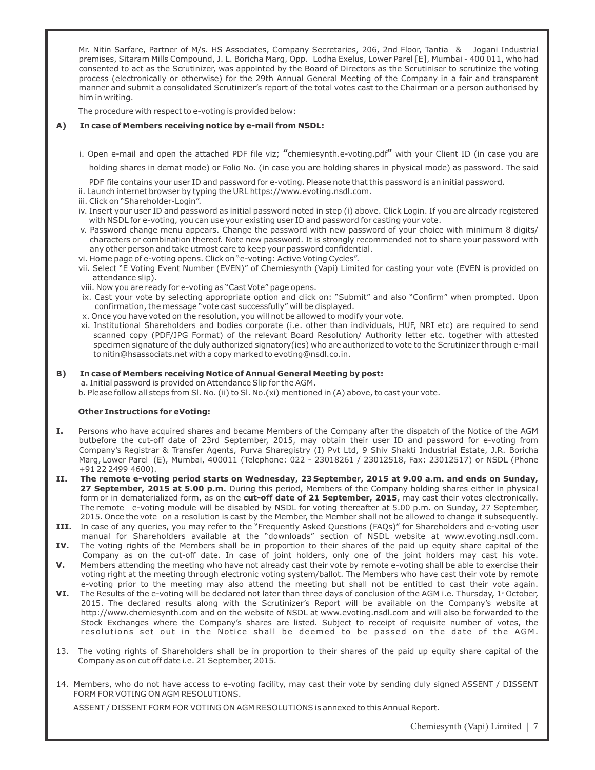Mr. Nitin Sarfare, Partner of M/s. HS Associates, Company Secretaries, 206, 2nd Floor, Tantia & Jogani Industrial premises, Sitaram Mills Compound, J. L. Boricha Marg, Opp. Lodha Exelus, Lower Parel [E], Mumbai - 400 011, who had consented to act as the Scrutinizer, was appointed by the Board of Directors as the Scrutiniser to scrutinize the voting process (electronically or otherwise) for the 29th Annual General Meeting of the Company in a fair and transparent manner and submit a consolidated Scrutinizer's report of the total votes cast to the Chairman or a person authorised by him in writing.

The procedure with respect to e-voting is provided below:

**A) In case of Members receiving notice by e-mail from NSDL:**

i. Open e-mail and open the attached PDF file viz; **"**chemiesynth.e-voting.pdf**"** with your Client ID (in case you are holding shares in demat mode) or Folio No. (in case you are holding shares in physical mode) as password. The said PDF file contains your user ID and password for e-voting. Please note that this password is an initial password.

ii. Launch internet browser by typing the URL https://www.evoting.nsdl.com.

iii. Click on "Shareholder-Login".

iv. Insert your user ID and password as initial password noted in step (i) above. Click Login. If you are already registered with NSDL for e-voting, you can use your existing user ID and password for casting your vote.

v. Password change menu appears. Change the password with new password of your choice with minimum 8 digits/ characters or combination thereof. Note new password. It is strongly recommended not to share your password with any other person and take utmost care to keep your password confidential.

vi. Home page of e-voting opens. Click on "e-voting: Active Voting Cycles".

vii. Select "E Voting Event Number (EVEN)" of Chemiesynth (Vapi) Limited for casting your vote (EVEN is provided on attendance slip).

viii. Now you are ready for e-voting as "Cast Vote" page opens.

ix. Cast your vote by selecting appropriate option and click on: "Submit" and also "Confirm" when prompted. Upon confirmation, the message "vote cast successfully" will be displayed.

x. Once you have voted on the resolution, you will not be allowed to modify your vote.

xi. Institutional Shareholders and bodies corporate (i.e. other than individuals, HUF, NRI etc) are required to send scanned copy (PDF/JPG Format) of the relevant Board Resolution/ Authority letter etc. together with attested specimen signature of the duly authorized signatory(ies) who are authorized to vote to the Scrutinizer through e-mail to nitin@hsassociats.net with a copy marked to evoting@nsdl.co.in.

**B) In case of Members receiving Notice of Annual General Meeting by post:**

a. Initial password is provided on Attendance Slip for the AGM.

b. Please follow all steps from Sl. No. (ii) to Sl. No.(xi) mentioned in (A) above, to cast your vote.

**Other Instructions for eVoting:**

**I.** Persons who have acquired shares and became Members of the Company after the dispatch of the Notice of the AGM butbefore the cut-off date of 23rd September, 2015, may obtain their user ID and password for e-voting from Company's Registrar & Transfer Agents, Purva Sharegistry (I) Pvt Ltd, 9 Shiv Shakti Industrial Estate, J.R. Boricha Marg, Lower Parel (E), Mumbai, 400011 (Telephone: 022 - 23018261 / 23012518, Fax: 23012517) or NSDL (Phone +91 22 2499 4600).

**II.** **The remote e-voting period starts on Wednesday, 23 September, 2015 at 9.00 a.m. and ends on Sunday, 27 September, 2015 at 5.00 p.m.** During this period, Members of the Company holding shares either in physical form or in dematerialized form, as on the **cut-off date of 21 September, 2015**, may cast their votes electronically. The remote e-voting module will be disabled by NSDL for voting thereafter at 5.00 p.m. on Sunday, 27 September, 2015. Once the vote on a resolution is cast by the Member, the Member shall not be allowed to change it subsequently.

**III.** In case of any queries, you may refer to the "Frequently Asked Questions (FAQs)" for Shareholders and e-voting user manual for Shareholders available at the "downloads" section of NSDL website at www.evoting.nsdl.com.

**IV.** The voting rights of the Members shall be in proportion to their shares of the paid up equity share capital of the Company as on the cut-off date. In case of joint holders, only one of the joint holders may cast his vote.

**V.** Members attending the meeting who have not already cast their vote by remote e-voting shall be able to exercise their voting right at the meeting through electronic voting system/ballot. The Members who have cast their vote by remote e-voting prior to the meeting may also attend the meeting but shall not be entitled to cast their vote again.

**VI.** The Results of the e-voting will be declared not later than three days of conclusion of the AGM i.e. Thursday, 1st October, 2015. The declared results along with the Scrutinizer's Report will be available on the Company's website at http://www.chemiesynth.com and on the website of NSDL at www.evoting.nsdl.com and will also be forwarded to the Stock Exchanges where the Company's shares are listed. Subject to receipt of requisite number of votes, the resolutions set out in the Notice shall be deemed to be passed on the date of the AGM.

13. The voting rights of Shareholders shall be in proportion to their shares of the paid up equity share capital of the Company as on cut off date i.e. 21 September, 2015.

14. Members, who do not have access to e-voting facility, may cast their vote by sending duly signed ASSENT / DISSENT FORM FOR VOTING ON AGM RESOLUTIONS.

ASSENT / DISSENT FORM FOR VOTING ON AGM RESOLUTIONS is annexed to this Annual Report.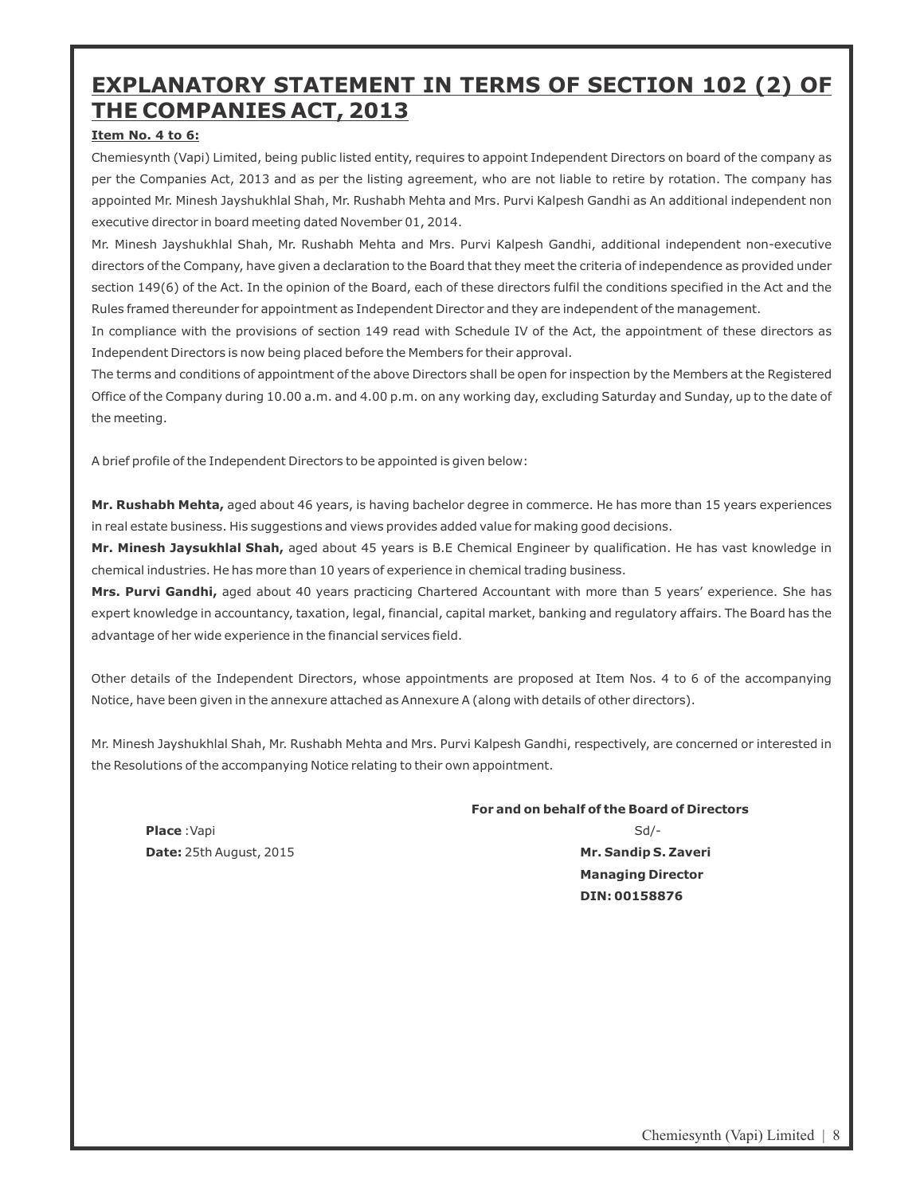# EXPLANATORY STATEMENT IN TERMS OF SECTION 102 (2) OF THE COMPANIES ACT, 2013

**Item No. 4 to 6:**

Chemiesynth (Vapi) Limited, being public listed entity, requires to appoint Independent Directors on board of the company as per the Companies Act, 2013 and as per the listing agreement, who are not liable to retire by rotation. The company has appointed Mr. Minesh Jayshukhlal Shah, Mr. Rushabh Mehta and Mrs. Purvi Kalpesh Gandhi as An additional independent non executive director in board meeting dated November 01, 2014.

Mr. Minesh Jayshukhlal Shah, Mr. Rushabh Mehta and Mrs. Purvi Kalpesh Gandhi, additional independent non-executive directors of the Company, have given a declaration to the Board that they meet the criteria of independence as provided under section 149(6) of the Act. In the opinion of the Board, each of these directors fulfil the conditions specified in the Act and the Rules framed thereunder for appointment as Independent Director and they are independent of the management.

In compliance with the provisions of section 149 read with Schedule IV of the Act, the appointment of these directors as Independent Directors is now being placed before the Members for their approval.

The terms and conditions of appointment of the above Directors shall be open for inspection by the Members at the Registered Office of the Company during 10.00 a.m. and 4.00 p.m. on any working day, excluding Saturday and Sunday, up to the date of the meeting.

A brief profile of the Independent Directors to be appointed is given below:

**Mr. Rushabh Mehta,** aged about 46 years, is having bachelor degree in commerce. He has more than 15 years experiences in real estate business. His suggestions and views provides added value for making good decisions.

**Mr. Minesh Jaysukhlal Shah,** aged about 45 years is B.E Chemical Engineer by qualification. He has vast knowledge in chemical industries. He has more than 10 years of experience in chemical trading business.

**Mrs. Purvi Gandhi,** aged about 40 years practicing Chartered Accountant with more than 5 years' experience. She has expert knowledge in accountancy, taxation, legal, financial, capital market, banking and regulatory affairs. The Board has the advantage of her wide experience in the financial services field.

Other details of the Independent Directors, whose appointments are proposed at Item Nos. 4 to 6 of the accompanying Notice, have been given in the annexure attached as Annexure A (along with details of other directors).

Mr. Minesh Jayshukhlal Shah, Mr. Rushabh Mehta and Mrs. Purvi Kalpesh Gandhi, respectively, are concerned or interested in the Resolutions of the accompanying Notice relating to their own appointment.

**For and on behalf of the Board of Directors**

Sd/-

**Mr. Sandip S. Zaveri**
**Managing Director**
**DIN: 00158876**

**Place** :Vapi
**Date:** 25th August, 2015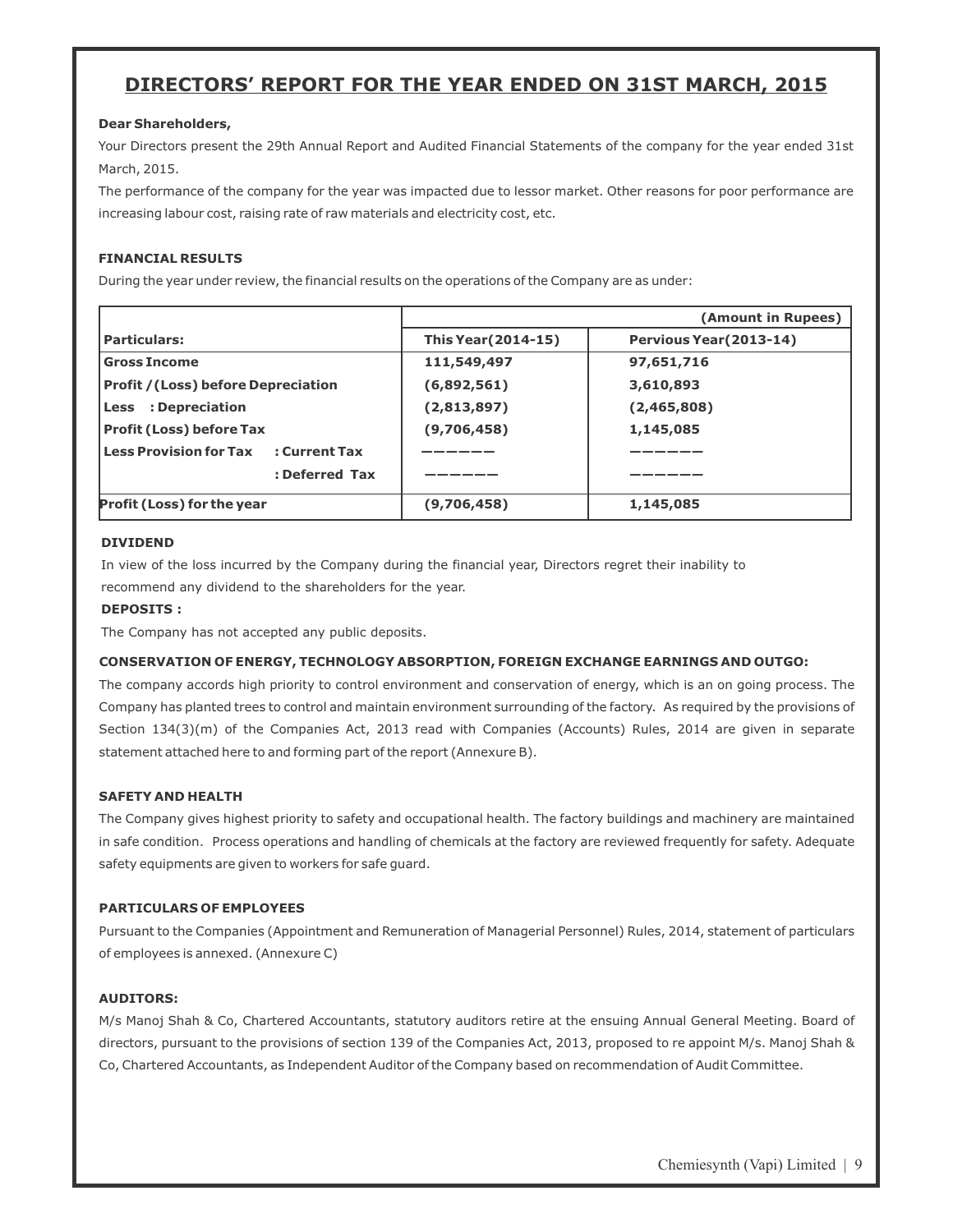# DIRECTORS' REPORT FOR THE YEAR ENDED ON 31ST MARCH, 2015

**Dear Shareholders,**

Your Directors present the 29th Annual Report and Audited Financial Statements of the company for the year ended 31st March, 2015.

The performance of the company for the year was impacted due to lessor market. Other reasons for poor performance are increasing labour cost, raising rate of raw materials and electricity cost, etc.

**FINANCIAL RESULTS**

During the year under review, the financial results on the operations of the Company are as under:

| | | (Amount in Rupees) |
|---|---|---|
| **Particulars:** | **This Year(2014-15)** | **Pervious Year(2013-14)** |
| **Gross Income** | **111,549,497** | **97,651,716** |
| **Profit /(Loss) before Depreciation** | **(6,892,561)** | **3,610,893** |
| **Less : Depreciation** | **(2,813,897)** | **(2,465,808)** |
| **Profit (Loss) before Tax** | **(9,706,458)** | **1,145,085** |
| **Less Provision for Tax : Current Tax** | ------ | ------ |
| **: Deferred Tax** | ------ | ------ |
| **Profit (Loss) for the year** | **(9,706,458)** | **1,145,085** |

**DIVIDEND**

In view of the loss incurred by the Company during the financial year, Directors regret their inability to recommend any dividend to the shareholders for the year.

**DEPOSITS :**

The Company has not accepted any public deposits.

**CONSERVATION OF ENERGY, TECHNOLOGY ABSORPTION, FOREIGN EXCHANGE EARNINGS AND OUTGO:**

The company accords high priority to control environment and conservation of energy, which is an on going process. The Company has planted trees to control and maintain environment surrounding of the factory. As required by the provisions of Section 134(3)(m) of the Companies Act, 2013 read with Companies (Accounts) Rules, 2014 are given in separate statement attached here to and forming part of the report (Annexure B).

**SAFETY AND HEALTH**

The Company gives highest priority to safety and occupational health. The factory buildings and machinery are maintained in safe condition. Process operations and handling of chemicals at the factory are reviewed frequently for safety. Adequate safety equipments are given to workers for safe guard.

**PARTICULARS OF EMPLOYEES**

Pursuant to the Companies (Appointment and Remuneration of Managerial Personnel) Rules, 2014, statement of particulars of employees is annexed. (Annexure C)

**AUDITORS:**

M/s Manoj Shah & Co, Chartered Accountants, statutory auditors retire at the ensuing Annual General Meeting. Board of directors, pursuant to the provisions of section 139 of the Companies Act, 2013, proposed to re appoint M/s. Manoj Shah & Co, Chartered Accountants, as Independent Auditor of the Company based on recommendation of Audit Committee.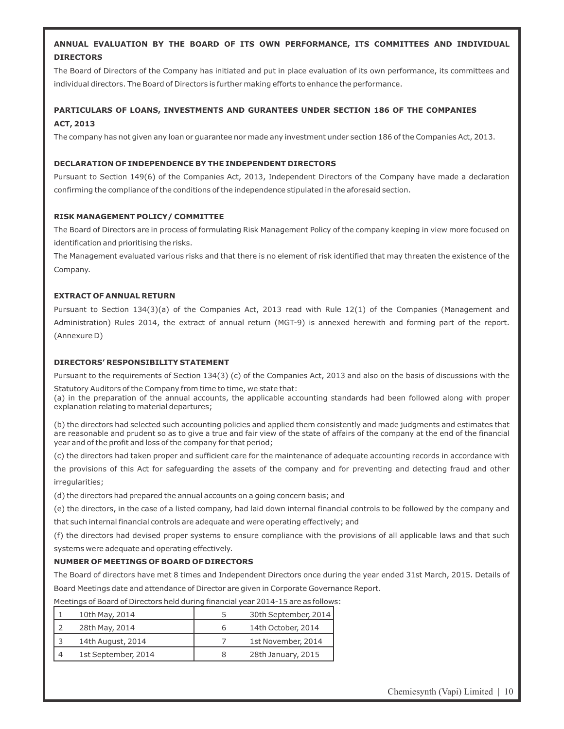## ANNUAL EVALUATION BY THE BOARD OF ITS OWN PERFORMANCE, ITS COMMITTEES AND INDIVIDUAL DIRECTORS

The Board of Directors of the Company has initiated and put in place evaluation of its own performance, its committees and individual directors. The Board of Directors is further making efforts to enhance the performance.

## PARTICULARS OF LOANS, INVESTMENTS AND GURANTEES UNDER SECTION 186 OF THE COMPANIES ACT, 2013

The company has not given any loan or guarantee nor made any investment under section 186 of the Companies Act, 2013.

## DECLARATION OF INDEPENDENCE BY THE INDEPENDENT DIRECTORS

Pursuant to Section 149(6) of the Companies Act, 2013, Independent Directors of the Company have made a declaration confirming the compliance of the conditions of the independence stipulated in the aforesaid section.

## RISK MANAGEMENT POLICY / COMMITTEE

The Board of Directors are in process of formulating Risk Management Policy of the company keeping in view more focused on identification and prioritising the risks.

The Management evaluated various risks and that there is no element of risk identified that may threaten the existence of the Company.

## EXTRACT OF ANNUAL RETURN

Pursuant to Section 134(3)(a) of the Companies Act, 2013 read with Rule 12(1) of the Companies (Management and Administration) Rules 2014, the extract of annual return (MGT-9) is annexed herewith and forming part of the report. (Annexure D)

## DIRECTORS' RESPONSIBILITY STATEMENT

Pursuant to the requirements of Section 134(3) (c) of the Companies Act, 2013 and also on the basis of discussions with the Statutory Auditors of the Company from time to time, we state that:

(a) in the preparation of the annual accounts, the applicable accounting standards had been followed along with proper explanation relating to material departures;

(b) the directors had selected such accounting policies and applied them consistently and made judgments and estimates that are reasonable and prudent so as to give a true and fair view of the state of affairs of the company at the end of the financial year and of the profit and loss of the company for that period;

(c) the directors had taken proper and sufficient care for the maintenance of adequate accounting records in accordance with the provisions of this Act for safeguarding the assets of the company and for preventing and detecting fraud and other irregularities;

(d) the directors had prepared the annual accounts on a going concern basis; and

(e) the directors, in the case of a listed company, had laid down internal financial controls to be followed by the company and that such internal financial controls are adequate and were operating effectively; and

(f) the directors had devised proper systems to ensure compliance with the provisions of all applicable laws and that such systems were adequate and operating effectively.

## NUMBER OF MEETINGS OF BOARD OF DIRECTORS

The Board of directors have met 8 times and Independent Directors once during the year ended 31st March, 2015. Details of Board Meetings date and attendance of Director are given in Corporate Governance Report.

Meetings of Board of Directors held during financial year 2014-15 are as follows:

| | | | |
|---|---|---|---|
| 1 | 10th May, 2014 | 5 | 30th September, 2014 |
| 2 | 28th May, 2014 | 6 | 14th October, 2014 |
| 3 | 14th August, 2014 | 7 | 1st November, 2014 |
| 4 | 1st September, 2014 | 8 | 28th January, 2015 |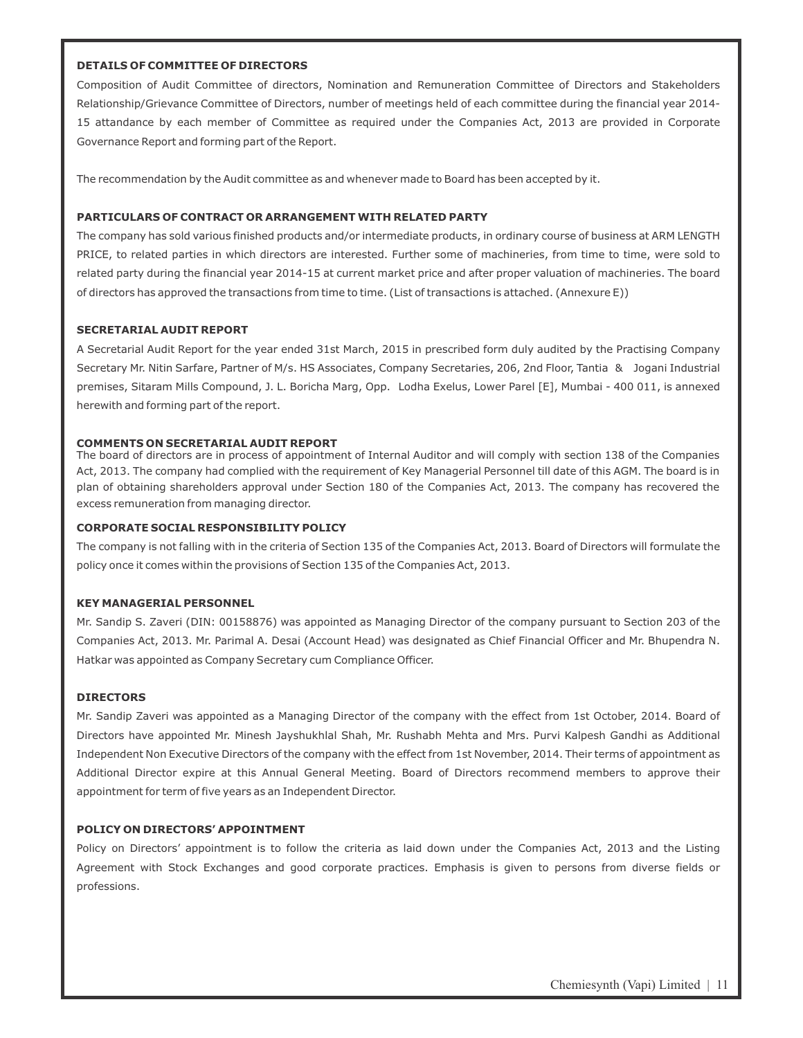## DETAILS OF COMMITTEE OF DIRECTORS

Composition of Audit Committee of directors, Nomination and Remuneration Committee of Directors and Stakeholders Relationship/Grievance Committee of Directors, number of meetings held of each committee during the financial year 2014-15 attandance by each member of Committee as required under the Companies Act, 2013 are provided in Corporate Governance Report and forming part of the Report.

The recommendation by the Audit committee as and whenever made to Board has been accepted by it.

## PARTICULARS OF CONTRACT OR ARRANGEMENT WITH RELATED PARTY

The company has sold various finished products and/or intermediate products, in ordinary course of business at ARM LENGTH PRICE, to related parties in which directors are interested. Further some of machineries, from time to time, were sold to related party during the financial year 2014-15 at current market price and after proper valuation of machineries. The board of directors has approved the transactions from time to time. (List of transactions is attached. (Annexure E))

## SECRETARIAL AUDIT REPORT

A Secretarial Audit Report for the year ended 31st March, 2015 in prescribed form duly audited by the Practising Company Secretary Mr. Nitin Sarfare, Partner of M/s. HS Associates, Company Secretaries, 206, 2nd Floor, Tantia & Jogani Industrial premises, Sitaram Mills Compound, J. L. Boricha Marg, Opp. Lodha Exelus, Lower Parel [E], Mumbai - 400 011, is annexed herewith and forming part of the report.

## COMMENTS ON SECRETARIAL AUDIT REPORT

The board of directors are in process of appointment of Internal Auditor and will comply with section 138 of the Companies Act, 2013. The company had complied with the requirement of Key Managerial Personnel till date of this AGM. The board is in plan of obtaining shareholders approval under Section 180 of the Companies Act, 2013. The company has recovered the excess remuneration from managing director.

## CORPORATE SOCIAL RESPONSIBILITY POLICY

The company is not falling with in the criteria of Section 135 of the Companies Act, 2013. Board of Directors will formulate the policy once it comes within the provisions of Section 135 of the Companies Act, 2013.

## KEY MANAGERIAL PERSONNEL

Mr. Sandip S. Zaveri (DIN: 00158876) was appointed as Managing Director of the company pursuant to Section 203 of the Companies Act, 2013. Mr. Parimal A. Desai (Account Head) was designated as Chief Financial Officer and Mr. Bhupendra N. Hatkar was appointed as Company Secretary cum Compliance Officer.

## DIRECTORS

Mr. Sandip Zaveri was appointed as a Managing Director of the company with the effect from 1st October, 2014. Board of Directors have appointed Mr. Minesh Jayshukhlal Shah, Mr. Rushabh Mehta and Mrs. Purvi Kalpesh Gandhi as Additional Independent Non Executive Directors of the company with the effect from 1st November, 2014. Their terms of appointment as Additional Director expire at this Annual General Meeting. Board of Directors recommend members to approve their appointment for term of five years as an Independent Director.

## POLICY ON DIRECTORS' APPOINTMENT

Policy on Directors' appointment is to follow the criteria as laid down under the Companies Act, 2013 and the Listing Agreement with Stock Exchanges and good corporate practices. Emphasis is given to persons from diverse fields or professions.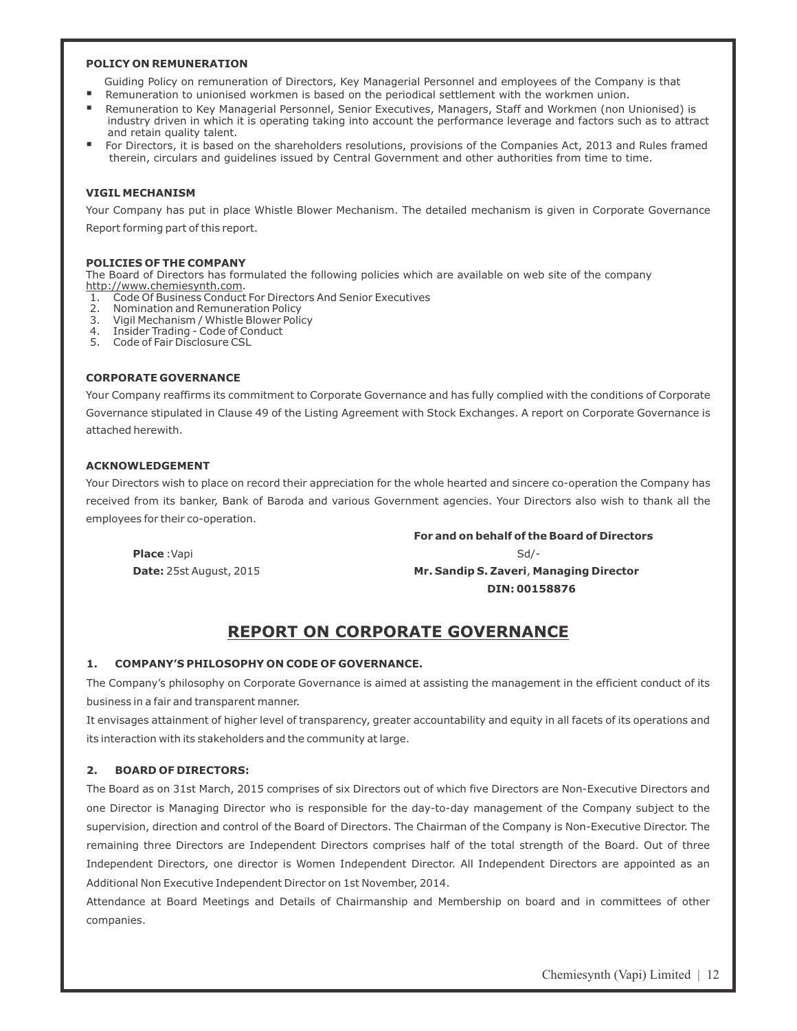#### POLICY ON REMUNERATION

Guiding Policy on remuneration of Directors, Key Managerial Personnel and employees of the Company is that

- Remuneration to unionised workmen is based on the periodical settlement with the workmen union.
- Remuneration to Key Managerial Personnel, Senior Executives, Managers, Staff and Workmen (non Unionised) is industry driven in which it is operating taking into account the performance leverage and factors such as to attract and retain quality talent.
- For Directors, it is based on the shareholders resolutions, provisions of the Companies Act, 2013 and Rules framed therein, circulars and guidelines issued by Central Government and other authorities from time to time.

#### VIGIL MECHANISM

Your Company has put in place Whistle Blower Mechanism. The detailed mechanism is given in Corporate Governance Report forming part of this report.

#### POLICIES OF THE COMPANY

The Board of Directors has formulated the following policies which are available on web site of the company http://www.chemiesynth.com.

1. Code Of Business Conduct For Directors And Senior Executives
2. Nomination and Remuneration Policy
3. Vigil Mechanism / Whistle Blower Policy
4. Insider Trading - Code of Conduct
5. Code of Fair Disclosure CSL

#### CORPORATE GOVERNANCE

Your Company reaffirms its commitment to Corporate Governance and has fully complied with the conditions of Corporate Governance stipulated in Clause 49 of the Listing Agreement with Stock Exchanges. A report on Corporate Governance is attached herewith.

#### ACKNOWLEDGEMENT

Your Directors wish to place on record their appreciation for the whole hearted and sincere co-operation the Company has received from its banker, Bank of Baroda and various Government agencies. Your Directors also wish to thank all the employees for their co-operation.

**For and on behalf of the Board of Directors**

**Place** :Vapi

Sd/-

**Date:** 25st August, 2015

**Mr. Sandip S. Zaveri**, **Managing Director**

**DIN: 00158876**

# REPORT ON CORPORATE GOVERNANCE

#### 1. COMPANY'S PHILOSOPHY ON CODE OF GOVERNANCE.

The Company's philosophy on Corporate Governance is aimed at assisting the management in the efficient conduct of its business in a fair and transparent manner.

It envisages attainment of higher level of transparency, greater accountability and equity in all facets of its operations and its interaction with its stakeholders and the community at large.

#### 2. BOARD OF DIRECTORS:

The Board as on 31st March, 2015 comprises of six Directors out of which five Directors are Non-Executive Directors and one Director is Managing Director who is responsible for the day-to-day management of the Company subject to the supervision, direction and control of the Board of Directors. The Chairman of the Company is Non-Executive Director. The remaining three Directors are Independent Directors comprises half of the total strength of the Board. Out of three Independent Directors, one director is Women Independent Director. All Independent Directors are appointed as an Additional Non Executive Independent Director on 1st November, 2014.

Attendance at Board Meetings and Details of Chairmanship and Membership on board and in committees of other companies.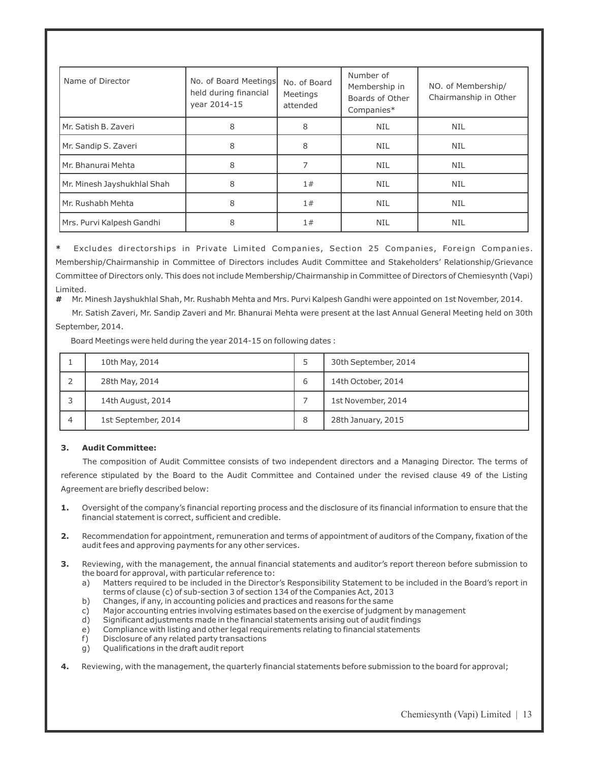| Name of Director | No. of Board Meetings held during financial year 2014-15 | No. of Board Meetings attended | Number of Membership in Boards of Other Companies* | NO. of Membership/ Chairmanship in Other |
|---|---|---|---|---|
| Mr. Satish B. Zaveri | 8 | 8 | NIL | NIL |
| Mr. Sandip S. Zaveri | 8 | 8 | NIL | NIL |
| Mr. Bhanurai Mehta | 8 | 7 | NIL | NIL |
| Mr. Minesh Jayshukhlal Shah | 8 | 1# | NIL | NIL |
| Mr. Rushabh Mehta | 8 | 1# | NIL | NIL |
| Mrs. Purvi Kalpesh Gandhi | 8 | 1# | NIL | NIL |

**\*** Excludes directorships in Private Limited Companies, Section 25 Companies, Foreign Companies. Membership/Chairmanship in Committee of Directors includes Audit Committee and Stakeholders' Relationship/Grievance Committee of Directors only. This does not include Membership/Chairmanship in Committee of Directors of Chemiesynth (Vapi) Limited.

**#** Mr. Minesh Jayshukhlal Shah, Mr. Rushabh Mehta and Mrs. Purvi Kalpesh Gandhi were appointed on 1st November, 2014.

Mr. Satish Zaveri, Mr. Sandip Zaveri and Mr. Bhanurai Mehta were present at the last Annual General Meeting held on 30th September, 2014.

Board Meetings were held during the year 2014-15 on following dates :

| | | | |
|---|---|---|---|
| 1 | 10th May, 2014 | 5 | 30th September, 2014 |
| 2 | 28th May, 2014 | 6 | 14th October, 2014 |
| 3 | 14th August, 2014 | 7 | 1st November, 2014 |
| 4 | 1st September, 2014 | 8 | 28th January, 2015 |

**3. Audit Committee:**

The composition of Audit Committee consists of two independent directors and a Managing Director. The terms of reference stipulated by the Board to the Audit Committee and Contained under the revised clause 49 of the Listing Agreement are briefly described below:

1. Oversight of the company's financial reporting process and the disclosure of its financial information to ensure that the financial statement is correct, sufficient and credible.
2. Recommendation for appointment, remuneration and terms of appointment of auditors of the Company, fixation of the audit fees and approving payments for any other services.
3. Reviewing, with the management, the annual financial statements and auditor's report thereon before submission to the board for approval, with particular reference to:
   a) Matters required to be included in the Director's Responsibility Statement to be included in the Board's report in terms of clause (c) of sub-section 3 of section 134 of the Companies Act, 2013
   b) Changes, if any, in accounting policies and practices and reasons for the same
   c) Major accounting entries involving estimates based on the exercise of judgment by management
   d) Significant adjustments made in the financial statements arising out of audit findings
   e) Compliance with listing and other legal requirements relating to financial statements
   f) Disclosure of any related party transactions
   g) Qualifications in the draft audit report
4. Reviewing, with the management, the quarterly financial statements before submission to the board for approval;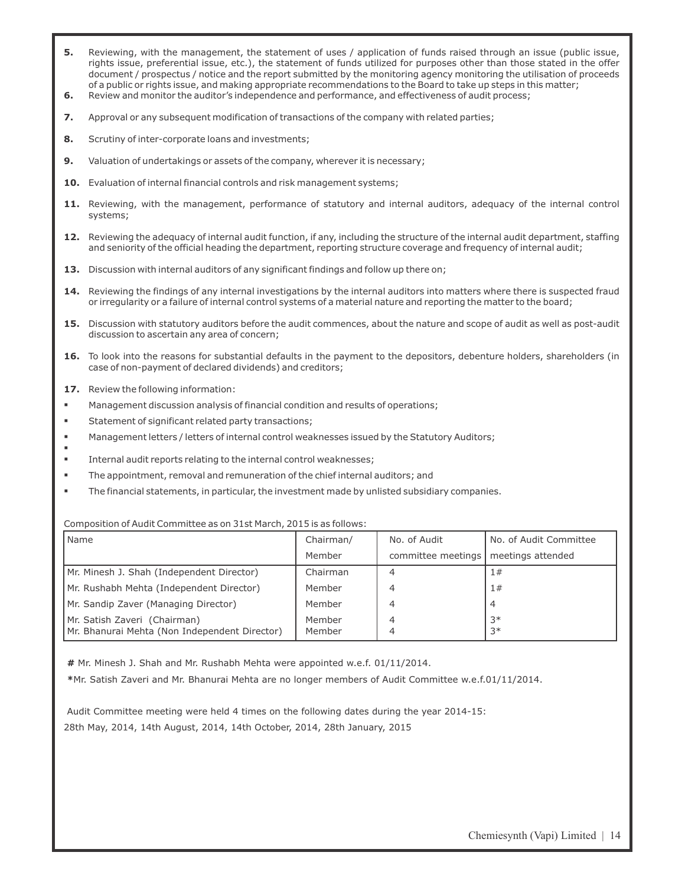5. Reviewing, with the management, the statement of uses / application of funds raised through an issue (public issue, rights issue, preferential issue, etc.), the statement of funds utilized for purposes other than those stated in the offer document / prospectus / notice and the report submitted by the monitoring agency monitoring the utilisation of proceeds of a public or rights issue, and making appropriate recommendations to the Board to take up steps in this matter;
6. Review and monitor the auditor's independence and performance, and effectiveness of audit process;
7. Approval or any subsequent modification of transactions of the company with related parties;
8. Scrutiny of inter-corporate loans and investments;
9. Valuation of undertakings or assets of the company, wherever it is necessary;
10. Evaluation of internal financial controls and risk management systems;
11. Reviewing, with the management, performance of statutory and internal auditors, adequacy of the internal control systems;
12. Reviewing the adequacy of internal audit function, if any, including the structure of the internal audit department, staffing and seniority of the official heading the department, reporting structure coverage and frequency of internal audit;
13. Discussion with internal auditors of any significant findings and follow up there on;
14. Reviewing the findings of any internal investigations by the internal auditors into matters where there is suspected fraud or irregularity or a failure of internal control systems of a material nature and reporting the matter to the board;
15. Discussion with statutory auditors before the audit commences, about the nature and scope of audit as well as post-audit discussion to ascertain any area of concern;
16. To look into the reasons for substantial defaults in the payment to the depositors, debenture holders, shareholders (in case of non-payment of declared dividends) and creditors;
17. Review the following information:

- Management discussion analysis of financial condition and results of operations;
- Statement of significant related party transactions;
- Management letters / letters of internal control weaknesses issued by the Statutory Auditors;
- Internal audit reports relating to the internal control weaknesses;
- The appointment, removal and remuneration of the chief internal auditors; and
- The financial statements, in particular, the investment made by unlisted subsidiary companies.

Composition of Audit Committee as on 31st March, 2015 is as follows:

| Name | Chairman/ Member | No. of Audit committee meetings | No. of Audit Committee meetings attended |
|---|---|---|---|
| Mr. Minesh J. Shah (Independent Director) | Chairman | 4 | 1# |
| Mr. Rushabh Mehta (Independent Director) | Member | 4 | 1# |
| Mr. Sandip Zaver (Managing Director) | Member | 4 | 4 |
| Mr. Satish Zaveri (Chairman) | Member | 4 | 3* |
| Mr. Bhanurai Mehta (Non Independent Director) | Member | 4 | 3* |

**#** Mr. Minesh J. Shah and Mr. Rushabh Mehta were appointed w.e.f. 01/11/2014.

**\***Mr. Satish Zaveri and Mr. Bhanurai Mehta are no longer members of Audit Committee w.e.f.01/11/2014.

Audit Committee meeting were held 4 times on the following dates during the year 2014-15:

28th May, 2014, 14th August, 2014, 14th October, 2014, 28th January, 2015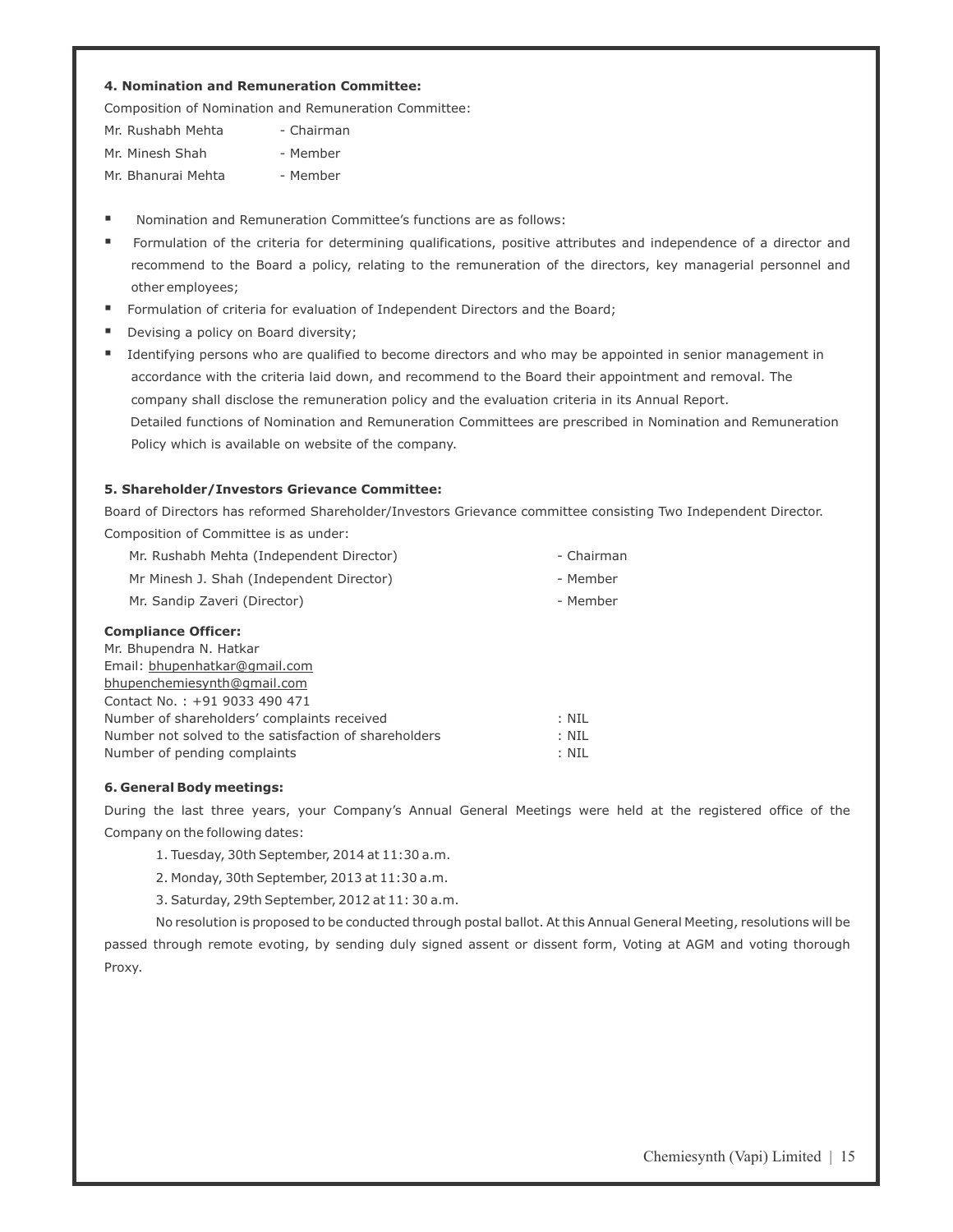**4. Nomination and Remuneration Committee:**

Composition of Nomination and Remuneration Committee:

| | |
|---|---|
| Mr. Rushabh Mehta | - Chairman |
| Mr. Minesh Shah | - Member |
| Mr. Bhanurai Mehta | - Member |

- Nomination and Remuneration Committee's functions are as follows:
- Formulation of the criteria for determining qualifications, positive attributes and independence of a director and recommend to the Board a policy, relating to the remuneration of the directors, key managerial personnel and other employees;
- Formulation of criteria for evaluation of Independent Directors and the Board;
- Devising a policy on Board diversity;
- Identifying persons who are qualified to become directors and who may be appointed in senior management in accordance with the criteria laid down, and recommend to the Board their appointment and removal. The company shall disclose the remuneration policy and the evaluation criteria in its Annual Report.

  Detailed functions of Nomination and Remuneration Committees are prescribed in Nomination and Remuneration Policy which is available on website of the company.

**5. Shareholder/Investors Grievance Committee:**

Board of Directors has reformed Shareholder/Investors Grievance committee consisting Two Independent Director. Composition of Committee is as under:

| | |
|---|---|
| Mr. Rushabh Mehta (Independent Director) | - Chairman |
| Mr Minesh J. Shah (Independent Director) | - Member |
| Mr. Sandip Zaveri (Director) | - Member |

**Compliance Officer:**

Mr. Bhupendra N. Hatkar

Email: bhupenhatkar@gmail.com

bhupenchemiesynth@gmail.com

Contact No. : +91 9033 490 471

| | |
|---|---|
| Number of shareholders' complaints received | : NIL |
| Number not solved to the satisfaction of shareholders | : NIL |
| Number of pending complaints | : NIL |

**6. General Body meetings:**

During the last three years, your Company's Annual General Meetings were held at the registered office of the Company on the following dates:

1. Tuesday, 30th September, 2014 at 11:30 a.m.
2. Monday, 30th September, 2013 at 11:30 a.m.
3. Saturday, 29th September, 2012 at 11: 30 a.m.

No resolution is proposed to be conducted through postal ballot. At this Annual General Meeting, resolutions will be passed through remote evoting, by sending duly signed assent or dissent form, Voting at AGM and voting thorough Proxy.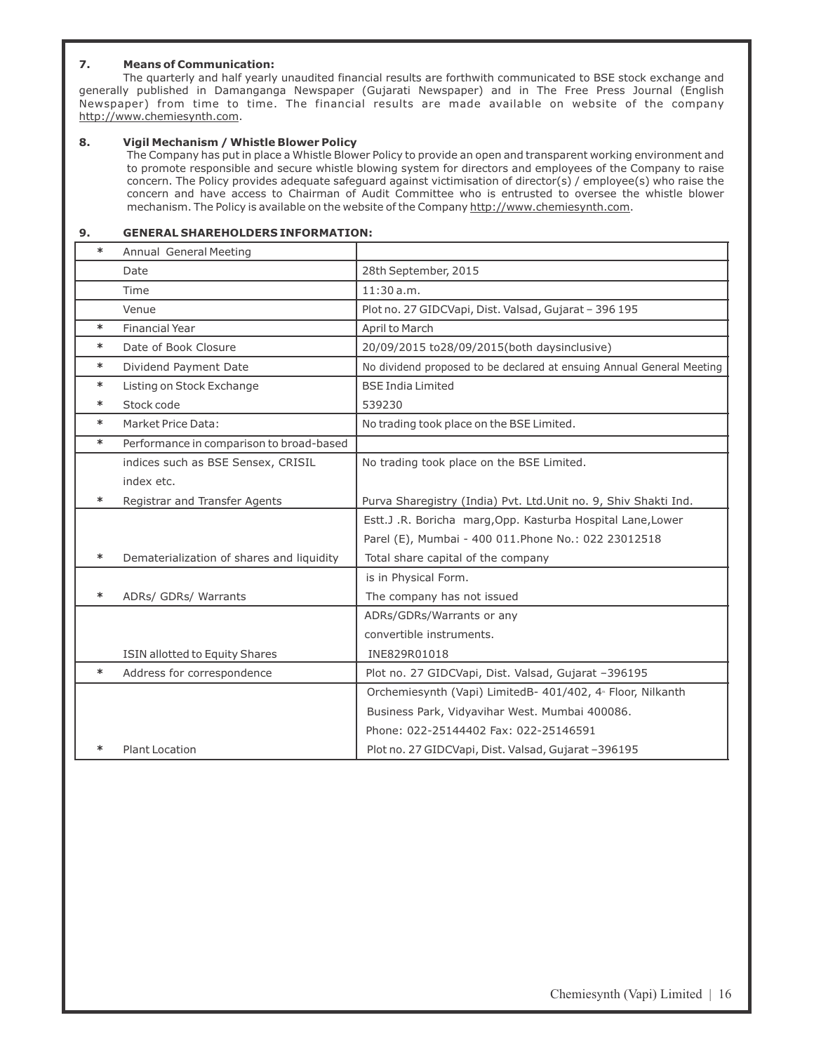**7. Means of Communication:**

The quarterly and half yearly unaudited financial results are forthwith communicated to BSE stock exchange and generally published in Damanganga Newspaper (Gujarati Newspaper) and in The Free Press Journal (English Newspaper) from time to time. The financial results are made available on website of the company http://www.chemiesynth.com.

**8. Vigil Mechanism / Whistle Blower Policy**

The Company has put in place a Whistle Blower Policy to provide an open and transparent working environment and to promote responsible and secure whistle blowing system for directors and employees of the Company to raise concern. The Policy provides adequate safeguard against victimisation of director(s) / employee(s) who raise the concern and have access to Chairman of Audit Committee who is entrusted to oversee the whistle blower mechanism. The Policy is available on the website of the Company http://www.chemiesynth.com.

**9. GENERAL SHAREHOLDERS INFORMATION:**

| | | |
|---|---|---|
| * | Annual General Meeting | |
| | Date | 28th September, 2015 |
| | Time | 11:30 a.m. |
| | Venue | Plot no. 27 GIDCVapi, Dist. Valsad, Gujarat – 396 195 |
| * | Financial Year | April to March |
| * | Date of Book Closure | 20/09/2015 to28/09/2015(both daysinclusive) |
| * | Dividend Payment Date | No dividend proposed to be declared at ensuing Annual General Meeting |
| * | Listing on Stock Exchange | BSE India Limited |
| * | Stock code | 539230 |
| * | Market Price Data: | No trading took place on the BSE Limited. |
| * | Performance in comparison to broad-based indices such as BSE Sensex, CRISIL index etc. | No trading took place on the BSE Limited. |
| * | Registrar and Transfer Agents | Purva Sharegistry (India) Pvt. Ltd.Unit no. 9, Shiv Shakti Ind. Estt.J .R. Boricha marg,Opp. Kasturba Hospital Lane,Lower Parel (E), Mumbai - 400 011.Phone No.: 022 23012518 |
| * | Dematerialization of shares and liquidity | Total share capital of the company is in Physical Form. |
| * | ADRs/ GDRs/ Warrants | The company has not issued ADRs/GDRs/Warrants or any convertible instruments. |
| | ISIN allotted to Equity Shares | INE829R01018 |
| * | Address for correspondence | Plot no. 27 GIDCVapi, Dist. Valsad, Gujarat –396195<br>Orchemiesynth (Vapi) LimitedB- 401/402, 4th Floor, Nilkanth Business Park, Vidyavihar West. Mumbai 400086.<br>Phone: 022-25144402 Fax: 022-25146591 |
| * | Plant Location | Plot no. 27 GIDCVapi, Dist. Valsad, Gujarat –396195 |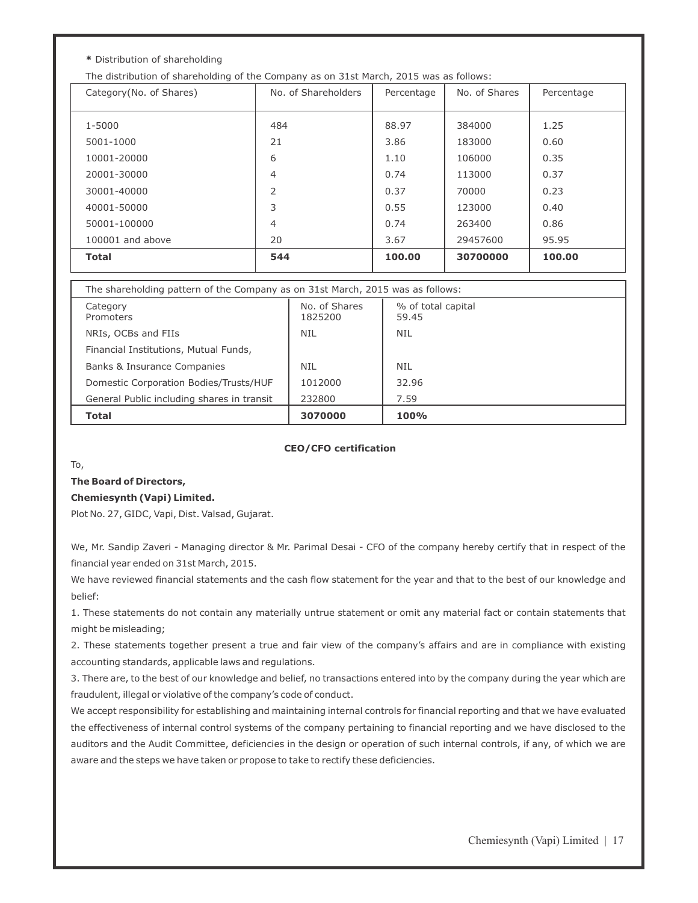**\*** Distribution of shareholding

The distribution of shareholding of the Company as on 31st March, 2015 was as follows:

| Category(No. of Shares) | No. of Shareholders | Percentage | No. of Shares | Percentage |
|---|---|---|---|---|
| 1-5000 | 484 | 88.97 | 384000 | 1.25 |
| 5001-1000 | 21 | 3.86 | 183000 | 0.60 |
| 10001-20000 | 6 | 1.10 | 106000 | 0.35 |
| 20001-30000 | 4 | 0.74 | 113000 | 0.37 |
| 30001-40000 | 2 | 0.37 | 70000 | 0.23 |
| 40001-50000 | 3 | 0.55 | 123000 | 0.40 |
| 50001-100000 | 4 | 0.74 | 263400 | 0.86 |
| 100001 and above | 20 | 3.67 | 29457600 | 95.95 |
| **Total** | **544** | **100.00** | **30700000** | **100.00** |

The shareholding pattern of the Company as on 31st March, 2015 was as follows:

| Category | No. of Shares | % of total capital |
|---|---|---|
| Promoters | 1825200 | 59.45 |
| NRIs, OCBs and FIIs | NIL | NIL |
| Financial Institutions, Mutual Funds, | | |
| Banks & Insurance Companies | NIL | NIL |
| Domestic Corporation Bodies/Trusts/HUF | 1012000 | 32.96 |
| General Public including shares in transit | 232800 | 7.59 |
| **Total** | **3070000** | **100%** |

**CEO/CFO certification**

To,

**The Board of Directors,**

**Chemiesynth (Vapi) Limited.**

Plot No. 27, GIDC, Vapi, Dist. Valsad, Gujarat.

We, Mr. Sandip Zaveri - Managing director & Mr. Parimal Desai - CFO of the company hereby certify that in respect of the financial year ended on 31st March, 2015.

We have reviewed financial statements and the cash flow statement for the year and that to the best of our knowledge and belief:

1. These statements do not contain any materially untrue statement or omit any material fact or contain statements that might be misleading;

2. These statements together present a true and fair view of the company's affairs and are in compliance with existing accounting standards, applicable laws and regulations.

3. There are, to the best of our knowledge and belief, no transactions entered into by the company during the year which are fraudulent, illegal or violative of the company's code of conduct.

We accept responsibility for establishing and maintaining internal controls for financial reporting and that we have evaluated the effectiveness of internal control systems of the company pertaining to financial reporting and we have disclosed to the auditors and the Audit Committee, deficiencies in the design or operation of such internal controls, if any, of which we are aware and the steps we have taken or propose to take to rectify these deficiencies.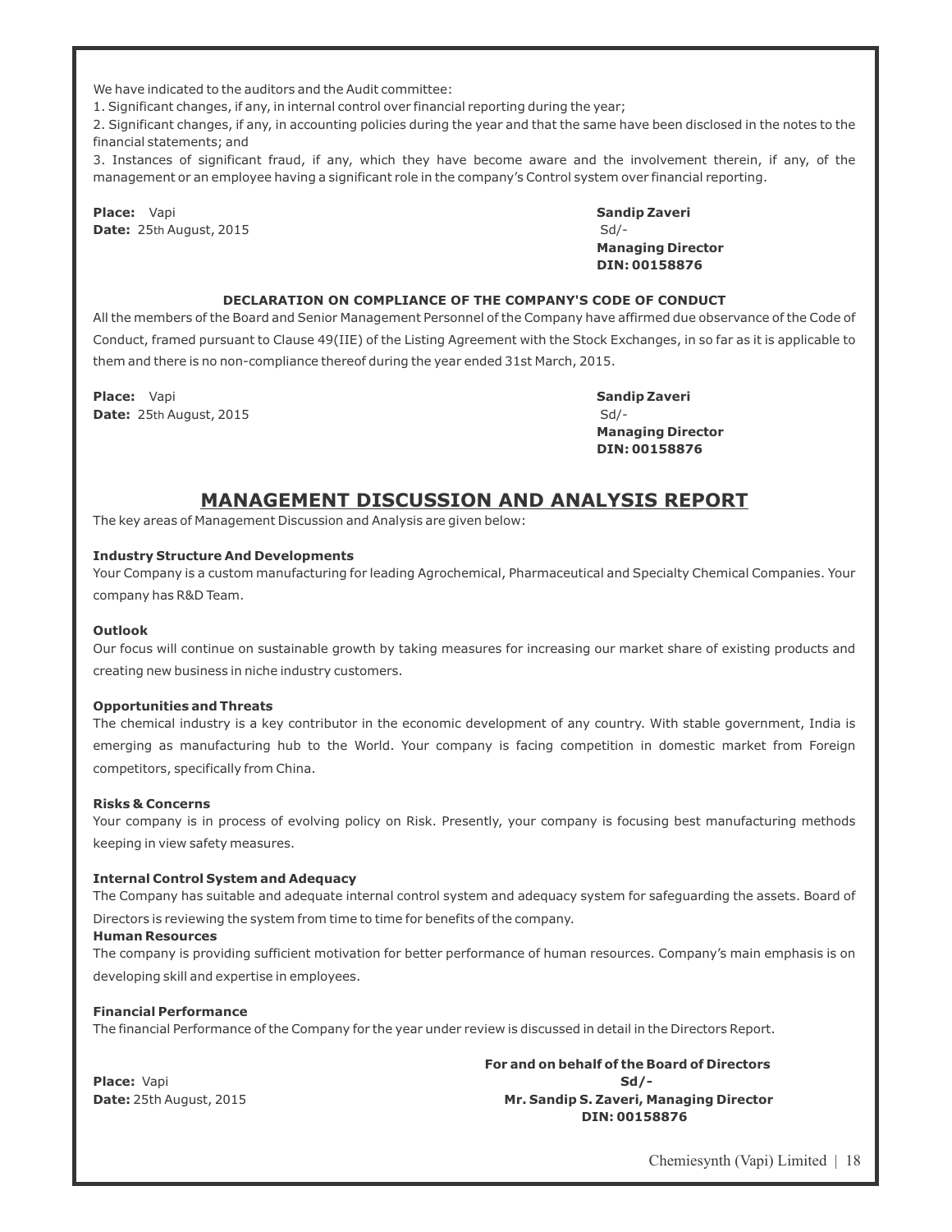We have indicated to the auditors and the Audit committee:

1. Significant changes, if any, in internal control over financial reporting during the year;
2. Significant changes, if any, in accounting policies during the year and that the same have been disclosed in the notes to the financial statements; and
3. Instances of significant fraud, if any, which they have become aware and the involvement therein, if any, of the management or an employee having a significant role in the company's Control system over financial reporting.

**Place:** Vapi
**Date:** 25th August, 2015

**Sandip Zaveri**
Sd/-
**Managing Director**
**DIN: 00158876**

**DECLARATION ON COMPLIANCE OF THE COMPANY'S CODE OF CONDUCT**

All the members of the Board and Senior Management Personnel of the Company have affirmed due observance of the Code of Conduct, framed pursuant to Clause 49(IIE) of the Listing Agreement with the Stock Exchanges, in so far as it is applicable to them and there is no non-compliance thereof during the year ended 31st March, 2015.

**Place:** Vapi
**Date:** 25th August, 2015

**Sandip Zaveri**
Sd/-
**Managing Director**
**DIN: 00158876**

# MANAGEMENT DISCUSSION AND ANALYSIS REPORT

The key areas of Management Discussion and Analysis are given below:

**Industry Structure And Developments**

Your Company is a custom manufacturing for leading Agrochemical, Pharmaceutical and Specialty Chemical Companies. Your company has R&D Team.

**Outlook**

Our focus will continue on sustainable growth by taking measures for increasing our market share of existing products and creating new business in niche industry customers.

**Opportunities and Threats**

The chemical industry is a key contributor in the economic development of any country. With stable government, India is emerging as manufacturing hub to the World. Your company is facing competition in domestic market from Foreign competitors, specifically from China.

**Risks & Concerns**

Your company is in process of evolving policy on Risk. Presently, your company is focusing best manufacturing methods keeping in view safety measures.

**Internal Control System and Adequacy**

The Company has suitable and adequate internal control system and adequacy system for safeguarding the assets. Board of Directors is reviewing the system from time to time for benefits of the company.

**Human Resources**

The company is providing sufficient motivation for better performance of human resources. Company's main emphasis is on developing skill and expertise in employees.

**Financial Performance**

The financial Performance of the Company for the year under review is discussed in detail in the Directors Report.

**Place:** Vapi
**Date:** 25th August, 2015

**For and on behalf of the Board of Directors**
**Sd/-**
**Mr. Sandip S. Zaveri, Managing Director**
**DIN: 00158876**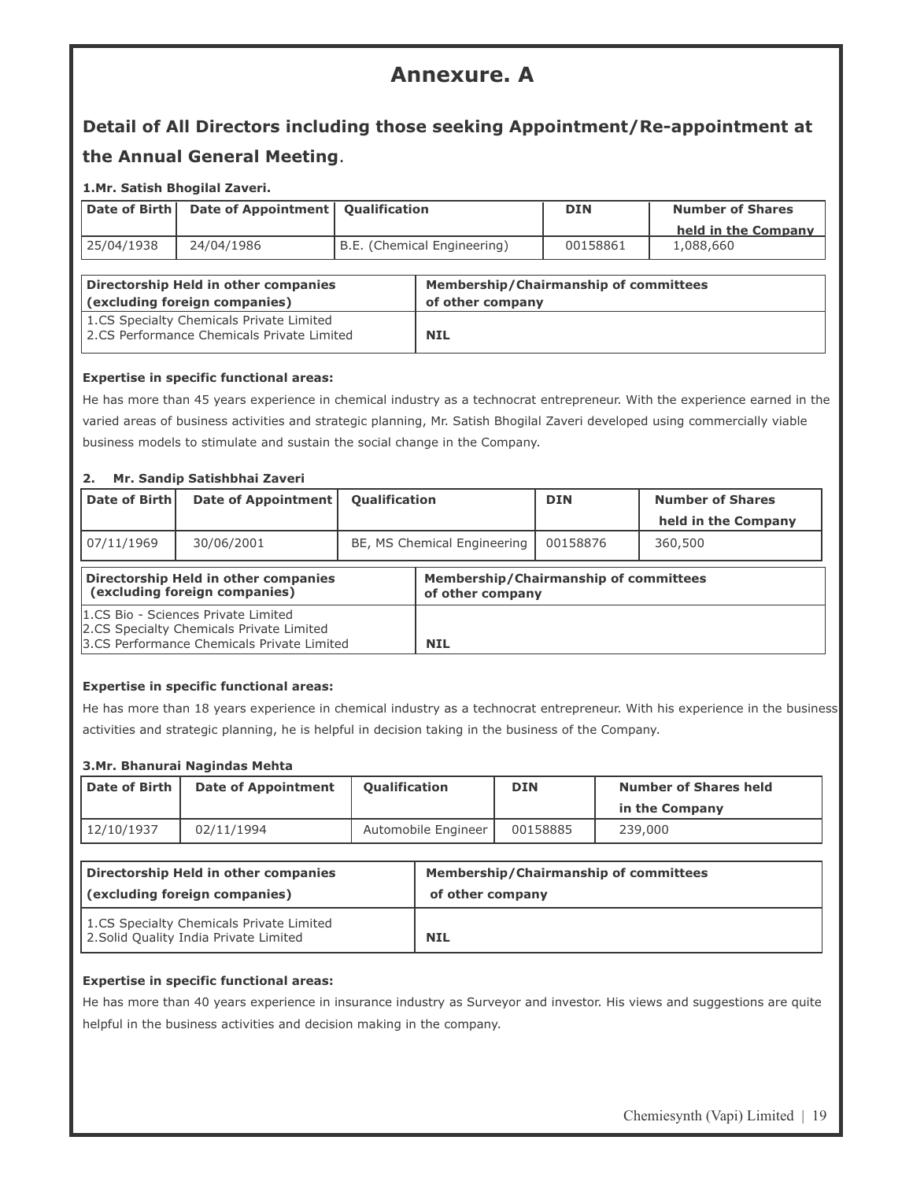# Annexure. A

## Detail of All Directors including those seeking Appointment/Re-appointment at the Annual General Meeting.

**1.Mr. Satish Bhogilal Zaveri.**

| Date of Birth | Date of Appointment | Qualification | DIN | Number of Shares held in the Company |
|---|---|---|---|---|
| 25/04/1938 | 24/04/1986 | B.E. (Chemical Engineering) | 00158861 | 1,088,660 |

| Directorship Held in other companies (excluding foreign companies) | Membership/Chairmanship of committees of other company |
|---|---|
| 1.CS Specialty Chemicals Private Limited<br>2.CS Performance Chemicals Private Limited | NIL |

**Expertise in specific functional areas:**

He has more than 45 years experience in chemical industry as a technocrat entrepreneur. With the experience earned in the varied areas of business activities and strategic planning, Mr. Satish Bhogilal Zaveri developed using commercially viable business models to stimulate and sustain the social change in the Company.

**2. Mr. Sandip Satishbhai Zaveri**

| Date of Birth | Date of Appointment | Qualification | DIN | Number of Shares held in the Company |
|---|---|---|---|---|
| 07/11/1969 | 30/06/2001 | BE, MS Chemical Engineering | 00158876 | 360,500 |

| Directorship Held in other companies (excluding foreign companies) | Membership/Chairmanship of committees of other company |
|---|---|
| 1.CS Bio - Sciences Private Limited<br>2.CS Specialty Chemicals Private Limited<br>3.CS Performance Chemicals Private Limited | NIL |

**Expertise in specific functional areas:**

He has more than 18 years experience in chemical industry as a technocrat entrepreneur. With his experience in the business activities and strategic planning, he is helpful in decision taking in the business of the Company.

**3.Mr. Bhanurai Nagindas Mehta**

| Date of Birth | Date of Appointment | Qualification | DIN | Number of Shares held in the Company |
|---|---|---|---|---|
| 12/10/1937 | 02/11/1994 | Automobile Engineer | 00158885 | 239,000 |

| Directorship Held in other companies (excluding foreign companies) | Membership/Chairmanship of committees of other company |
|---|---|
| 1.CS Specialty Chemicals Private Limited<br>2.Solid Quality India Private Limited | NIL |

**Expertise in specific functional areas:**

He has more than 40 years experience in insurance industry as Surveyor and investor. His views and suggestions are quite helpful in the business activities and decision making in the company.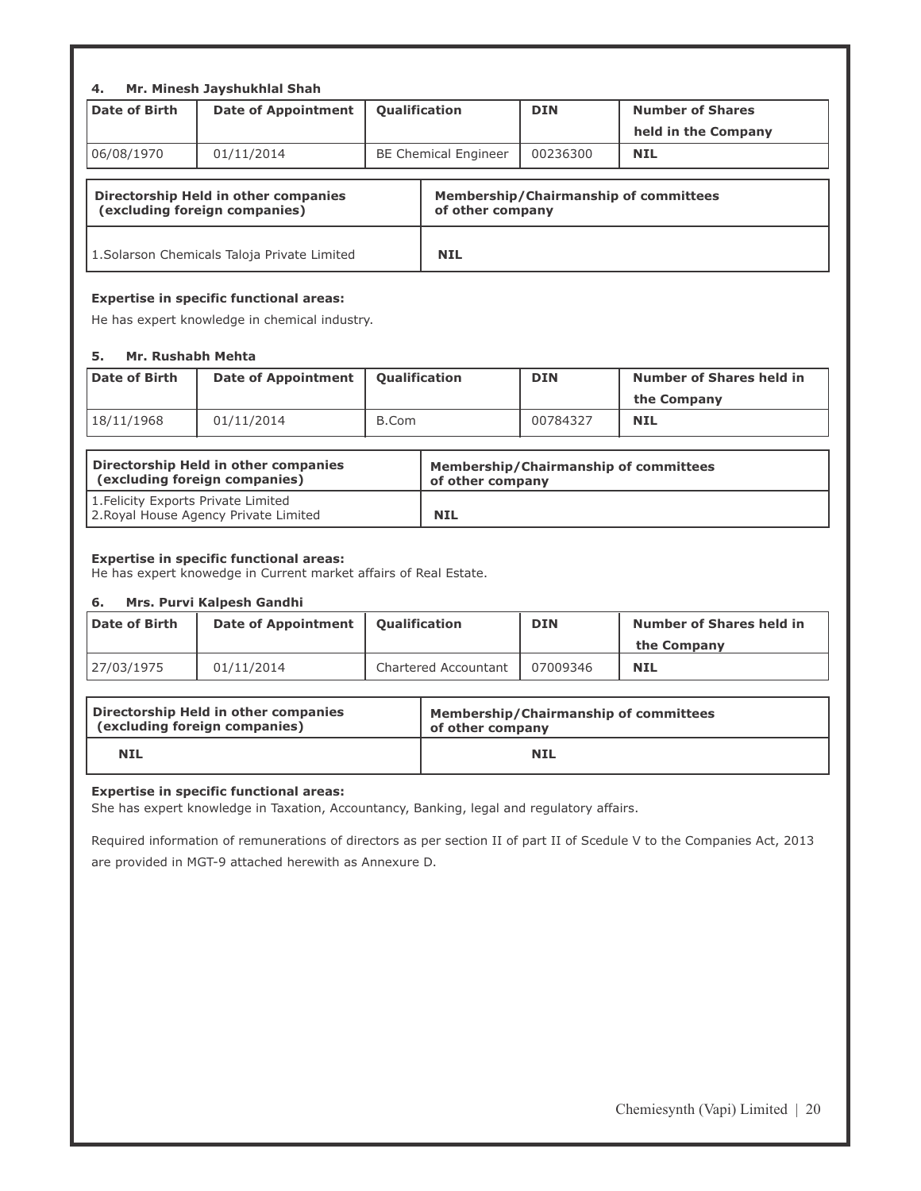#### 4. Mr. Minesh Jayshukhlal Shah

| Date of Birth | Date of Appointment | Qualification | DIN | Number of Shares held in the Company |
|---|---|---|---|---|
| 06/08/1970 | 01/11/2014 | BE Chemical Engineer | 00236300 | **NIL** |

| Directorship Held in other companies (excluding foreign companies) | Membership/Chairmanship of committees of other company |
|---|---|
| 1.Solarson Chemicals Taloja Private Limited | **NIL** |

**Expertise in specific functional areas:**

He has expert knowledge in chemical industry.

#### 5. Mr. Rushabh Mehta

| Date of Birth | Date of Appointment | Qualification | DIN | Number of Shares held in the Company |
|---|---|---|---|---|
| 18/11/1968 | 01/11/2014 | B.Com | 00784327 | **NIL** |

| Directorship Held in other companies (excluding foreign companies) | Membership/Chairmanship of committees of other company |
|---|---|
| 1.Felicity Exports Private Limited<br>2.Royal House Agency Private Limited | **NIL** |

**Expertise in specific functional areas:**

He has expert knowedge in Current market affairs of Real Estate.

#### 6. Mrs. Purvi Kalpesh Gandhi

| Date of Birth | Date of Appointment | Qualification | DIN | Number of Shares held in the Company |
|---|---|---|---|---|
| 27/03/1975 | 01/11/2014 | Chartered Accountant | 07009346 | **NIL** |

| Directorship Held in other companies (excluding foreign companies) | Membership/Chairmanship of committees of other company |
|---|---|
| **NIL** | **NIL** |

**Expertise in specific functional areas:**

She has expert knowledge in Taxation, Accountancy, Banking, legal and regulatory affairs.

Required information of remunerations of directors as per section II of part II of Scedule V to the Companies Act, 2013 are provided in MGT-9 attached herewith as Annexure D.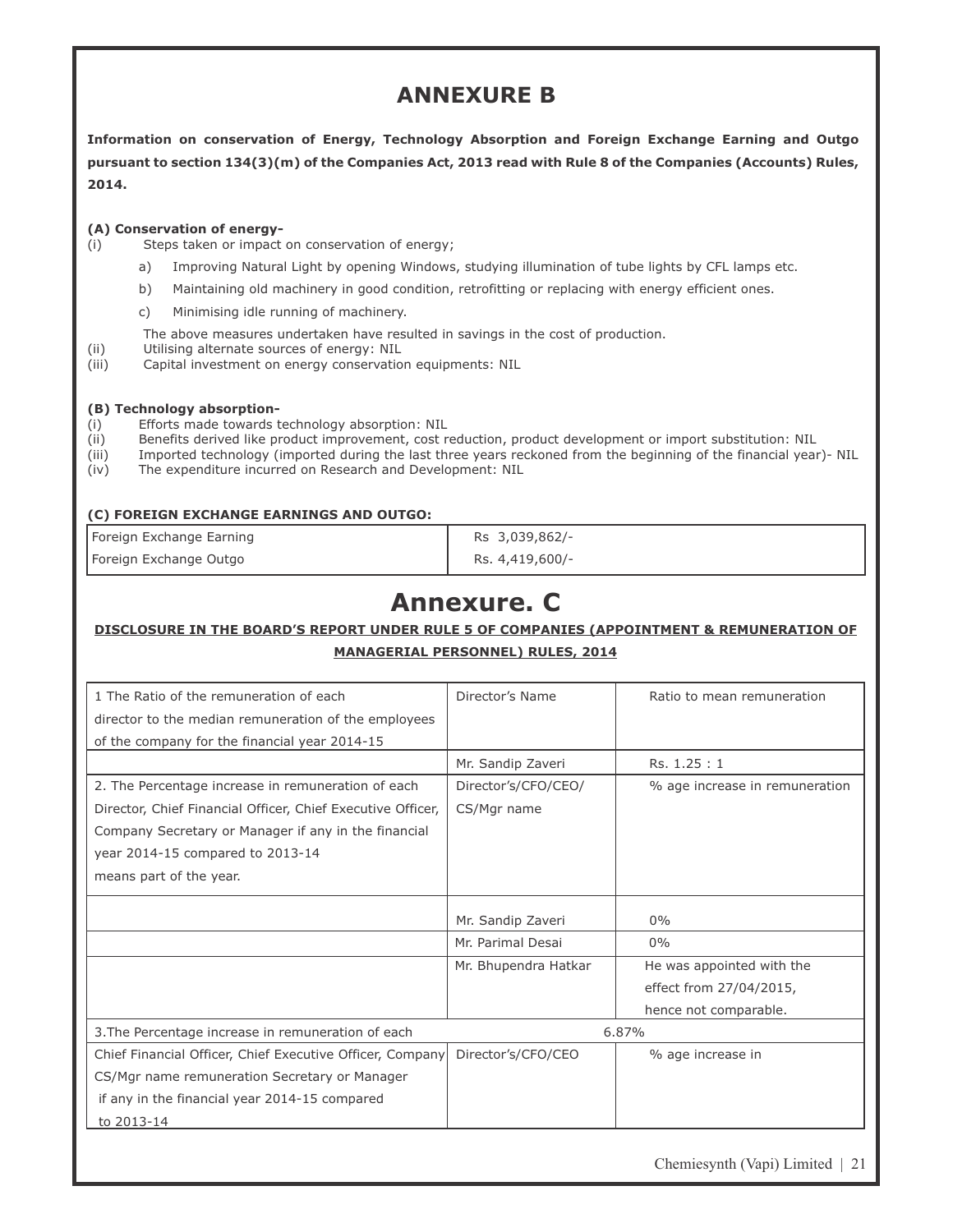# ANNEXURE B

**Information on conservation of Energy, Technology Absorption and Foreign Exchange Earning and Outgo pursuant to section 134(3)(m) of the Companies Act, 2013 read with Rule 8 of the Companies (Accounts) Rules, 2014.**

**(A) Conservation of energy-**

(i) Steps taken or impact on conservation of energy;

a) Improving Natural Light by opening Windows, studying illumination of tube lights by CFL lamps etc.

b) Maintaining old machinery in good condition, retrofitting or replacing with energy efficient ones.

c) Minimising idle running of machinery.

The above measures undertaken have resulted in savings in the cost of production.

(ii) Utilising alternate sources of energy: NIL

(iii) Capital investment on energy conservation equipments: NIL

**(B) Technology absorption-**

(i) Efforts made towards technology absorption: NIL

(ii) Benefits derived like product improvement, cost reduction, product development or import substitution: NIL

(iii) Imported technology (imported during the last three years reckoned from the beginning of the financial year)- NIL

(iv) The expenditure incurred on Research and Development: NIL

**(C) FOREIGN EXCHANGE EARNINGS AND OUTGO:**

| | |
|---|---|
| Foreign Exchange Earning | Rs 3,039,862/- |
| Foreign Exchange Outgo | Rs. 4,419,600/- |

# Annexure. C

**DISCLOSURE IN THE BOARD'S REPORT UNDER RULE 5 OF COMPANIES (APPOINTMENT & REMUNERATION OF MANAGERIAL PERSONNEL) RULES, 2014**

| | | |
|---|---|---|
| 1 The Ratio of the remuneration of each director to the median remuneration of the employees of the company for the financial year 2014-15 | Director's Name | Ratio to mean remuneration |
| | Mr. Sandip Zaveri | Rs. 1.25 : 1 |
| 2. The Percentage increase in remuneration of each Director, Chief Financial Officer, Chief Executive Officer, Company Secretary or Manager if any in the financial year 2014-15 compared to 2013-14 means part of the year. | Director's/CFO/CEO/ CS/Mgr name | % age increase in remuneration |
| | Mr. Sandip Zaveri | 0% |
| | Mr. Parimal Desai | 0% |
| | Mr. Bhupendra Hatkar | He was appointed with the effect from 27/04/2015, hence not comparable. |
| 3.The Percentage increase in remuneration of each | 6.87% | |
| Chief Financial Officer, Chief Executive Officer, Company CS/Mgr name remuneration Secretary or Manager if any in the financial year 2014-15 compared to 2013-14 | Director's/CFO/CEO | % age increase in |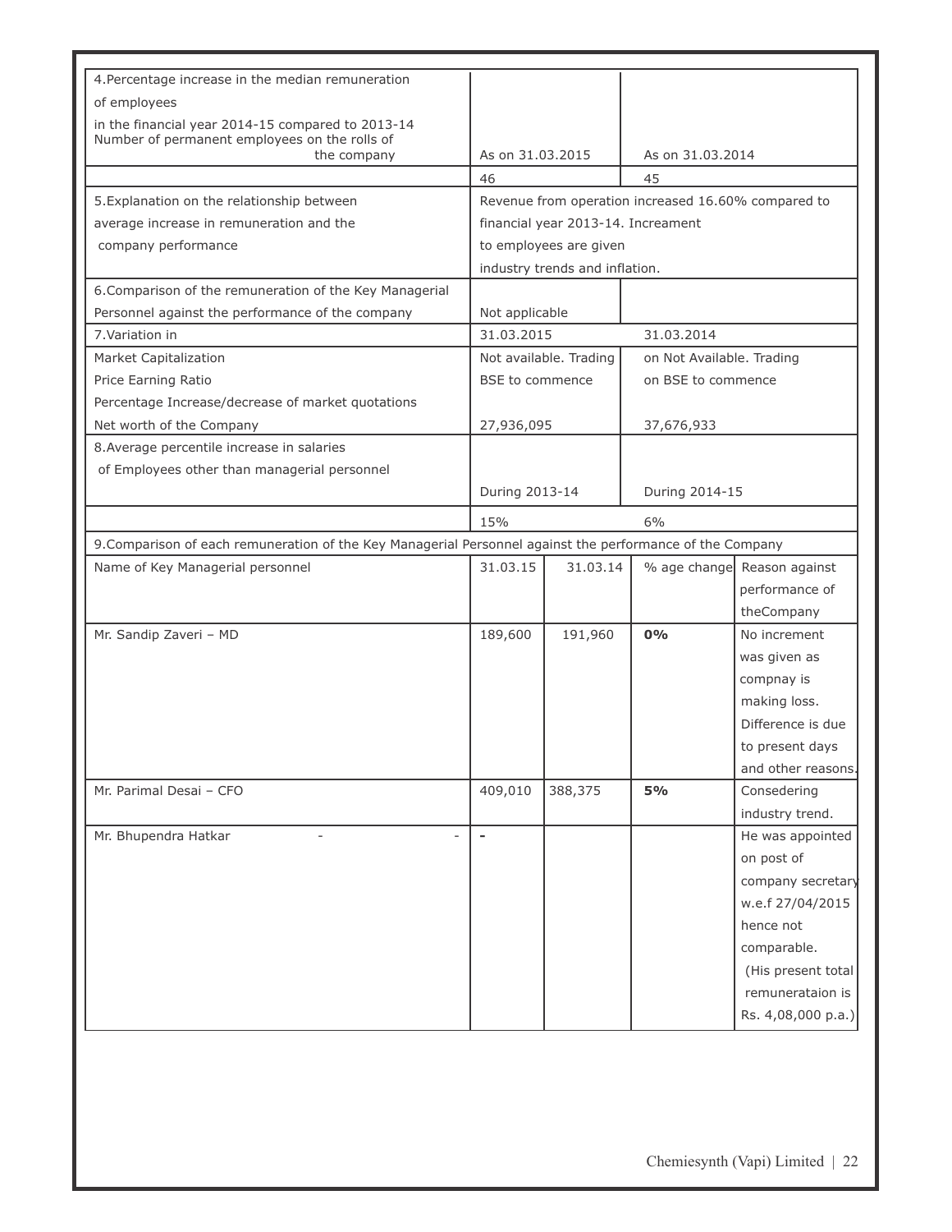| | | |
|---|---|---|
| 4.Percentage increase in the median remuneration of employees in the financial year 2014-15 compared to 2013-14 Number of permanent employees on the rolls of the company | As on 31.03.2015 | As on 31.03.2014 |
| | 46 | 45 |
| 5.Explanation on the relationship between average increase in remuneration and the company performance | Revenue from operation increased 16.60% compared to financial year 2013-14. Increament to employees are given industry trends and inflation. | |
| 6.Comparison of the remuneration of the Key Managerial Personnel against the performance of the company | Not applicable | |
| 7.Variation in | 31.03.2015 | 31.03.2014 |
| Market Capitalization<br>Price Earning Ratio<br>Percentage Increase/decrease of market quotations | Not available. Trading BSE to commence | on Not Available. Trading on BSE to commence |
| Net worth of the Company | 27,936,095 | 37,676,933 |
| 8.Average percentile increase in salaries of Employees other than managerial personnel | During 2013-14 | During 2014-15 |
| | 15% | 6% |

9.Comparison of each remuneration of the Key Managerial Personnel against the performance of the Company

| Name of Key Managerial personnel | 31.03.15 | 31.03.14 | % age change | Reason against performance of theCompany |
|---|---|---|---|---|
| Mr. Sandip Zaveri – MD | 189,600 | 191,960 | **0%** | No increment was given as compnay is making loss. Difference is due to present days and other reasons. |
| Mr. Parimal Desai – CFO | 409,010 | 388,375 | **5%** | Consedering industry trend. |
| Mr. Bhupendra Hatkar - - | - | | | He was appointed on post of company secretary w.e.f 27/04/2015 hence not comparable. (His present total remunerataion is Rs. 4,08,000 p.a.) |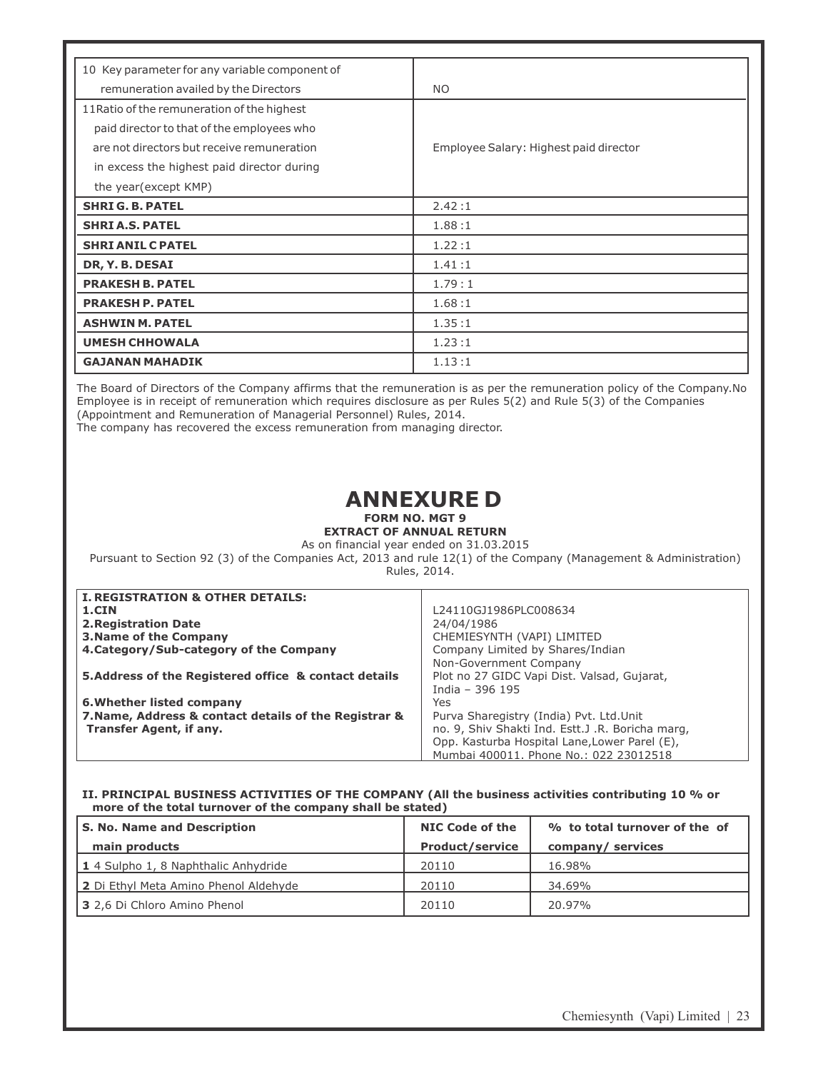| 10 Key parameter for any variable component of remuneration availed by the Directors | NO |
|---|---|
| 11Ratio of the remuneration of the highest paid director to that of the employees who are not directors but receive remuneration in excess the highest paid director during the year(except KMP) | Employee Salary: Highest paid director |
| **SHRI G. B. PATEL** | 2.42 :1 |
| **SHRI A.S. PATEL** | 1.88 :1 |
| **SHRI ANIL C PATEL** | 1.22 :1 |
| **DR, Y. B. DESAI** | 1.41 :1 |
| **PRAKESH B. PATEL** | 1.79 : 1 |
| **PRAKESH P. PATEL** | 1.68 :1 |
| **ASHWIN M. PATEL** | 1.35 :1 |
| **UMESH CHHOWALA** | 1.23 :1 |
| **GAJANAN MAHADIK** | 1.13 :1 |

The Board of Directors of the Company affirms that the remuneration is as per the remuneration policy of the Company.No Employee is in receipt of remuneration which requires disclosure as per Rules 5(2) and Rule 5(3) of the Companies (Appointment and Remuneration of Managerial Personnel) Rules, 2014.
The company has recovered the excess remuneration from managing director.

# ANNEXURE D

**FORM NO. MGT 9**

**EXTRACT OF ANNUAL RETURN**

As on financial year ended on 31.03.2015

Pursuant to Section 92 (3) of the Companies Act, 2013 and rule 12(1) of the Company (Management & Administration) Rules, 2014.

| **I. REGISTRATION & OTHER DETAILS:** | |
|---|---|
| **1.CIN** | L24110GJ1986PLC008634 |
| **2.Registration Date** | 24/04/1986 |
| **3.Name of the Company** | CHEMIESYNTH (VAPI) LIMITED |
| **4.Category/Sub-category of the Company** | Company Limited by Shares/Indian Non-Government Company |
| **5.Address of the Registered office & contact details** | Plot no 27 GIDC Vapi Dist. Valsad, Gujarat, India – 396 195 |
| **6.Whether listed company** | Yes |
| **7.Name, Address & contact details of the Registrar & Transfer Agent, if any.** | Purva Sharegistry (India) Pvt. Ltd.Unit no. 9, Shiv Shakti Ind. Estt.J .R. Boricha marg, Opp. Kasturba Hospital Lane,Lower Parel (E), Mumbai 400011. Phone No.: 022 23012518 |

**II. PRINCIPAL BUSINESS ACTIVITIES OF THE COMPANY (All the business activities contributing 10 % or more of the total turnover of the company shall be stated)**

| S. No. Name and Description main products | NIC Code of the Product/service | % to total turnover of the of company/ services |
|---|---|---|
| **1** 4 Sulpho 1, 8 Naphthalic Anhydride | 20110 | 16.98% |
| **2** Di Ethyl Meta Amino Phenol Aldehyde | 20110 | 34.69% |
| **3** 2,6 Di Chloro Amino Phenol | 20110 | 20.97% |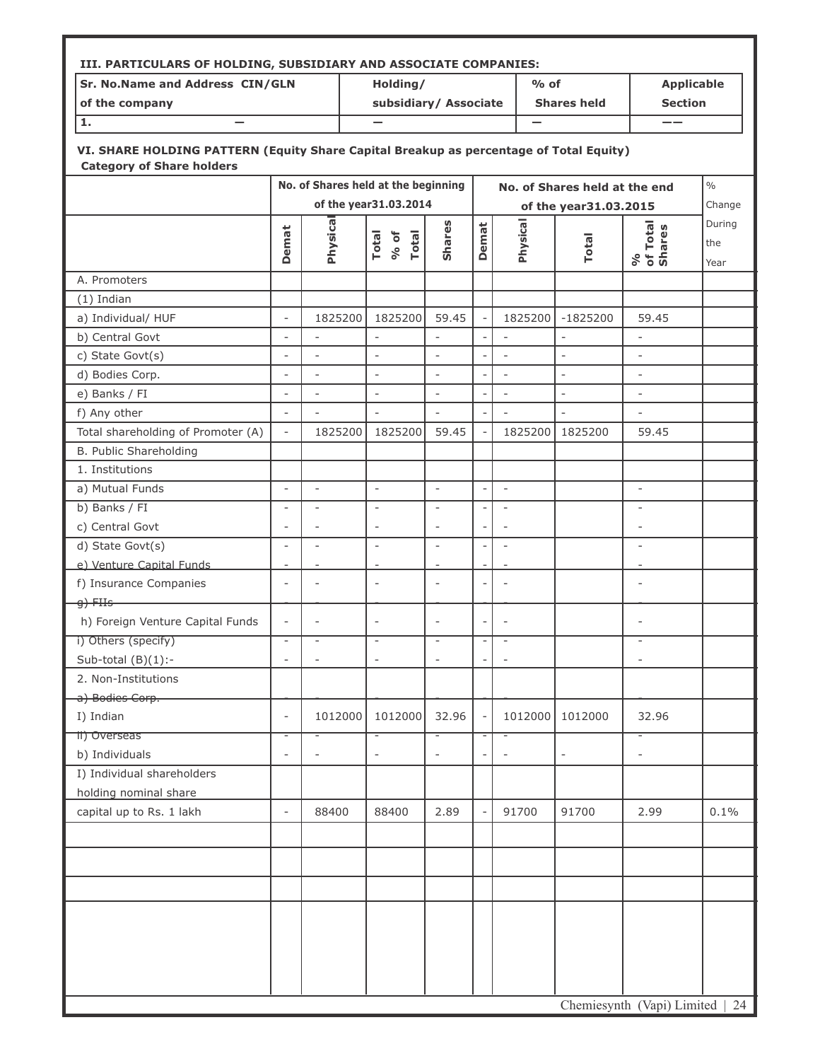### III. PARTICULARS OF HOLDING, SUBSIDIARY AND ASSOCIATE COMPANIES:

| Sr. No.Name and Address CIN/GLN of the company | Holding/ subsidiary/ Associate | % of Shares held | Applicable Section |
|---|---|---|---|
| 1. — | — | — | —— |

### VI. SHARE HOLDING PATTERN (Equity Share Capital Breakup as percentage of Total Equity)

**Category of Share holders**

| | No. of Shares held at the beginning of the year31.03.2014 | | | | No. of Shares held at the end of the year31.03.2015 | | | | % Change During the Year |
|---|---|---|---|---|---|---|---|---|---|
| | Demat | Physical | Total % of Total | Shares | Demat | Physical | Total | % of Total Shares | |
| A. Promoters | | | | | | | | | |
| (1) Indian | | | | | | | | | |
| a) Individual/ HUF | - | 1825200 | 1825200 | 59.45 | - | 1825200 | -1825200 | 59.45 | |
| b) Central Govt | - | - | - | - | - | - | - | - | |
| c) State Govt(s) | - | - | - | - | - | - | - | - | |
| d) Bodies Corp. | - | - | - | - | - | - | - | - | |
| e) Banks / FI | - | - | - | - | - | - | - | - | |
| f) Any other | - | - | - | - | - | - | - | - | |
| Total shareholding of Promoter (A) | - | 1825200 | 1825200 | 59.45 | - | 1825200 | 1825200 | 59.45 | |
| B. Public Shareholding | | | | | | | | | |
| 1. Institutions | | | | | | | | | |
| a) Mutual Funds | - | - | - | - | - | - | | - | |
| b) Banks / FI | - | - | - | - | - | - | | - | |
| c) Central Govt | - | - | - | - | - | - | | - | |
| d) State Govt(s) | - | - | - | - | - | - | | - | |
| e) Venture Capital Funds | - | - | - | - | - | - | | - | |
| f) Insurance Companies | - | - | - | - | - | - | | - | |
| g) FIIs | - | - | - | - | - | - | | - | |
| h) Foreign Venture Capital Funds | - | - | - | - | - | - | | - | |
| i) Others (specify) | - | - | - | - | - | - | | - | |
| Sub-total (B)(1):- | - | - | - | - | - | - | | - | |
| 2. Non-Institutions | | | | | | | | | |
| a) Bodies Corp. | - | - | - | - | - | - | | - | |
| I) Indian | - | 1012000 | 1012000 | 32.96 | - | 1012000 | 1012000 | 32.96 | |
| ii) Overseas | - | - | - | - | - | - | | - | |
| b) Individuals | - | - | - | - | - | - | - | - | |
| I) Individual shareholders holding nominal share capital up to Rs. 1 lakh | - | 88400 | 88400 | 2.89 | - | 91700 | 91700 | 2.99 | 0.1% |
| | | | | | | | | | |
| | | | | | | | | | |
| | | | | | | | | | |
| | | | | | | | | | |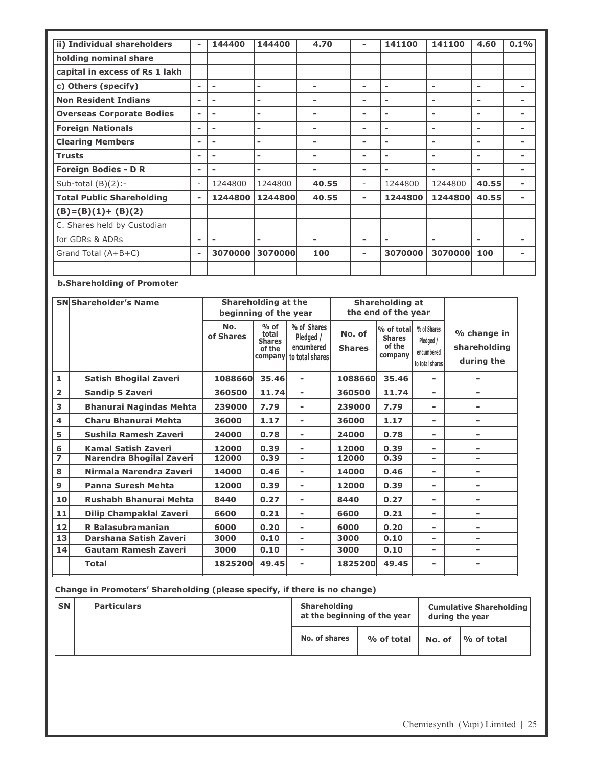| ii) Individual shareholders | - | 144400 | 144400 | 4.70 | - | 141100 | 141100 | 4.60 | 0.1% |
|---|---|---|---|---|---|---|---|---|---|
| holding nominal share | | | | | | | | | |
| capital in excess of Rs 1 lakh | | | | | | | | | |
| c) Others (specify) | - | - | - | - | - | - | - | - | - |
| Non Resident Indians | - | - | - | - | - | - | - | - | - |
| Overseas Corporate Bodies | - | - | - | - | - | - | - | - | - |
| Foreign Nationals | - | - | - | - | - | - | - | - | - |
| Clearing Members | - | - | - | - | - | - | - | - | - |
| Trusts | - | - | - | - | - | - | - | - | - |
| Foreign Bodies - D R | - | - | - | - | - | - | - | - | - |
| Sub-total (B)(2):- | - | 1244800 | 1244800 | 40.55 | - | 1244800 | 1244800 | 40.55 | - |
| Total Public Shareholding | - | 1244800 | 1244800 | 40.55 | - | 1244800 | 1244800 | 40.55 | - |
| (B)=(B)(1)+ (B)(2) | | | | | | | | | |
| C. Shares held by Custodian | | | | | | | | | |
| for GDRs & ADRs | - | - | - | - | - | - | - | - | - |
| Grand Total (A+B+C) | - | 3070000 | 3070000 | 100 | - | 3070000 | 3070000 | 100 | - |

**b.Shareholding of Promoter**

| SN | Shareholder's Name | Shareholding at the beginning of the year | | | Shareholding at the end of the year | | | % change in shareholding during the year |
|---|---|---|---|---|---|---|---|---|
| | | No. of Shares | % of total Shares of the company | % of Shares Pledged / encumbered to total shares | No. of Shares | % of total Shares of the company | % of Shares Pledged / encumbered to total shares | |
| 1 | Satish Bhogilal Zaveri | 1088660 | 35.46 | - | 1088660 | 35.46 | - | - |
| 2 | Sandip S Zaveri | 360500 | 11.74 | - | 360500 | 11.74 | - | - |
| 3 | Bhanurai Nagindas Mehta | 239000 | 7.79 | - | 239000 | 7.79 | - | - |
| 4 | Charu Bhanurai Mehta | 36000 | 1.17 | - | 36000 | 1.17 | - | - |
| 5 | Sushila Ramesh Zaveri | 24000 | 0.78 | - | 24000 | 0.78 | - | - |
| 6 | Kamal Satish Zaveri | 12000 | 0.39 | - | 12000 | 0.39 | - | - |
| 7 | Narendra Bhogilal Zaveri | 12000 | 0.39 | - | 12000 | 0.39 | - | - |
| 8 | Nirmala Narendra Zaveri | 14000 | 0.46 | - | 14000 | 0.46 | - | - |
| 9 | Panna Suresh Mehta | 12000 | 0.39 | - | 12000 | 0.39 | - | - |
| 10 | Rushabh Bhanurai Mehta | 8440 | 0.27 | - | 8440 | 0.27 | - | - |
| 11 | Dilip Champaklal Zaveri | 6600 | 0.21 | - | 6600 | 0.21 | - | - |
| 12 | R Balasubramanian | 6000 | 0.20 | - | 6000 | 0.20 | - | - |
| 13 | Darshana Satish Zaveri | 3000 | 0.10 | - | 3000 | 0.10 | - | - |
| 14 | Gautam Ramesh Zaveri | 3000 | 0.10 | - | 3000 | 0.10 | - | - |
| | Total | 1825200 | 49.45 | - | 1825200 | 49.45 | - | - |

**Change in Promoters' Shareholding (please specify, if there is no change)**

| SN | Particulars | Shareholding at the beginning of the year | | Cumulative Shareholding during the year | |
|---|---|---|---|---|---|
| | | No. of shares | % of total | No. of | % of total |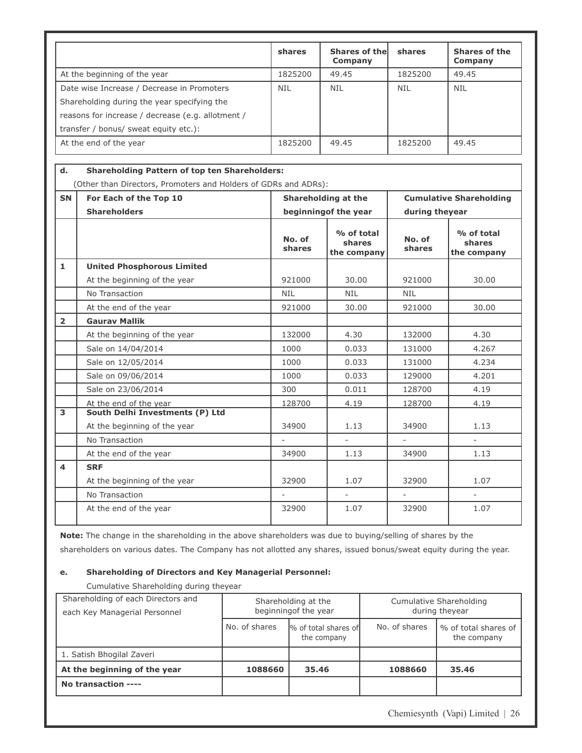| | shares | Shares of the Company | shares | Shares of the Company |
|---|---|---|---|---|
| At the beginning of the year | 1825200 | 49.45 | 1825200 | 49.45 |
| Date wise Increase / Decrease in Promoters Shareholding during the year specifying the reasons for increase / decrease (e.g. allotment / transfer / bonus/ sweat equity etc.): | NIL | NIL | NIL | NIL |
| At the end of the year | 1825200 | 49.45 | 1825200 | 49.45 |

**d. Shareholding Pattern of top ten Shareholders:**

(Other than Directors, Promoters and Holders of GDRs and ADRs):

| SN | For Each of the Top 10 Shareholders | Shareholding at the beginningof the year | | Cumulative Shareholding during theyear | |
|---|---|---|---|---|---|
| | | No. of shares | % of total shares the company | No. of shares | % of total shares the company |
| 1 | **United Phosphorous Limited** | | | | |
| | At the beginning of the year | 921000 | 30.00 | 921000 | 30.00 |
| | No Transaction | NIL | NIL | NIL | |
| | At the end of the year | 921000 | 30.00 | 921000 | 30.00 |
| 2 | **Gaurav Mallik** | | | | |
| | At the beginning of the year | 132000 | 4.30 | 132000 | 4.30 |
| | Sale on 14/04/2014 | 1000 | 0.033 | 131000 | 4.267 |
| | Sale on 12/05/2014 | 1000 | 0.033 | 131000 | 4.234 |
| | Sale on 09/06/2014 | 1000 | 0.033 | 129000 | 4.201 |
| | Sale on 23/06/2014 | 300 | 0.011 | 128700 | 4.19 |
| | At the end of the year | 128700 | 4.19 | 128700 | 4.19 |
| 3 | **South Delhi Investments (P) Ltd** | | | | |
| | At the beginning of the year | 34900 | 1.13 | 34900 | 1.13 |
| | No Transaction | - | - | - | - |
| | At the end of the year | 34900 | 1.13 | 34900 | 1.13 |
| 4 | **SRF** | | | | |
| | At the beginning of the year | 32900 | 1.07 | 32900 | 1.07 |
| | No Transaction | - | - | - | - |
| | At the end of the year | 32900 | 1.07 | 32900 | 1.07 |

**Note:** The change in the shareholding in the above shareholders was due to buying/selling of shares by the shareholders on various dates. The Company has not allotted any shares, issued bonus/sweat equity during the year.

**e. Shareholding of Directors and Key Managerial Personnel:**

Cumulative Shareholding during theyear

| Shareholding of each Directors and each Key Managerial Personnel | Shareholding at the beginningof the year | | Cumulative Shareholding during theyear | |
|---|---|---|---|---|
| | No. of shares | % of total shares of the company | No. of shares | % of total shares of the company |
| 1. Satish Bhogilal Zaveri | | | | |
| **At the beginning of the year** | **1088660** | **35.46** | **1088660** | **35.46** |
| **No transaction ----** | | | | |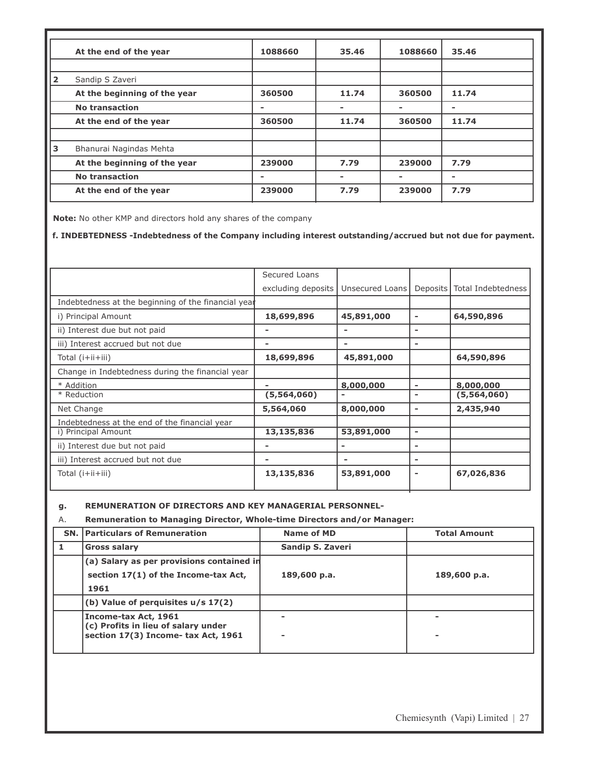| | | | | | |
|---|---|---|---|---|---|
| | **At the end of the year** | **1088660** | **35.46** | **1088660** | **35.46** |
| | | | | | |
| **2** | Sandip S Zaveri | | | | |
| | **At the beginning of the year** | **360500** | **11.74** | **360500** | **11.74** |
| | **No transaction** | - | - | - | - |
| | **At the end of the year** | **360500** | **11.74** | **360500** | **11.74** |
| | | | | | |
| **3** | Bhanurai Nagindas Mehta | | | | |
| | **At the beginning of the year** | **239000** | **7.79** | **239000** | **7.79** |
| | **No transaction** | - | - | - | - |
| | **At the end of the year** | **239000** | **7.79** | **239000** | **7.79** |

**Note:** No other KMP and directors hold any shares of the company

**f. INDEBTEDNESS -Indebtedness of the Company including interest outstanding/accrued but not due for payment.**

| | Secured Loans excluding deposits | Unsecured Loans | Deposits | Total Indebtedness |
|---|---|---|---|---|
| Indebtedness at the beginning of the financial year | | | | |
| i) Principal Amount | **18,699,896** | **45,891,000** | - | **64,590,896** |
| ii) Interest due but not paid | - | - | - | |
| iii) Interest accrued but not due | - | - | - | |
| Total (i+ii+iii) | **18,699,896** | **45,891,000** | | **64,590,896** |
| Change in Indebtedness during the financial year | | | | |
| * Addition | - | **8,000,000** | - | **8,000,000** |
| * Reduction | **(5,564,060)** | - | - | **(5,564,060)** |
| Net Change | **5,564,060** | **8,000,000** | - | **2,435,940** |
| Indebtedness at the end of the financial year | | | | |
| i) Principal Amount | **13,135,836** | **53,891,000** | - | |
| ii) Interest due but not paid | - | - | - | |
| iii) Interest accrued but not due | - | - | - | |
| Total (i+ii+iii) | **13,135,836** | **53,891,000** | - | **67,026,836** |

**g. REMUNERATION OF DIRECTORS AND KEY MANAGERIAL PERSONNEL-**

A. **Remuneration to Managing Director, Whole-time Directors and/or Manager:**

| SN. | Particulars of Remuneration | Name of MD | Total Amount |
|---|---|---|---|
| **1** | **Gross salary** | **Sandip S. Zaveri** | |
| | **(a) Salary as per provisions contained in section 17(1) of the Income-tax Act, 1961** | **189,600 p.a.** | **189,600 p.a.** |
| | **(b) Value of perquisites u/s 17(2)** | | |
| | **Income-tax Act, 1961** | - | - |
| | **(c) Profits in lieu of salary under section 17(3) Income- tax Act, 1961** | - | - |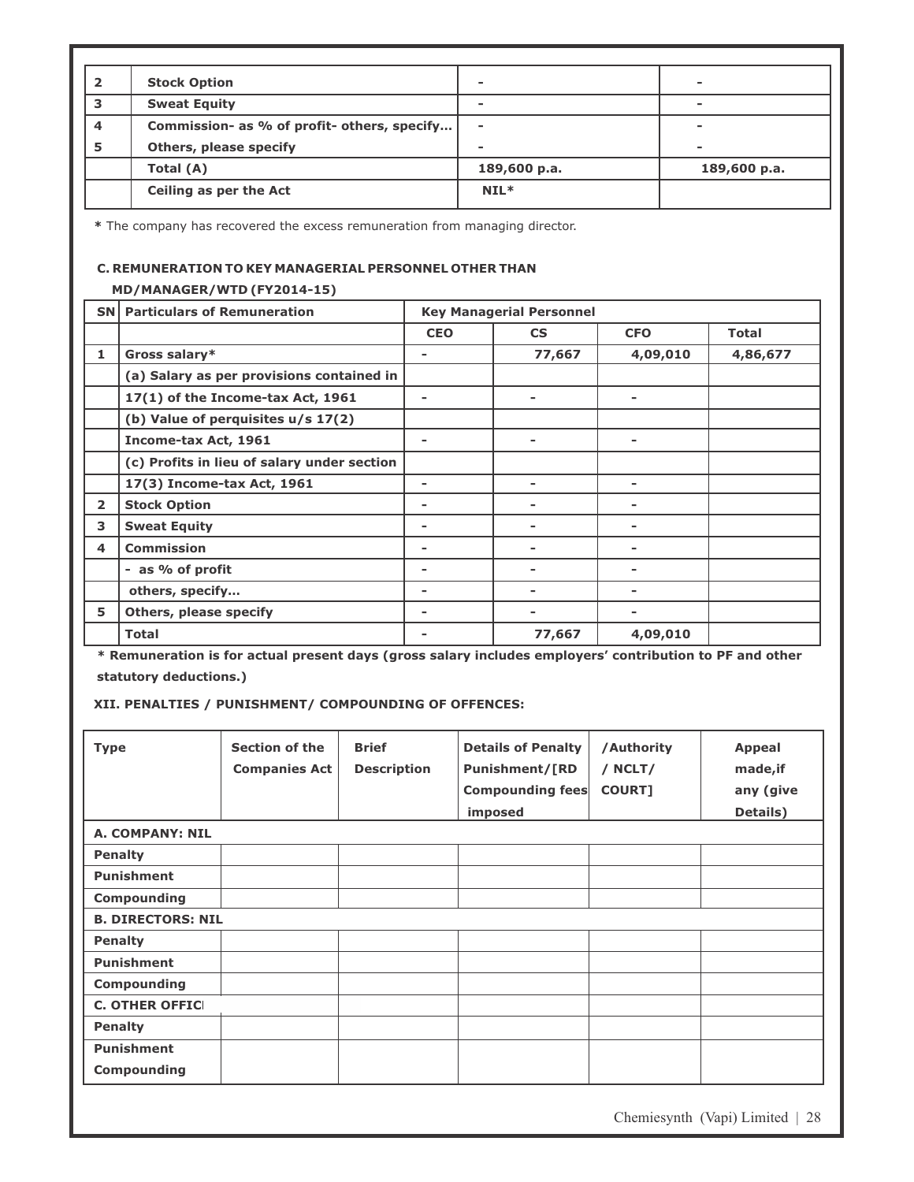| 2 | Stock Option | - | - |
|---|---|---|---|
| 3 | Sweat Equity | - | - |
| 4 | Commission- as % of profit- others, specify... | - | - |
| 5 | Others, please specify | - | - |
| | Total (A) | 189,600 p.a. | 189,600 p.a. |
| | Ceiling as per the Act | NIL* | |

**\*** The company has recovered the excess remuneration from managing director.

**C. REMUNERATION TO KEY MANAGERIAL PERSONNEL OTHER THAN MD/MANAGER/WTD (FY2014-15)**

| SN | Particulars of Remuneration | Key Managerial Personnel | | | |
|---|---|---|---|---|---|
| | | CEO | CS | CFO | Total |
| 1 | Gross salary* | - | 77,667 | 4,09,010 | 4,86,677 |
| | (a) Salary as per provisions contained in 17(1) of the Income-tax Act, 1961 | - | - | - | |
| | (b) Value of perquisites u/s 17(2) Income-tax Act, 1961 | - | - | - | |
| | (c) Profits in lieu of salary under section 17(3) Income-tax Act, 1961 | - | - | - | |
| 2 | Stock Option | - | - | - | |
| 3 | Sweat Equity | - | - | - | |
| 4 | Commission | - | - | - | |
| | - as % of profit | - | - | - | |
| | others, specify... | - | - | - | |
| 5 | Others, please specify | - | - | - | |
| | Total | - | 77,667 | 4,09,010 | |

**\* Remuneration is for actual present days (gross salary includes employers' contribution to PF and other statutory deductions.)**

**XII. PENALTIES / PUNISHMENT/ COMPOUNDING OF OFFENCES:**

| Type | Section of the Companies Act | Brief Description | Details of Penalty Punishment/[RD Compounding fees imposed | /Authority / NCLT/ COURT] | Appeal made,if any (give Details) |
|---|---|---|---|---|---|
| **A. COMPANY: NIL** | | | | | |
| Penalty | | | | | |
| Punishment | | | | | |
| Compounding | | | | | |
| **B. DIRECTORS: NIL** | | | | | |
| Penalty | | | | | |
| Punishment | | | | | |
| Compounding | | | | | |
| **C. OTHER OFFIC** | | | | | |
| Penalty | | | | | |
| Punishment | | | | | |
| Compounding | | | | | |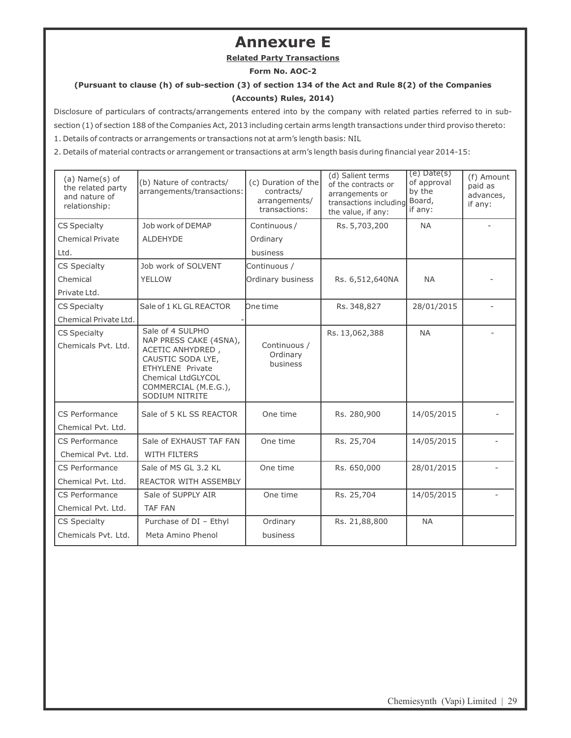# Annexure E

**Related Party Transactions**

**Form No. AOC-2**

**(Pursuant to clause (h) of sub-section (3) of section 134 of the Act and Rule 8(2) of the Companies (Accounts) Rules, 2014)**

Disclosure of particulars of contracts/arrangements entered into by the company with related parties referred to in sub-section (1) of section 188 of the Companies Act, 2013 including certain arms length transactions under third proviso thereto:

1. Details of contracts or arrangements or transactions not at arm's length basis: NIL

2. Details of material contracts or arrangement or transactions at arm's length basis during financial year 2014-15:

| (a) Name(s) of the related party and nature of relationship: | (b) Nature of contracts/ arrangements/transactions: | (c) Duration of the contracts/ arrangements/ transactions: | (d) Salient terms of the contracts or arrangements or transactions including the value, if any: | (e) Date(s) of approval by the Board, if any: | (f) Amount paid as advances, if any: |
|---|---|---|---|---|---|
| CS Specialty Chemical Private Ltd. | Job work of DEMAP ALDEHYDE | Continuous / Ordinary business | Rs. 5,703,200 | NA | - |
| CS Specialty Chemical Private Ltd. | Job work of SOLVENT YELLOW | Continuous / Ordinary business | Rs. 6,512,640NA | NA | - |
| CS Specialty Chemical Private Ltd. | Sale of 1 KL GL REACTOR | One time - | Rs. 348,827 | 28/01/2015 | - |
| CS Specialty Chemicals Pvt. Ltd. | Sale of 4 SULPHO NAP PRESS CAKE (4SNA), ACETIC ANHYDRED , CAUSTIC SODA LYE, ETHYLENE Private Chemical LtdGLYCOL COMMERCIAL (M.E.G.), SODIUM NITRITE | Continuous / Ordinary business | Rs. 13,062,388 | NA | - |
| CS Performance Chemical Pvt. Ltd. | Sale of 5 KL SS REACTOR | One time | Rs. 280,900 | 14/05/2015 | - |
| CS Performance Chemical Pvt. Ltd. | Sale of EXHAUST TAF FAN WITH FILTERS | One time | Rs. 25,704 | 14/05/2015 | - |
| CS Performance Chemical Pvt. Ltd. | Sale of MS GL 3.2 KL REACTOR WITH ASSEMBLY | One time | Rs. 650,000 | 28/01/2015 | - |
| CS Performance Chemical Pvt. Ltd. | Sale of SUPPLY AIR TAF FAN | One time | Rs. 25,704 | 14/05/2015 | - |
| CS Specialty Chemicals Pvt. Ltd. | Purchase of DI – Ethyl Meta Amino Phenol | Ordinary business | Rs. 21,88,800 | NA | |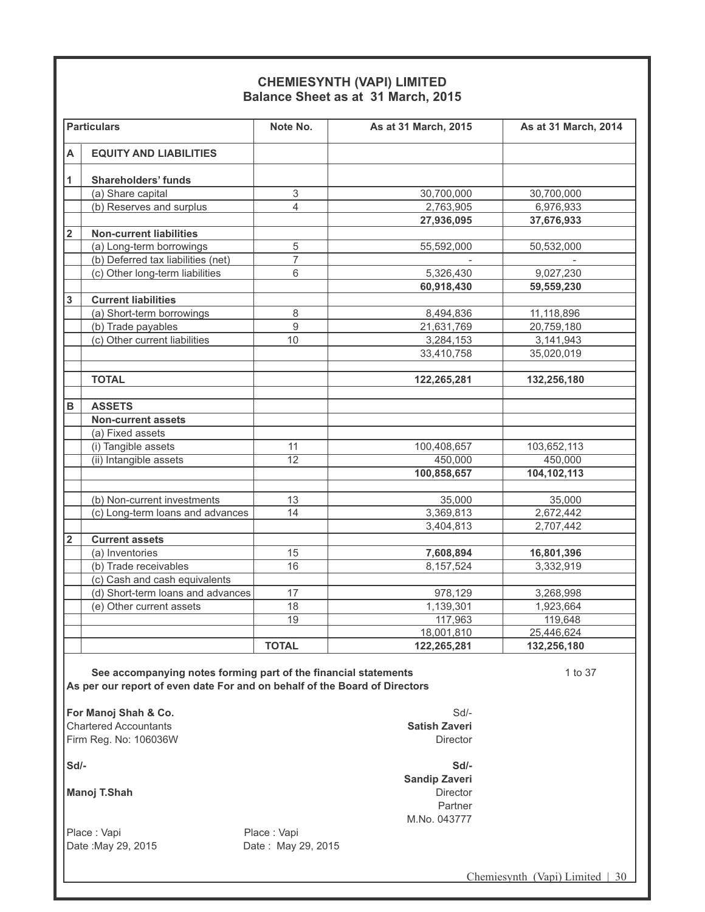# CHEMIESYNTH (VAPI) LIMITED
## Balance Sheet as at 31 March, 2015

| | Particulars | Note No. | As at 31 March, 2015 | As at 31 March, 2014 |
|---|---|---|---|---|
| **A** | **EQUITY AND LIABILITIES** | | | |
| **1** | **Shareholders' funds** | | | |
| | (a) Share capital | 3 | 30,700,000 | 30,700,000 |
| | (b) Reserves and surplus | 4 | 2,763,905 | 6,976,933 |
| | | | **27,936,095** | **37,676,933** |
| **2** | **Non-current liabilities** | | | |
| | (a) Long-term borrowings | 5 | 55,592,000 | 50,532,000 |
| | (b) Deferred tax liabilities (net) | 7 | - | - |
| | (c) Other long-term liabilities | 6 | 5,326,430 | 9,027,230 |
| | | | **60,918,430** | **59,559,230** |
| **3** | **Current liabilities** | | | |
| | (a) Short-term borrowings | 8 | 8,494,836 | 11,118,896 |
| | (b) Trade payables | 9 | 21,631,769 | 20,759,180 |
| | (c) Other current liabilities | 10 | 3,284,153 | 3,141,943 |
| | | | 33,410,758 | 35,020,019 |
| | **TOTAL** | | **122,265,281** | **132,256,180** |
| **B** | **ASSETS** | | | |
| | **Non-current assets** | | | |
| | (a) Fixed assets | | | |
| | (i) Tangible assets | 11 | 100,408,657 | 103,652,113 |
| | (ii) Intangible assets | 12 | 450,000 | 450,000 |
| | | | **100,858,657** | **104,102,113** |
| | (b) Non-current investments | 13 | 35,000 | 35,000 |
| | (c) Long-term loans and advances | 14 | 3,369,813 | 2,672,442 |
| | | | 3,404,813 | 2,707,442 |
| **2** | **Current assets** | | | |
| | (a) Inventories | 15 | **7,608,894** | **16,801,396** |
| | (b) Trade receivables | 16 | 8,157,524 | 3,332,919 |
| | (c) Cash and cash equivalents | | | |
| | (d) Short-term loans and advances | 17 | 978,129 | 3,268,998 |
| | (e) Other current assets | 18 | 1,139,301 | 1,923,664 |
| | | 19 | 117,963 | 119,648 |
| | | | 18,001,810 | 25,446,624 |
| | | **TOTAL** | **122,265,281** | **132,256,180** |

**See accompanying notes forming part of the financial statements** 1 to 37

**As per our report of even date For and on behalf of the Board of Directors**

**For Manoj Shah & Co.**
Chartered Accountants
Firm Reg. No: 106036W

Sd/-
**Satish Zaveri**
Director

**Sd/-**

**Manoj T.Shah**

**Sd/-**
**Sandip Zaveri**
Director
Partner
M.No. 043777

Place : Vapi
Date :May 29, 2015

Place : Vapi
Date : May 29, 2015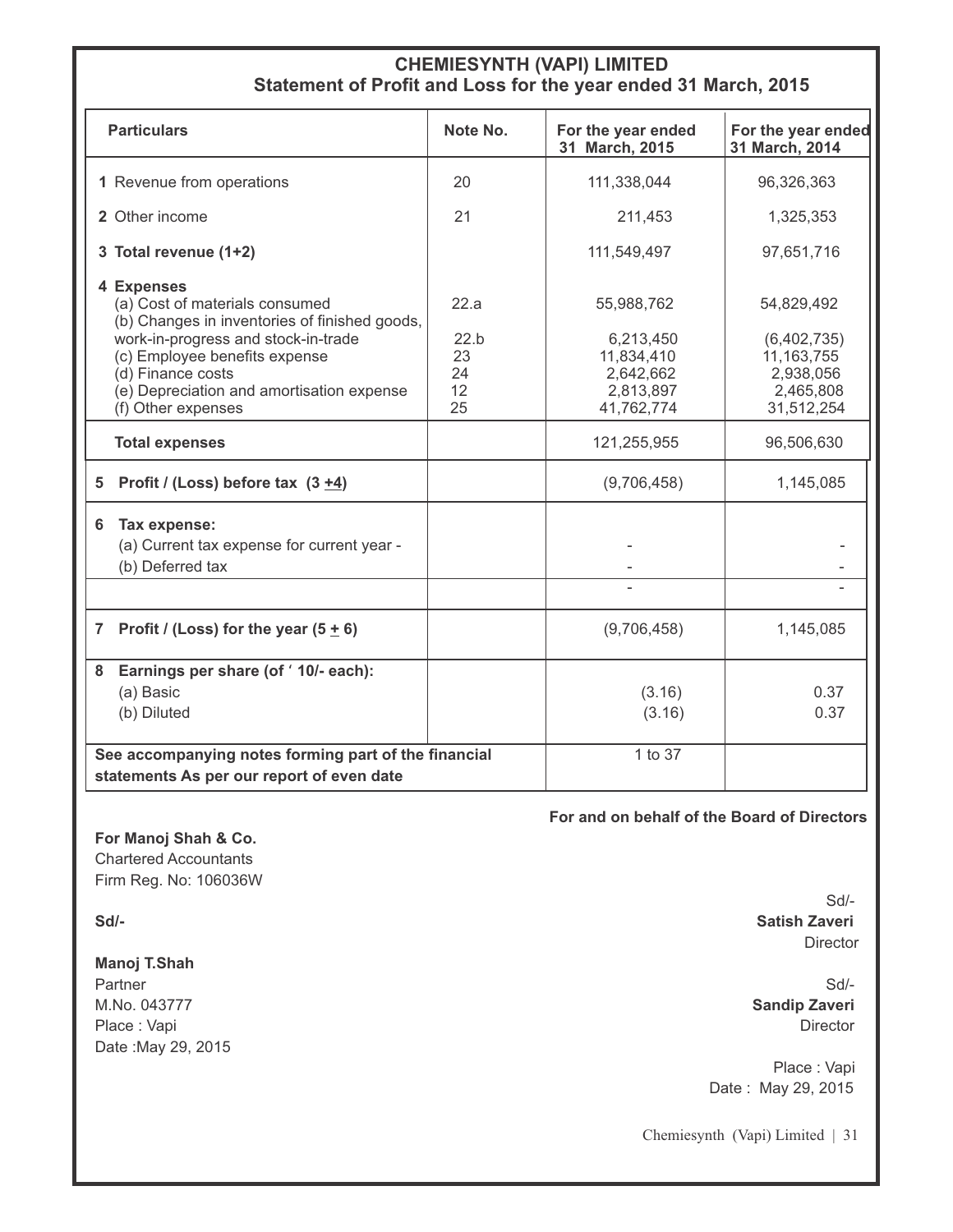# CHEMIESYNTH (VAPI) LIMITED

## Statement of Profit and Loss for the year ended 31 March, 2015

| Particulars | Note No. | For the year ended 31 March, 2015 | For the year ended 31 March, 2014 |
|---|---|---|---|
| **1** Revenue from operations | 20 | 111,338,044 | 96,326,363 |
| **2** Other income | 21 | 211,453 | 1,325,353 |
| **3 Total revenue (1+2)** | | 111,549,497 | 97,651,716 |
| **4 Expenses** | | | |
| (a) Cost of materials consumed | 22.a | 55,988,762 | 54,829,492 |
| (b) Changes in inventories of finished goods, work-in-progress and stock-in-trade | 22.b | 6,213,450 | (6,402,735) |
| (c) Employee benefits expense | 23 | 11,834,410 | 11,163,755 |
| (d) Finance costs | 24 | 2,642,662 | 2,938,056 |
| (e) Depreciation and amortisation expense | 12 | 2,813,897 | 2,465,808 |
| (f) Other expenses | 25 | 41,762,774 | 31,512,254 |
| **Total expenses** | | 121,255,955 | 96,506,630 |
| **5 Profit / (Loss) before tax (3 ±4)** | | (9,706,458) | 1,145,085 |
| **6 Tax expense:** | | | |
| (a) Current tax expense for current year - | | - | - |
| (b) Deferred tax | | - | - |
| | | - | - |
| **7 Profit / (Loss) for the year (5 ± 6)** | | (9,706,458) | 1,145,085 |
| **8 Earnings per share (of ' 10/- each):** | | | |
| (a) Basic | | (3.16) | 0.37 |
| (b) Diluted | | (3.16) | 0.37 |
| **See accompanying notes forming part of the financial statements As per our report of even date** | | 1 to 37 | |

**For and on behalf of the Board of Directors**

**For Manoj Shah & Co.**
Chartered Accountants
Firm Reg. No: 106036W

Sd/-

**Manoj T.Shah**
Partner
M.No. 043777
Place : Vapi
Date :May 29, 2015

Sd/-
**Satish Zaveri**
Director

Sd/-
**Sandip Zaveri**
Director

Place : Vapi
Date : May 29, 2015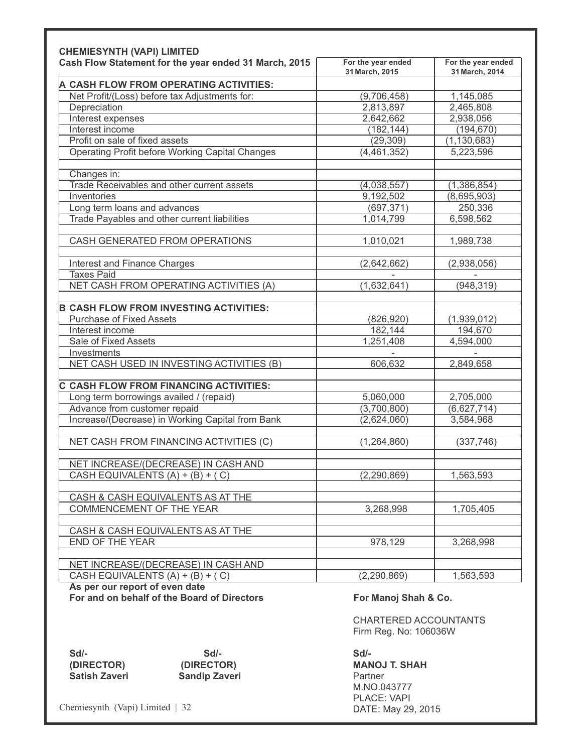**CHEMIESYNTH (VAPI) LIMITED**

| Cash Flow Statement for the year ended 31 March, 2015 | For the year ended 31 March, 2015 | For the year ended 31 March, 2014 |
|---|---|---|
| **A CASH FLOW FROM OPERATING ACTIVITIES:** | | |
| Net Profit/(Loss) before tax Adjustments for: | (9,706,458) | 1,145,085 |
| Depreciation | 2,813,897 | 2,465,808 |
| Interest expenses | 2,642,662 | 2,938,056 |
| Interest income | (182,144) | (194,670) |
| Profit on sale of fixed assets | (29,309) | (1,130,683) |
| Operating Profit before Working Capital Changes | (4,461,352) | 5,223,596 |
| | | |
| Changes in: | | |
| Trade Receivables and other current assets | (4,038,557) | (1,386,854) |
| Inventories | 9,192,502 | (8,695,903) |
| Long term loans and advances | (697,371) | 250,336 |
| Trade Payables and other current liabilities | 1,014,799 | 6,598,562 |
| | | |
| CASH GENERATED FROM OPERATIONS | 1,010,021 | 1,989,738 |
| | | |
| Interest and Finance Charges | (2,642,662) | (2,938,056) |
| Taxes Paid | - | - |
| NET CASH FROM OPERATING ACTIVITIES (A) | (1,632,641) | (948,319) |
| | | |
| **B CASH FLOW FROM INVESTING ACTIVITIES:** | | |
| Purchase of Fixed Assets | (826,920) | (1,939,012) |
| Interest income | 182,144 | 194,670 |
| Sale of Fixed Assets | 1,251,408 | 4,594,000 |
| Investments | - | - |
| NET CASH USED IN INVESTING ACTIVITIES (B) | 606,632 | 2,849,658 |
| | | |
| **C CASH FLOW FROM FINANCING ACTIVITIES:** | | |
| Long term borrowings availed / (repaid) | 5,060,000 | 2,705,000 |
| Advance from customer repaid | (3,700,800) | (6,627,714) |
| Increase/(Decrease) in Working Capital from Bank | (2,624,060) | 3,584,968 |
| | | |
| NET CASH FROM FINANCING ACTIVITIES (C) | (1,264,860) | (337,746) |
| | | |
| NET INCREASE/(DECREASE) IN CASH AND CASH EQUIVALENTS (A) + (B) + ( C) | (2,290,869) | 1,563,593 |
| | | |
| CASH & CASH EQUIVALENTS AS AT THE COMMENCEMENT OF THE YEAR | 3,268,998 | 1,705,405 |
| | | |
| CASH & CASH EQUIVALENTS AS AT THE END OF THE YEAR | 978,129 | 3,268,998 |
| | | |
| NET INCREASE/(DECREASE) IN CASH AND CASH EQUIVALENTS (A) + (B) + ( C) | (2,290,869) | 1,563,593 |

**As per our report of even date**

**For and on behalf of the Board of Directors**

Sd/-
**(DIRECTOR)**
**Satish Zaveri**

Sd/-
**(DIRECTOR)**
**Sandip Zaveri**

**For Manoj Shah & Co.**

CHARTERED ACCOUNTANTS
Firm Reg. No: 106036W

**Sd/-**
**MANOJ T. SHAH**
Partner
M.NO.043777
PLACE: VAPI
DATE: May 29, 2015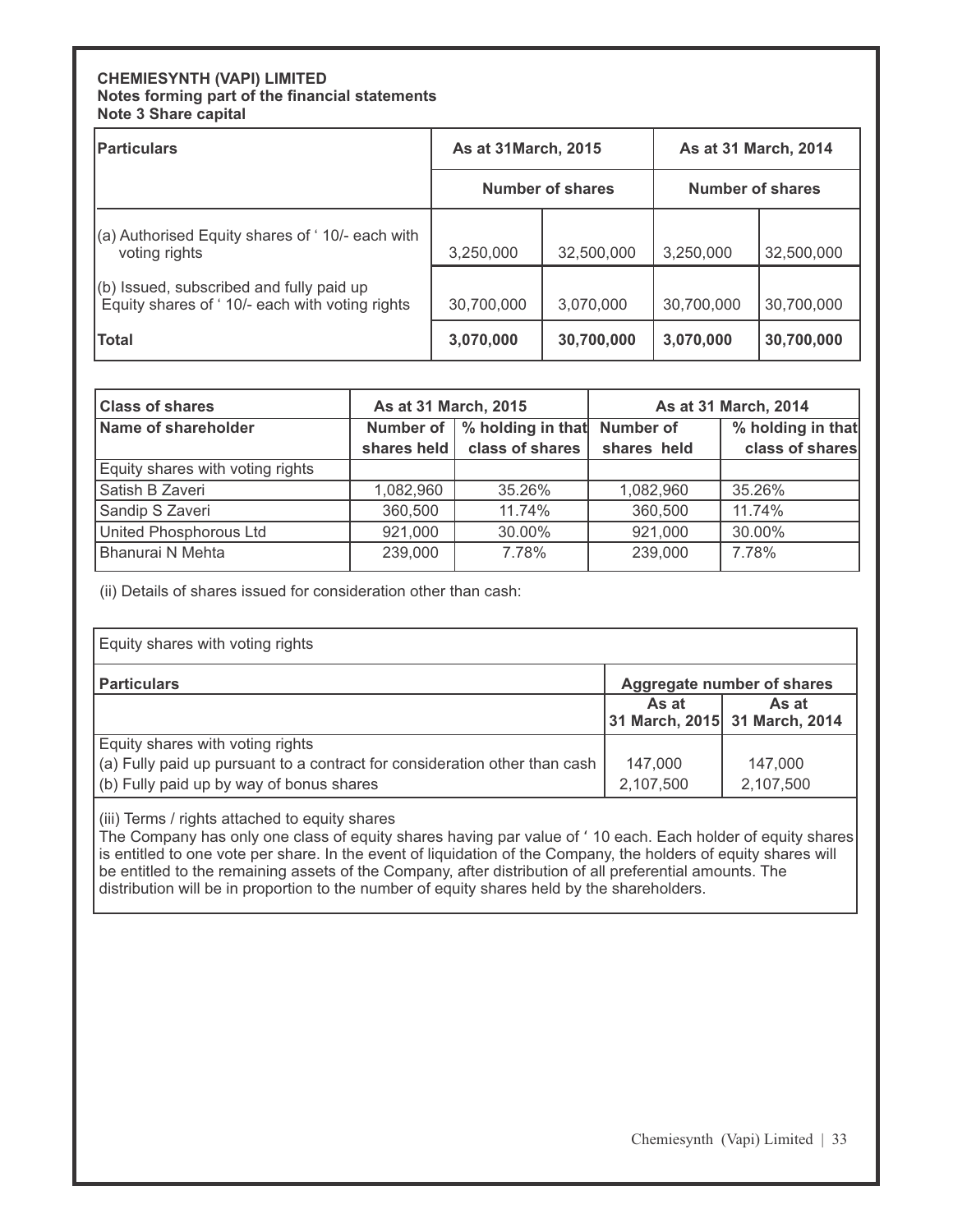**CHEMIESYNTH (VAPI) LIMITED**
**Notes forming part of the financial statements**
**Note 3 Share capital**

| Particulars | As at 31March, 2015 | | As at 31 March, 2014 | |
|---|---|---|---|---|
| | Number of shares | | Number of shares | |
| (a) Authorised Equity shares of ' 10/- each with voting rights | 3,250,000 | 32,500,000 | 3,250,000 | 32,500,000 |
| (b) Issued, subscribed and fully paid up Equity shares of ' 10/- each with voting rights | 30,700,000 | 3,070,000 | 30,700,000 | 30,700,000 |
| **Total** | **3,070,000** | **30,700,000** | **3,070,000** | **30,700,000** |

| Class of shares | As at 31 March, 2015 | | As at 31 March, 2014 | |
|---|---|---|---|---|
| Name of shareholder | Number of shares held | % holding in that class of shares | Number of shares held | % holding in that class of shares |
| Equity shares with voting rights | | | | |
| Satish B Zaveri | 1,082,960 | 35.26% | 1,082,960 | 35.26% |
| Sandip S Zaveri | 360,500 | 11.74% | 360,500 | 11.74% |
| United Phosphorous Ltd | 921,000 | 30.00% | 921,000 | 30.00% |
| Bhanurai N Mehta | 239,000 | 7.78% | 239,000 | 7.78% |

(ii) Details of shares issued for consideration other than cash:

| Equity shares with voting rights | | |
|---|---|---|
| **Particulars** | **Aggregate number of shares** | |
| | **As at 31 March, 2015** | **As at 31 March, 2014** |
| Equity shares with voting rights | | |
| (a) Fully paid up pursuant to a contract for consideration other than cash | 147,000 | 147,000 |
| (b) Fully paid up by way of bonus shares | 2,107,500 | 2,107,500 |

(iii) Terms / rights attached to equity shares

The Company has only one class of equity shares having par value of ' 10 each. Each holder of equity shares is entitled to one vote per share. In the event of liquidation of the Company, the holders of equity shares will be entitled to the remaining assets of the Company, after distribution of all preferential amounts. The distribution will be in proportion to the number of equity shares held by the shareholders.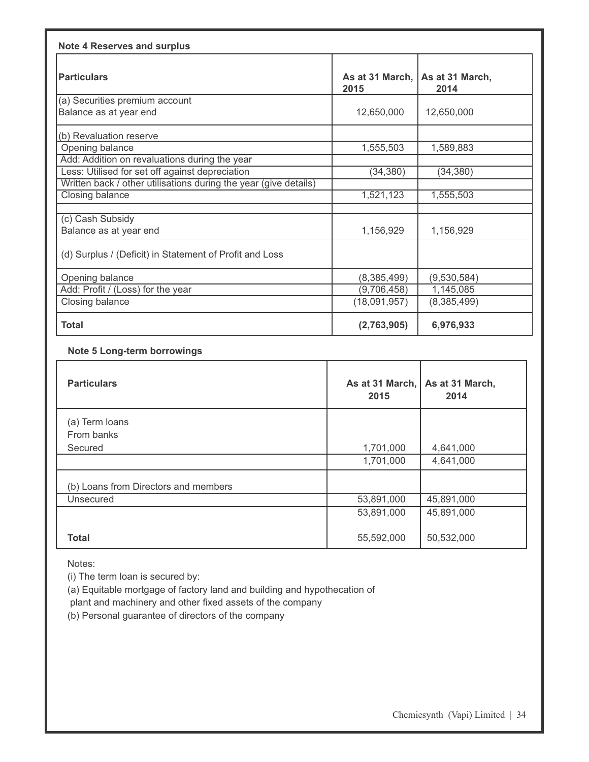**Note 4 Reserves and surplus**

| Particulars | As at 31 March, 2015 | As at 31 March, 2014 |
|---|---|---|
| (a) Securities premium account<br>Balance as at year end | 12,650,000 | 12,650,000 |
| (b) Revaluation reserve | | |
| Opening balance | 1,555,503 | 1,589,883 |
| Add: Addition on revaluations during the year | | |
| Less: Utilised for set off against depreciation | (34,380) | (34,380) |
| Written back / other utilisations during the year (give details) | | |
| Closing balance | 1,521,123 | 1,555,503 |
| | | |
| (c) Cash Subsidy<br>Balance as at year end | 1,156,929 | 1,156,929 |
| (d) Surplus / (Deficit) in Statement of Profit and Loss | | |
| Opening balance | (8,385,499) | (9,530,584) |
| Add: Profit / (Loss) for the year | (9,706,458) | 1,145,085 |
| Closing balance | (18,091,957) | (8,385,499) |
| **Total** | **(2,763,905)** | **6,976,933** |

**Note 5 Long-term borrowings**

| Particulars | As at 31 March, 2015 | As at 31 March, 2014 |
|---|---|---|
| (a) Term loans<br>From banks<br>Secured | 1,701,000 | 4,641,000 |
| | 1,701,000 | 4,641,000 |
| (b) Loans from Directors and members | | |
| Unsecured | 53,891,000 | 45,891,000 |
| | 53,891,000 | 45,891,000 |
| **Total** | 55,592,000 | 50,532,000 |

Notes:

(i) The term loan is secured by:

(a) Equitable mortgage of factory land and building and hypothecation of plant and machinery and other fixed assets of the company

(b) Personal guarantee of directors of the company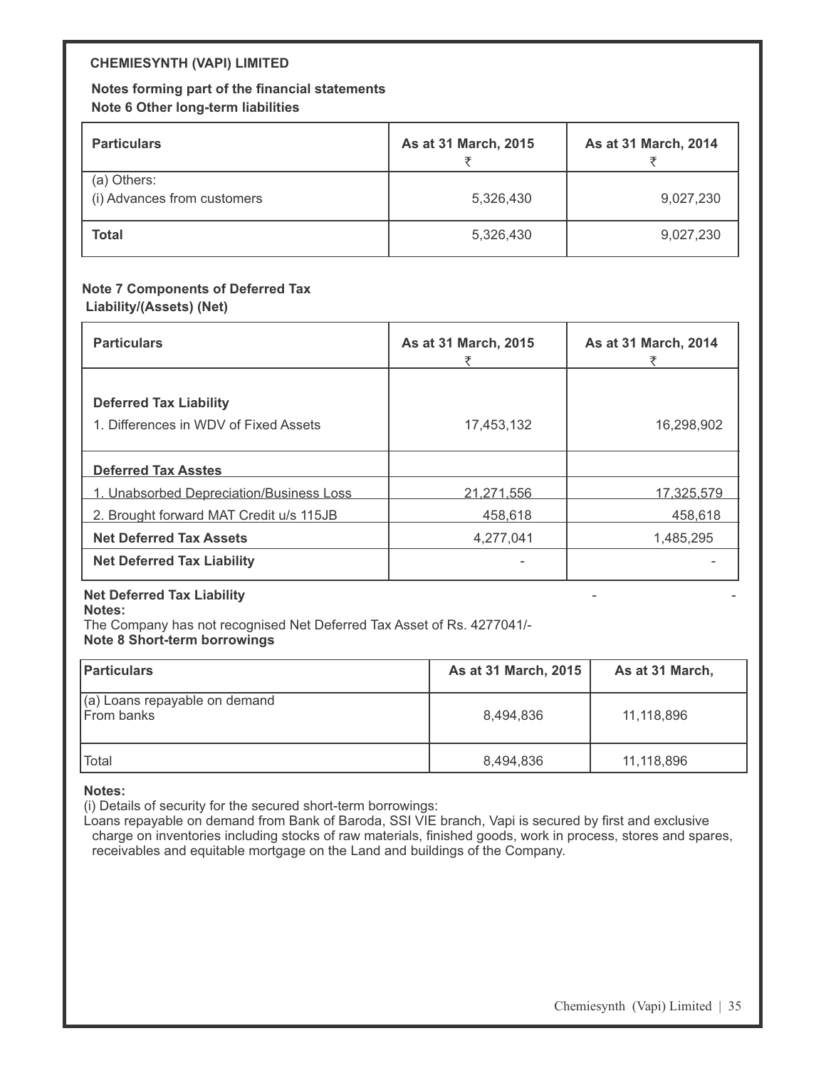**CHEMIESYNTH (VAPI) LIMITED**

**Notes forming part of the financial statements**

**Note 6 Other long-term liabilities**

| Particulars | As at 31 March, 2015 ₹ | As at 31 March, 2014 ₹ |
|---|---|---|
| (a) Others:<br>(i) Advances from customers | 5,326,430 | 9,027,230 |
| **Total** | 5,326,430 | 9,027,230 |

**Note 7 Components of Deferred Tax Liability/(Assets) (Net)**

| Particulars | As at 31 March, 2015 ₹ | As at 31 March, 2014 ₹ |
|---|---|---|
| **Deferred Tax Liability** | | |
| 1. Differences in WDV of Fixed Assets | 17,453,132 | 16,298,902 |
| **Deferred Tax Asstes** | | |
| 1. Unabsorbed Depreciation/Business Loss | 21,271,556 | 17,325,579 |
| 2. Brought forward MAT Credit u/s 115JB | 458,618 | 458,618 |
| **Net Deferred Tax Assets** | 4,277,041 | 1,485,295 |
| **Net Deferred Tax Liability** | - | - |

**Net Deferred Tax Liability** - -

**Notes:**

The Company has not recognised Net Deferred Tax Asset of Rs. 4277041/-

**Note 8 Short-term borrowings**

| Particulars | As at 31 March, 2015 | As at 31 March, |
|---|---|---|
| (a) Loans repayable on demand<br>From banks | 8,494,836 | 11,118,896 |
| Total | 8,494,836 | 11,118,896 |

**Notes:**

(i) Details of security for the secured short-term borrowings:

Loans repayable on demand from Bank of Baroda, SSI VIE branch, Vapi is secured by first and exclusive charge on inventories including stocks of raw materials, finished goods, work in process, stores and spares, receivables and equitable mortgage on the Land and buildings of the Company.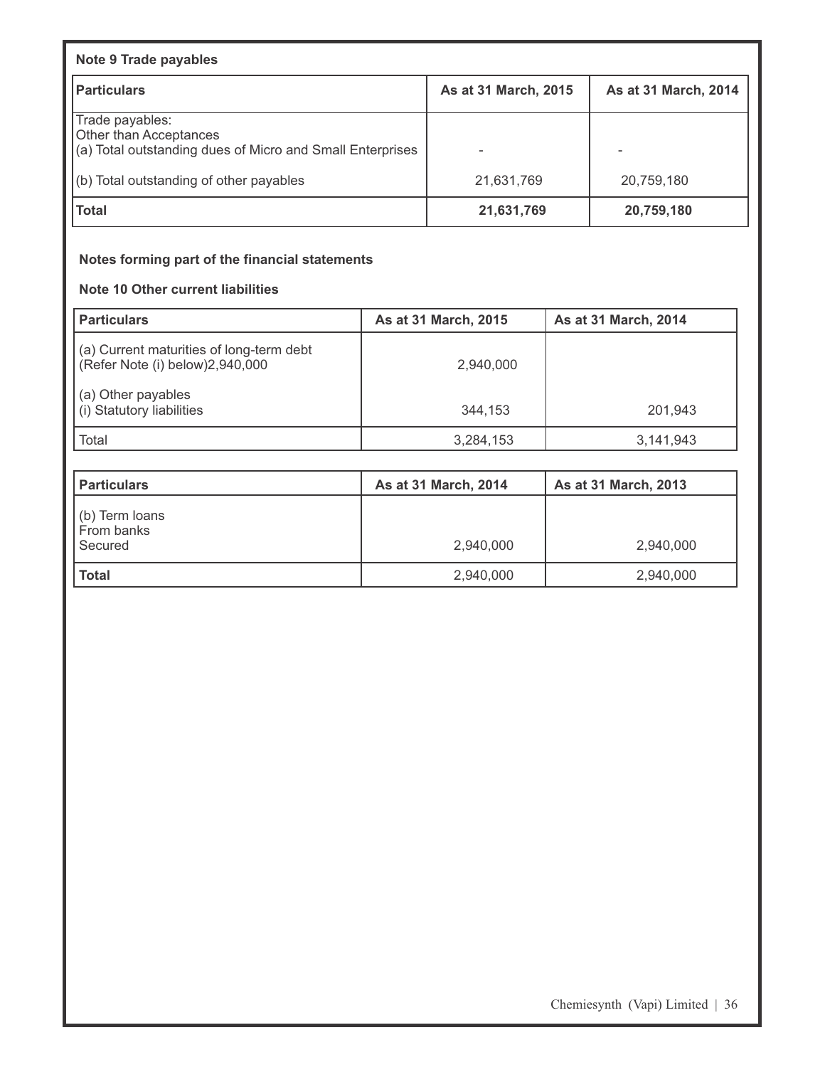**Note 9 Trade payables**

| Particulars | As at 31 March, 2015 | As at 31 March, 2014 |
|---|---|---|
| Trade payables:<br>Other than Acceptances<br>(a) Total outstanding dues of Micro and Small Enterprises | - | - |
| (b) Total outstanding of other payables | 21,631,769 | 20,759,180 |
| **Total** | **21,631,769** | **20,759,180** |

**Notes forming part of the financial statements**

**Note 10 Other current liabilities**

| Particulars | As at 31 March, 2015 | As at 31 March, 2014 |
|---|---|---|
| (a) Current maturities of long-term debt (Refer Note (i) below)2,940,000 | 2,940,000 | |
| (a) Other payables<br>(i) Statutory liabilities | 344,153 | 201,943 |
| Total | 3,284,153 | 3,141,943 |

| Particulars | As at 31 March, 2014 | As at 31 March, 2013 |
|---|---|---|
| (b) Term loans<br>From banks<br>Secured | 2,940,000 | 2,940,000 |
| **Total** | 2,940,000 | 2,940,000 |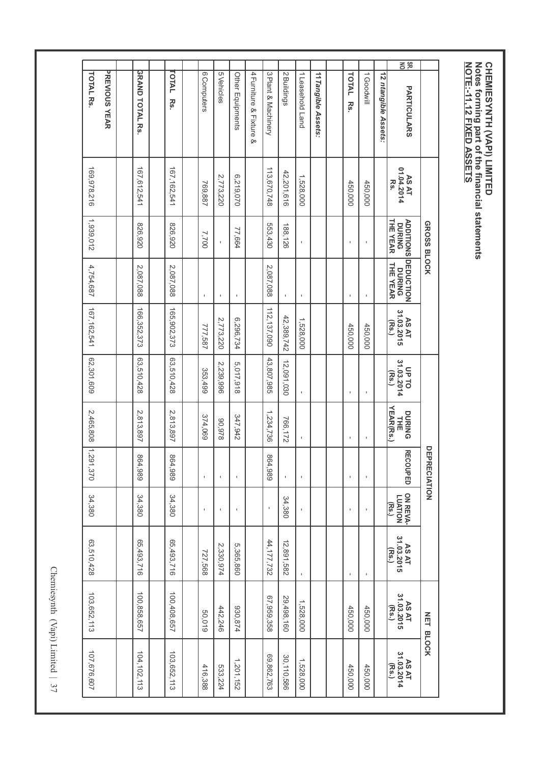**CHEMIESYNTH (VAPI) LIMITED**
**Notes forming part of the financial statements**
**NOTE:-11,12 FIXED ASSETS**

| SR. NO | PARTICULARS | GROSS BLOCK | | | | DEPRECIATION | | | | | NET BLOCK | |
|---|---|---|---|---|---|---|---|---|---|---|---|---|
| | | AS AT 01.04.2014 Rs. | ADDITIONS DURING THE YEAR | DEDUCTION DURING THE YEAR | AS AT 31.03.2015 (Rs.) | UP TO 31.03.2014 (Rs.) | DURING THE YEAR(Rs.) | RECOUPED | ON REVA-LUATION (Rs.) | AS AT 31.03.2015 (Rs.) | AS AT 31.03.2015 (Rs.) | AS AT 31.03.2014 (Rs.) |
| 12 | *ntangible Assets:* | | | | | | | | | | | |
| 1 | Goodwill | 450,000 | - | - | 450,000 | - | - | - | - | - | 450,000 | 450,000 |
| | TOTAL Rs. | 450,000 | - | - | 450,000 | - | - | - | - | - | 450,000 | 450,000 |
| | | | | | | | | | | | | |
| 11 | *Tangible Assets:* | | | | | | | | | | | |
| 1 | Leasehold Land | 1,528,000 | - | - | 1,528,000 | - | - | - | - | - | 1,528,000 | 1,528,000 |
| 2 | Buildings | 42,201,616 | 188,126 | - | 42,389,742 | 12,091,030 | 766,172 | - | 34,380 | 12,891,582 | 29,498,160 | 30,110,586 |
| 3 | Plant & Machinery | 113,670,748 | 553,430 | 2,087,088 | 112,137,090 | 43,807,985 | 1,234,736 | 864,989 | - | 44,177,732 | 67,959,358 | 69,862,763 |
| 4 | Furniture & Fixture & | | | | | | | | | | | |
| | Other Equipments | 6,219,070 | 77,664 | - | 6,296,734 | 5,017,918 | 347,942 | - | - | 5,365,860 | 930,874 | 1,201,152 |
| 5 | Vehicles | 2,773,220 | - | - | 2,773,220 | 2,239,996 | 90,978 | - | - | 2,330,974 | 442,246 | 533,224 |
| 6 | Computers | 769,887 | 7,700 | - | 777,587 | 353,499 | 374,069 | - | - | 727,568 | 50,019 | 416,388 |
| | | | | | | | | | | | | |
| | TOTAL Rs. | 167,162,541 | 826,920 | 2,087,088 | 165,902,373 | 63,510,428 | 2,813,897 | 864,989 | 34,380 | 65,493,716 | 100,408,657 | 103,652,113 |
| | | | | | | | | | | | | |
| | GRAND TOTAL Rs. | 167,612,541 | 826,920 | 2,087,088 | 166,352,373 | 63,510,428 | 2,813,897 | 864,989 | 34,380 | 65,493,716 | 100,858,657 | 104,102,113 |
| | | | | | | | | | | | | |
| | PREVIOUS YEAR | | | | | | | | | | | |
| | TOTAL Rs. | 169,978,216 | 1,939,012 | 4,754,687 | 167,162,541 | 62,301,609 | 2,465,808 | 1,291,370 | 34,380 | 63,510,428 | 103,652,113 | 107,676,607 |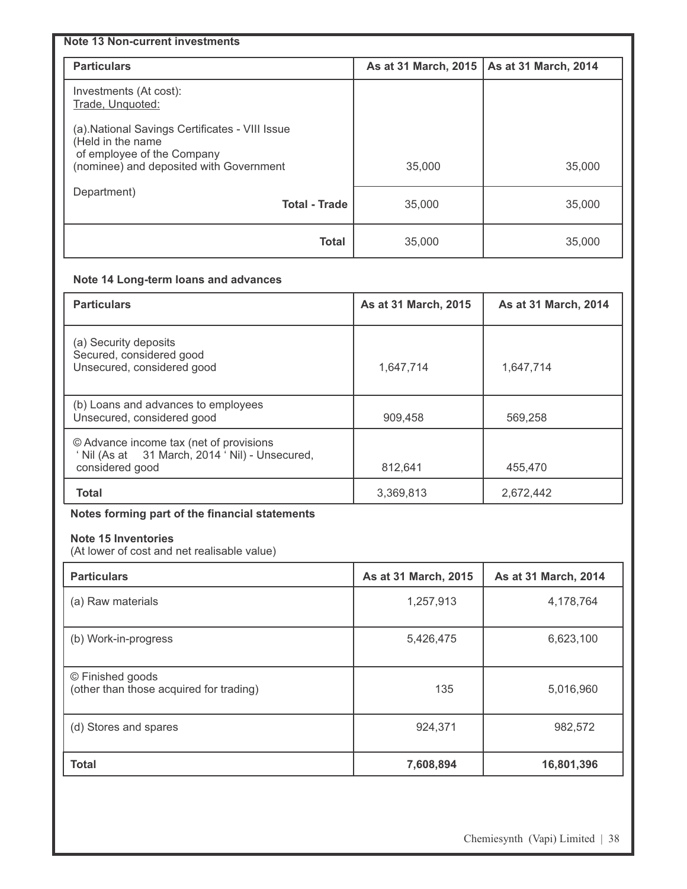**Note 13 Non-current investments**

| Particulars | As at 31 March, 2015 | As at 31 March, 2014 |
|---|---|---|
| Investments (At cost):<br>Trade, Unquoted:<br><br>(a).National Savings Certificates - VIII Issue (Held in the name of employee of the Company (nominee) and deposited with Government | 35,000 | 35,000 |
| Department) **Total - Trade** | 35,000 | 35,000 |
| **Total** | 35,000 | 35,000 |

**Note 14 Long-term loans and advances**

| Particulars | As at 31 March, 2015 | As at 31 March, 2014 |
|---|---|---|
| (a) Security deposits<br>Secured, considered good<br>Unsecured, considered good | 1,647,714 | 1,647,714 |
| (b) Loans and advances to employees<br>Unsecured, considered good | 909,458 | 569,258 |
| © Advance income tax (net of provisions ' Nil (As at 31 March, 2014 ' Nil) - Unsecured, considered good | 812,641 | 455,470 |
| **Total** | 3,369,813 | 2,672,442 |

**Notes forming part of the financial statements**

**Note 15 Inventories**
(At lower of cost and net realisable value)

| Particulars | As at 31 March, 2015 | As at 31 March, 2014 |
|---|---|---|
| (a) Raw materials | 1,257,913 | 4,178,764 |
| (b) Work-in-progress | 5,426,475 | 6,623,100 |
| © Finished goods<br>(other than those acquired for trading) | 135 | 5,016,960 |
| (d) Stores and spares | 924,371 | 982,572 |
| **Total** | **7,608,894** | **16,801,396** |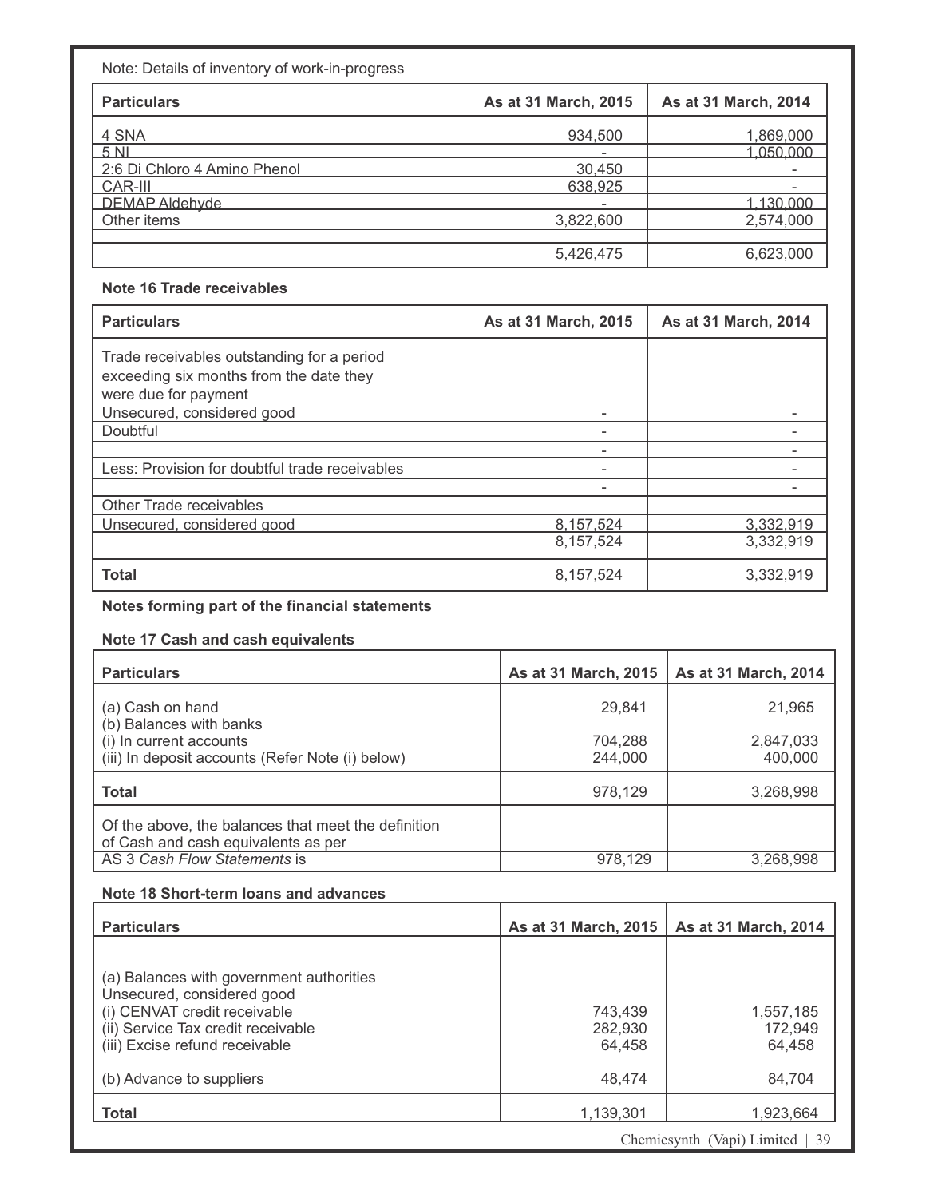Note: Details of inventory of work-in-progress

| Particulars | As at 31 March, 2015 | As at 31 March, 2014 |
|---|---|---|
| 4 SNA | 934,500 | 1,869,000 |
| 5 NI | - | 1,050,000 |
| 2:6 Di Chloro 4 Amino Phenol | 30,450 | - |
| CAR-III | 638,925 | - |
| DEMAP Aldehyde | - | 1,130,000 |
| Other items | 3,822,600 | 2,574,000 |
| | | |
| | 5,426,475 | 6,623,000 |

**Note 16 Trade receivables**

| Particulars | As at 31 March, 2015 | As at 31 March, 2014 |
|---|---|---|
| Trade receivables outstanding for a period exceeding six months from the date they were due for payment | | |
| Unsecured, considered good | - | - |
| Doubtful | - | - |
| | - | - |
| Less: Provision for doubtful trade receivables | - | - |
| | - | - |
| Other Trade receivables | | |
| Unsecured, considered good | 8,157,524 | 3,332,919 |
| | 8,157,524 | 3,332,919 |
| **Total** | 8,157,524 | 3,332,919 |

**Notes forming part of the financial statements**

**Note 17 Cash and cash equivalents**

| Particulars | As at 31 March, 2015 | As at 31 March, 2014 |
|---|---|---|
| (a) Cash on hand | 29,841 | 21,965 |
| (b) Balances with banks | | |
| (i) In current accounts | 704,288 | 2,847,033 |
| (iii) In deposit accounts (Refer Note (i) below) | 244,000 | 400,000 |
| **Total** | 978,129 | 3,268,998 |
| Of the above, the balances that meet the definition of Cash and cash equivalents as per AS 3 *Cash Flow Statements* is | 978,129 | 3,268,998 |

**Note 18 Short-term loans and advances**

| Particulars | As at 31 March, 2015 | As at 31 March, 2014 |
|---|---|---|
| (a) Balances with government authorities | | |
| Unsecured, considered good | | |
| (i) CENVAT credit receivable | 743,439 | 1,557,185 |
| (ii) Service Tax credit receivable | 282,930 | 172,949 |
| (iii) Excise refund receivable | 64,458 | 64,458 |
| (b) Advance to suppliers | 48,474 | 84,704 |
| **Total** | 1,139,301 | 1,923,664 |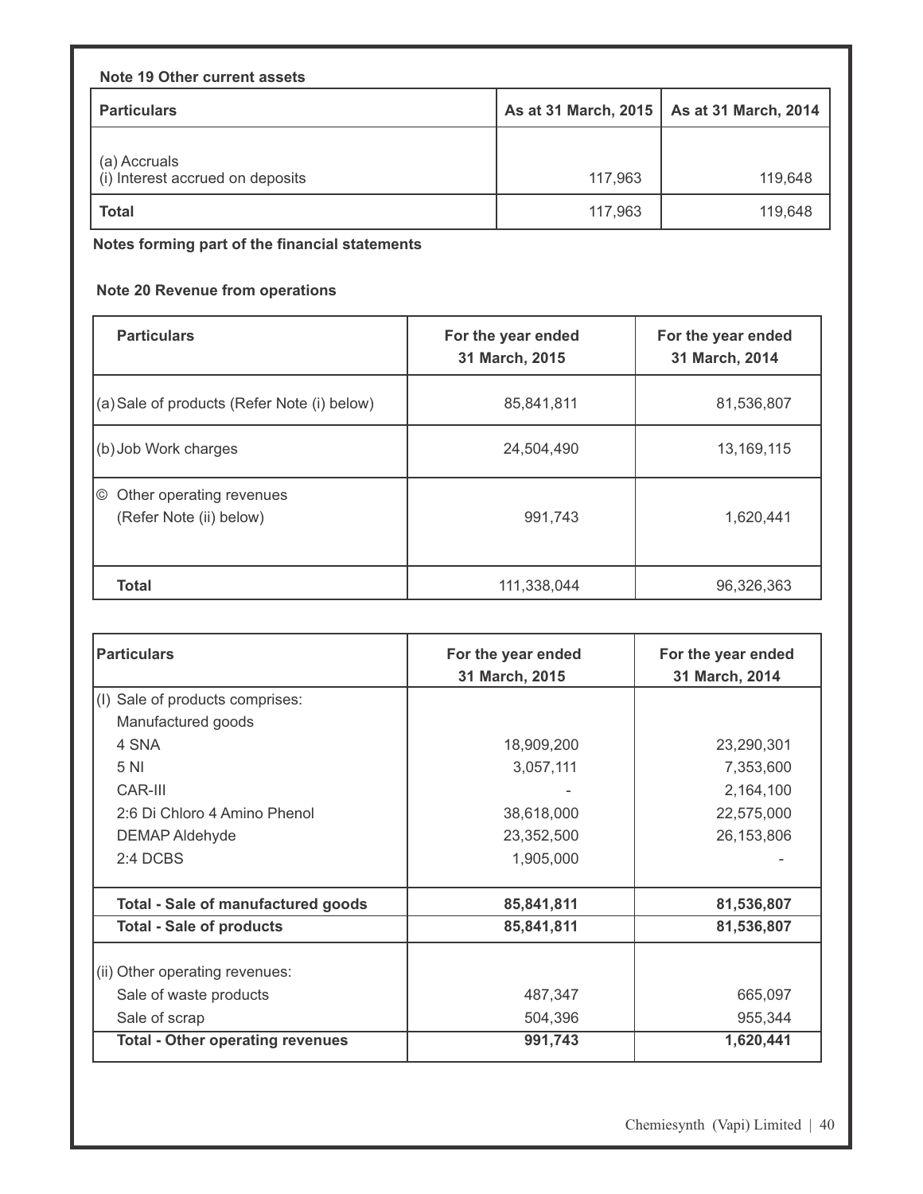**Note 19 Other current assets**

| Particulars | As at 31 March, 2015 | As at 31 March, 2014 |
|---|---|---|
| (a) Accruals<br>(i) Interest accrued on deposits | 117,963 | 119,648 |
| **Total** | 117,963 | 119,648 |

**Notes forming part of the financial statements**

**Note 20 Revenue from operations**

| Particulars | For the year ended 31 March, 2015 | For the year ended 31 March, 2014 |
|---|---|---|
| (a) Sale of products (Refer Note (i) below) | 85,841,811 | 81,536,807 |
| (b) Job Work charges | 24,504,490 | 13,169,115 |
| © Other operating revenues (Refer Note (ii) below) | 991,743 | 1,620,441 |
| **Total** | 111,338,044 | 96,326,363 |

| Particulars | For the year ended 31 March, 2015 | For the year ended 31 March, 2014 |
|---|---|---|
| (I) Sale of products comprises: | | |
| Manufactured goods | | |
| 4 SNA | 18,909,200 | 23,290,301 |
| 5 NI | 3,057,111 | 7,353,600 |
| CAR-III | - | 2,164,100 |
| 2:6 Di Chloro 4 Amino Phenol | 38,618,000 | 22,575,000 |
| DEMAP Aldehyde | 23,352,500 | 26,153,806 |
| 2:4 DCBS | 1,905,000 | - |
| **Total - Sale of manufactured goods** | **85,841,811** | **81,536,807** |
| **Total - Sale of products** | **85,841,811** | **81,536,807** |
| (ii) Other operating revenues: | | |
| Sale of waste products | 487,347 | 665,097 |
| Sale of scrap | 504,396 | 955,344 |
| **Total - Other operating revenues** | **991,743** | **1,620,441** |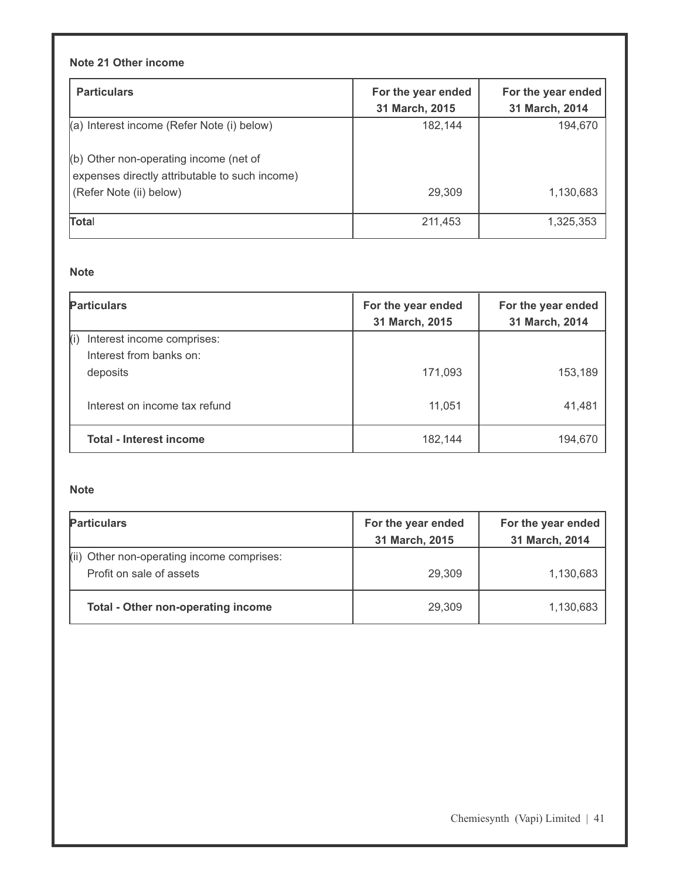**Note 21 Other income**

| Particulars | For the year ended 31 March, 2015 | For the year ended 31 March, 2014 |
|---|---|---|
| (a) Interest income (Refer Note (i) below) | 182,144 | 194,670 |
| (b) Other non-operating income (net of expenses directly attributable to such income) (Refer Note (ii) below) | 29,309 | 1,130,683 |
| **Total** | 211,453 | 1,325,353 |

**Note**

| Particulars | For the year ended 31 March, 2015 | For the year ended 31 March, 2014 |
|---|---|---|
| (i) Interest income comprises: | | |
| Interest from banks on: | | |
| deposits | 171,093 | 153,189 |
| Interest on income tax refund | 11,051 | 41,481 |
| **Total - Interest income** | 182,144 | 194,670 |

**Note**

| Particulars | For the year ended 31 March, 2015 | For the year ended 31 March, 2014 |
|---|---|---|
| (ii) Other non-operating income comprises: | | |
| Profit on sale of assets | 29,309 | 1,130,683 |
| **Total - Other non-operating income** | 29,309 | 1,130,683 |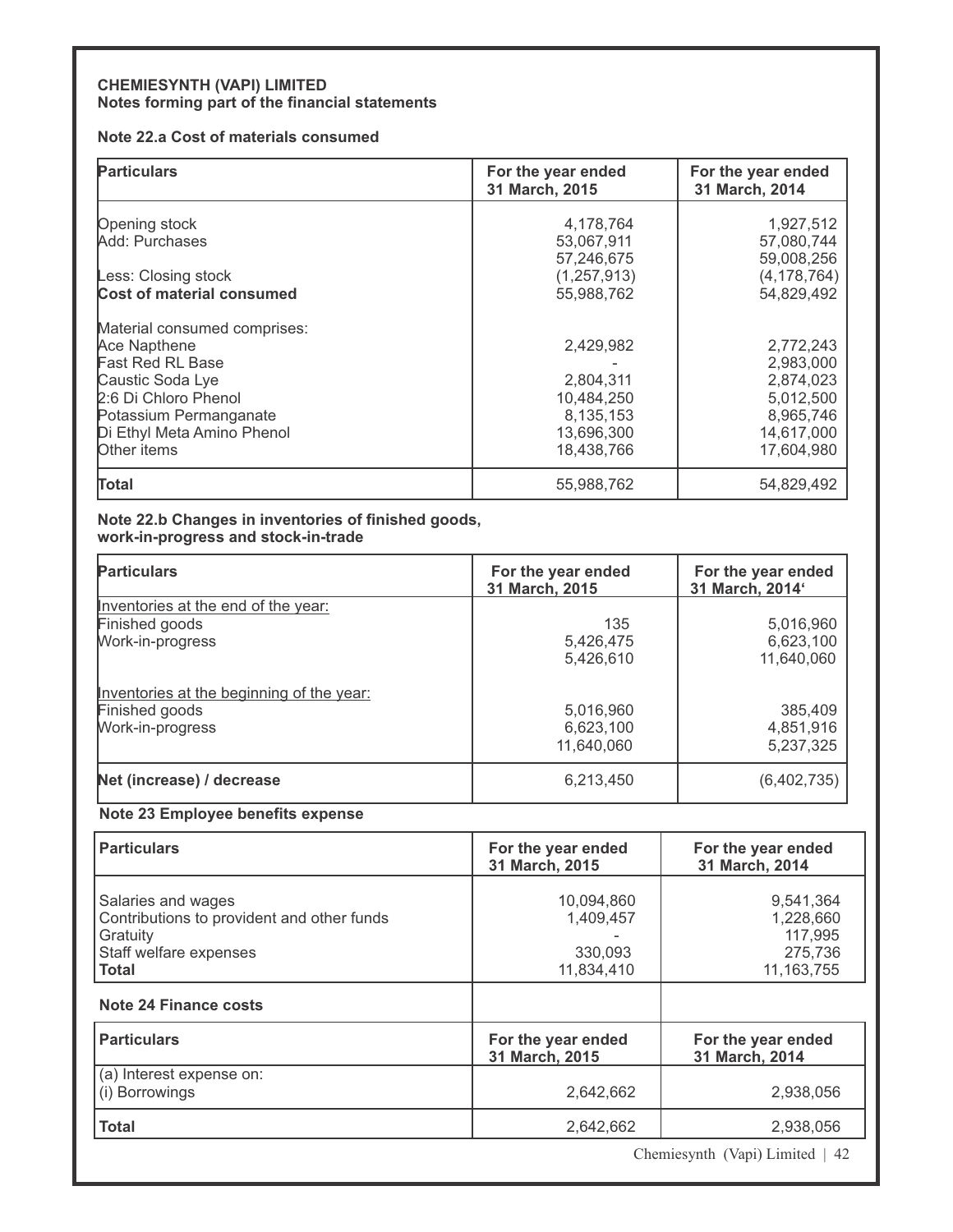**CHEMIESYNTH (VAPI) LIMITED**
**Notes forming part of the financial statements**

**Note 22.a Cost of materials consumed**

| Particulars | For the year ended 31 March, 2015 | For the year ended 31 March, 2014 |
|---|---|---|
| Opening stock | 4,178,764 | 1,927,512 |
| Add: Purchases | 53,067,911 | 57,080,744 |
| | 57,246,675 | 59,008,256 |
| Less: Closing stock | (1,257,913) | (4,178,764) |
| **Cost of material consumed** | 55,988,762 | 54,829,492 |
| Material consumed comprises: | | |
| Ace Napthene | 2,429,982 | 2,772,243 |
| Fast Red RL Base | - | 2,983,000 |
| Caustic Soda Lye | 2,804,311 | 2,874,023 |
| 2:6 Di Chloro Phenol | 10,484,250 | 5,012,500 |
| Potassium Permanganate | 8,135,153 | 8,965,746 |
| Di Ethyl Meta Amino Phenol | 13,696,300 | 14,617,000 |
| Other items | 18,438,766 | 17,604,980 |
| **Total** | 55,988,762 | 54,829,492 |

**Note 22.b Changes in inventories of finished goods, work-in-progress and stock-in-trade**

| Particulars | For the year ended 31 March, 2015 | For the year ended 31 March, 2014' |
|---|---|---|
| Inventories at the end of the year: | | |
| Finished goods | 135 | 5,016,960 |
| Work-in-progress | 5,426,475 | 6,623,100 |
| | 5,426,610 | 11,640,060 |
| Inventories at the beginning of the year: | | |
| Finished goods | 5,016,960 | 385,409 |
| Work-in-progress | 6,623,100 | 4,851,916 |
| | 11,640,060 | 5,237,325 |
| **Net (increase) / decrease** | 6,213,450 | (6,402,735) |

**Note 23 Employee benefits expense**

| Particulars | For the year ended 31 March, 2015 | For the year ended 31 March, 2014 |
|---|---|---|
| Salaries and wages | 10,094,860 | 9,541,364 |
| Contributions to provident and other funds | 1,409,457 | 1,228,660 |
| Gratuity | - | 117,995 |
| Staff welfare expenses | 330,093 | 275,736 |
| **Total** | 11,834,410 | 11,163,755 |

**Note 24 Finance costs**

| Particulars | For the year ended 31 March, 2015 | For the year ended 31 March, 2014 |
|---|---|---|
| (a) Interest expense on: | | |
| (i) Borrowings | 2,642,662 | 2,938,056 |
| **Total** | 2,642,662 | 2,938,056 |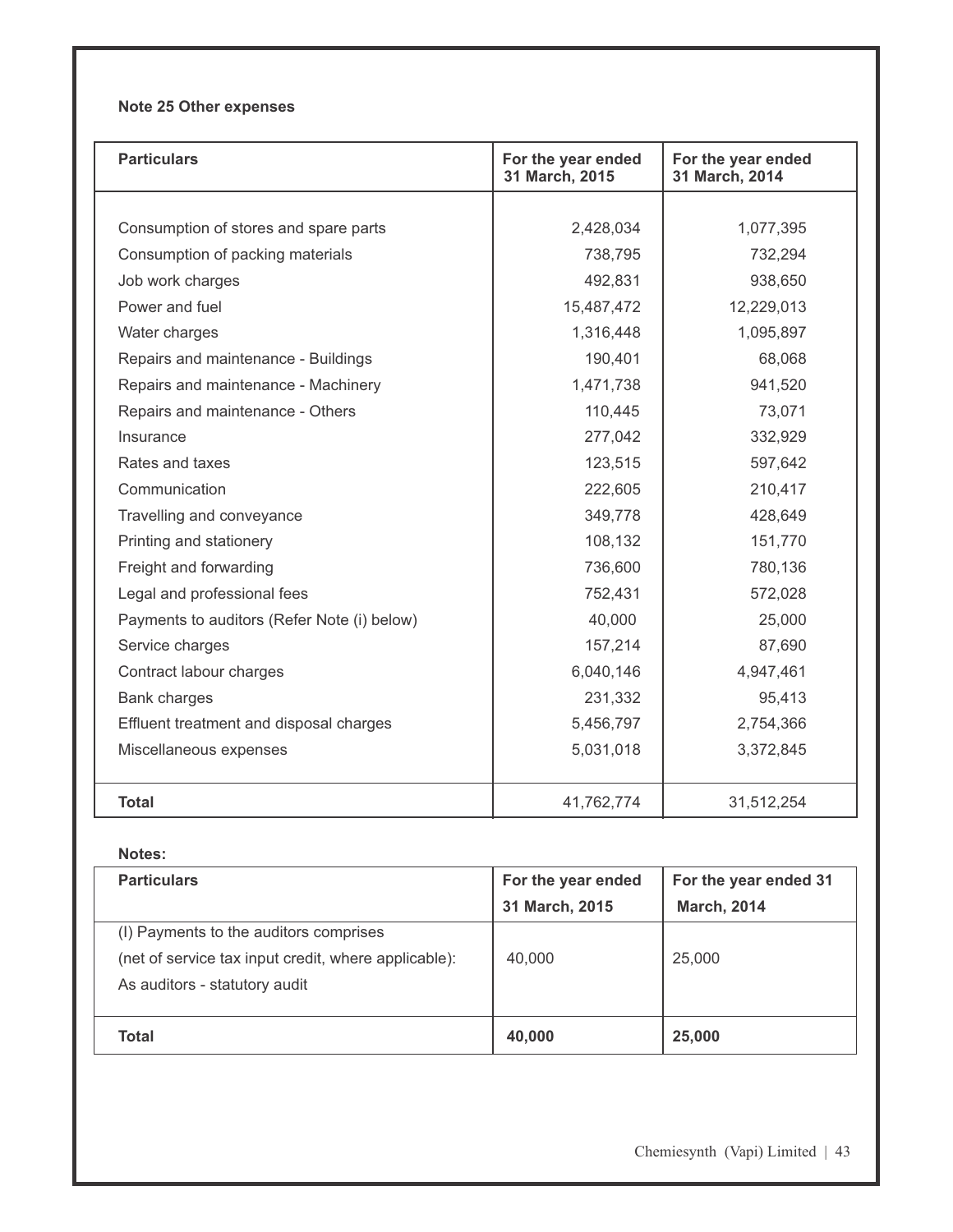**Note 25 Other expenses**

| Particulars | For the year ended 31 March, 2015 | For the year ended 31 March, 2014 |
|---|---|---|
| Consumption of stores and spare parts | 2,428,034 | 1,077,395 |
| Consumption of packing materials | 738,795 | 732,294 |
| Job work charges | 492,831 | 938,650 |
| Power and fuel | 15,487,472 | 12,229,013 |
| Water charges | 1,316,448 | 1,095,897 |
| Repairs and maintenance - Buildings | 190,401 | 68,068 |
| Repairs and maintenance - Machinery | 1,471,738 | 941,520 |
| Repairs and maintenance - Others | 110,445 | 73,071 |
| Insurance | 277,042 | 332,929 |
| Rates and taxes | 123,515 | 597,642 |
| Communication | 222,605 | 210,417 |
| Travelling and conveyance | 349,778 | 428,649 |
| Printing and stationery | 108,132 | 151,770 |
| Freight and forwarding | 736,600 | 780,136 |
| Legal and professional fees | 752,431 | 572,028 |
| Payments to auditors (Refer Note (i) below) | 40,000 | 25,000 |
| Service charges | 157,214 | 87,690 |
| Contract labour charges | 6,040,146 | 4,947,461 |
| Bank charges | 231,332 | 95,413 |
| Effluent treatment and disposal charges | 5,456,797 | 2,754,366 |
| Miscellaneous expenses | 5,031,018 | 3,372,845 |
| **Total** | 41,762,774 | 31,512,254 |

**Notes:**

| Particulars | For the year ended 31 March, 2015 | For the year ended 31 March, 2014 |
|---|---|---|
| (I) Payments to the auditors comprises (net of service tax input credit, where applicable): As auditors - statutory audit | 40,000 | 25,000 |
| **Total** | **40,000** | **25,000** |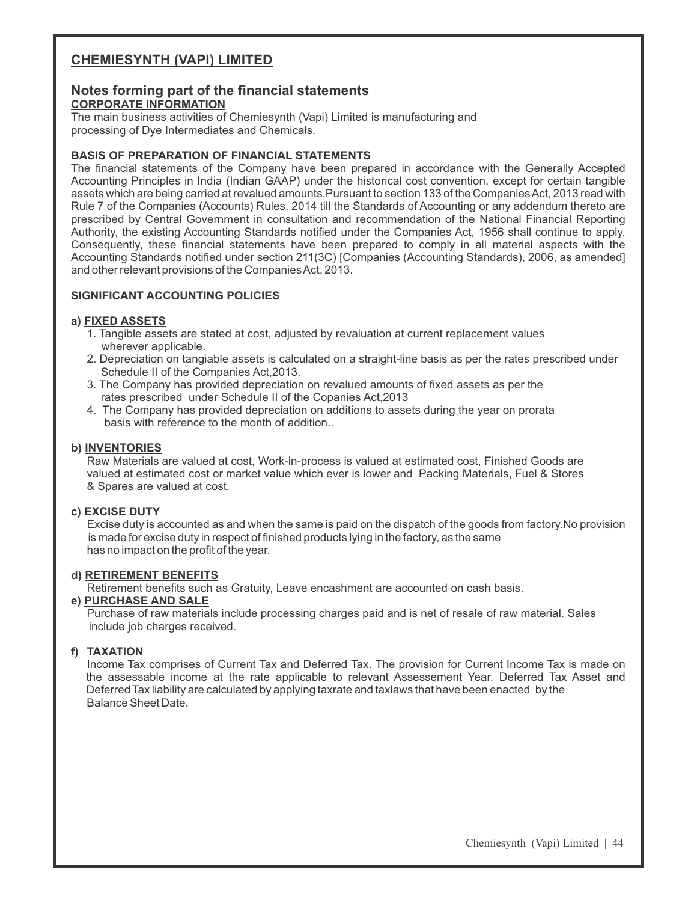## CHEMIESYNTH (VAPI) LIMITED

### Notes forming part of the financial statements

**CORPORATE INFORMATION**

The main business activities of Chemiesynth (Vapi) Limited is manufacturing and processing of Dye Intermediates and Chemicals.

**BASIS OF PREPARATION OF FINANCIAL STATEMENTS**

The financial statements of the Company have been prepared in accordance with the Generally Accepted Accounting Principles in India (Indian GAAP) under the historical cost convention, except for certain tangible assets which are being carried at revalued amounts.Pursuant to section 133 of the Companies Act, 2013 read with Rule 7 of the Companies (Accounts) Rules, 2014 till the Standards of Accounting or any addendum thereto are prescribed by Central Government in consultation and recommendation of the National Financial Reporting Authority, the existing Accounting Standards notified under the Companies Act, 1956 shall continue to apply. Consequently, these financial statements have been prepared to comply in all material aspects with the Accounting Standards notified under section 211(3C) [Companies (Accounting Standards), 2006, as amended] and other relevant provisions of the Companies Act, 2013.

**SIGNIFICANT ACCOUNTING POLICIES**

**a) FIXED ASSETS**

1. Tangible assets are stated at cost, adjusted by revaluation at current replacement values wherever applicable.
2. Depreciation on tangiable assets is calculated on a straight-line basis as per the rates prescribed under Schedule II of the Companies Act,2013.
3. The Company has provided depreciation on revalued amounts of fixed assets as per the rates prescribed under Schedule II of the Copanies Act,2013
4. The Company has provided depreciation on additions to assets during the year on prorata basis with reference to the month of addition..

**b) INVENTORIES**

Raw Materials are valued at cost, Work-in-process is valued at estimated cost, Finished Goods are valued at estimated cost or market value which ever is lower and Packing Materials, Fuel & Stores & Spares are valued at cost.

**c) EXCISE DUTY**

Excise duty is accounted as and when the same is paid on the dispatch of the goods from factory.No provision is made for excise duty in respect of finished products lying in the factory, as the same has no impact on the profit of the year.

**d) RETIREMENT BENEFITS**

Retirement benefits such as Gratuity, Leave encashment are accounted on cash basis.

**e) PURCHASE AND SALE**

Purchase of raw materials include processing charges paid and is net of resale of raw material. Sales include job charges received.

**f) TAXATION**

Income Tax comprises of Current Tax and Deferred Tax. The provision for Current Income Tax is made on the assessable income at the rate applicable to relevant Assessement Year. Deferred Tax Asset and Deferred Tax liability are calculated by applying taxrate and taxlaws that have been enacted by the Balance Sheet Date.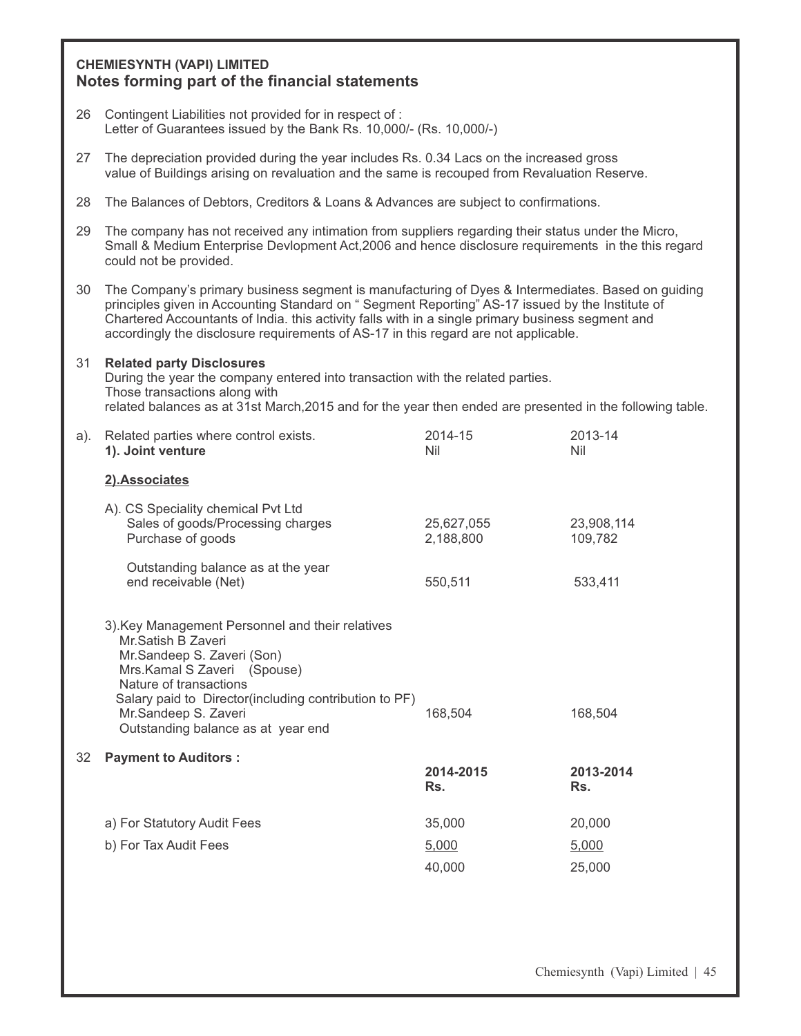**CHEMIESYNTH (VAPI) LIMITED**

## Notes forming part of the financial statements

26 Contingent Liabilities not provided for in respect of :
Letter of Guarantees issued by the Bank Rs. 10,000/- (Rs. 10,000/-)

27 The depreciation provided during the year includes Rs. 0.34 Lacs on the increased gross value of Buildings arising on revaluation and the same is recouped from Revaluation Reserve.

28 The Balances of Debtors, Creditors & Loans & Advances are subject to confirmations.

29 The company has not received any intimation from suppliers regarding their status under the Micro, Small & Medium Enterprise Devlopment Act,2006 and hence disclosure requirements in the this regard could not be provided.

30 The Company's primary business segment is manufacturing of Dyes & Intermediates. Based on guiding principles given in Accounting Standard on " Segment Reporting" AS-17 issued by the Institute of Chartered Accountants of India. this activity falls with in a single primary business segment and accordingly the disclosure requirements of AS-17 in this regard are not applicable.

31 **Related party Disclosures**
During the year the company entered into transaction with the related parties.
Those transactions along with
related balances as at 31st March,2015 and for the year then ended are presented in the following table.

| a). Related parties where control exists. | 2014-15 | 2013-14 |
|---|---|---|
| **1). Joint venture** | Nil | Nil |
| **2).Associates** | | |
| A). CS Speciality chemical Pvt Ltd | | |
| Sales of goods/Processing charges | 25,627,055 | 23,908,114 |
| Purchase of goods | 2,188,800 | 109,782 |
| Outstanding balance as at the year end receivable (Net) | 550,511 | 533,411 |
| 3).Key Management Personnel and their relatives | | |
| Mr.Satish B Zaveri | | |
| Mr.Sandeep S. Zaveri (Son) | | |
| Mrs.Kamal S Zaveri (Spouse) | | |
| Nature of transactions | | |
| Salary paid to Director(including contribution to PF) | | |
| Mr.Sandeep S. Zaveri | 168,504 | 168,504 |
| Outstanding balance as at year end | | |

32 **Payment to Auditors :**

| | **2014-2015 Rs.** | **2013-2014 Rs.** |
|---|---|---|
| a) For Statutory Audit Fees | 35,000 | 20,000 |
| b) For Tax Audit Fees | 5,000 | 5,000 |
| | 40,000 | 25,000 |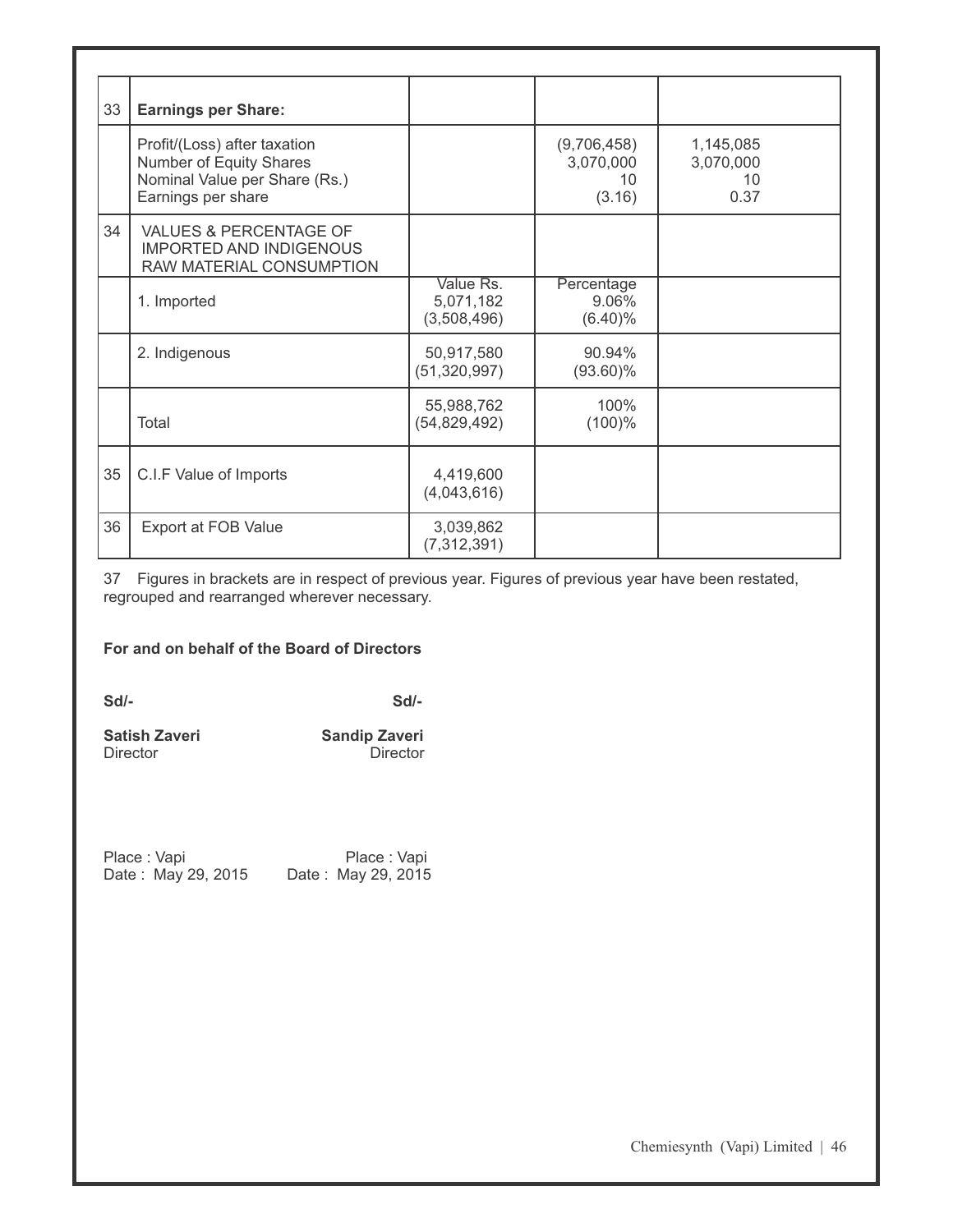| | | | | |
|---|---|---|---|---|
| 33 | **Earnings per Share:** | | | |
| | Profit/(Loss) after taxation<br>Number of Equity Shares<br>Nominal Value per Share (Rs.)<br>Earnings per share | | (9,706,458)<br>3,070,000<br>10<br>(3.16) | 1,145,085<br>3,070,000<br>10<br>0.37 |
| 34 | VALUES & PERCENTAGE OF IMPORTED AND INDIGENOUS RAW MATERIAL CONSUMPTION | | | |
| | 1. Imported | Value Rs.<br>5,071,182<br>(3,508,496) | Percentage<br>9.06%<br>(6.40)% | |
| | 2. Indigenous | 50,917,580<br>(51,320,997) | 90.94%<br>(93.60)% | |
| | Total | 55,988,762<br>(54,829,492) | 100%<br>(100)% | |
| 35 | C.I.F Value of Imports | 4,419,600<br>(4,043,616) | | |
| 36 | Export at FOB Value | 3,039,862<br>(7,312,391) | | |

37 Figures in brackets are in respect of previous year. Figures of previous year have been restated, regrouped and rearranged wherever necessary.

**For and on behalf of the Board of Directors**

**Sd/-** **Sd/-**

**Satish Zaveri** **Sandip Zaveri**
Director Director

Place : Vapi Place : Vapi
Date : May 29, 2015 Date : May 29, 2015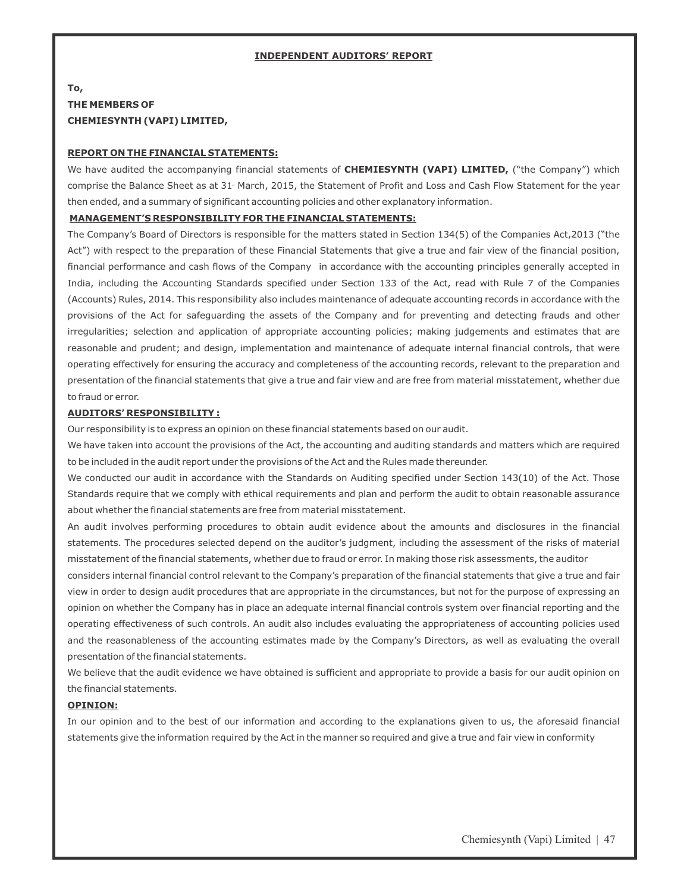## INDEPENDENT AUDITORS' REPORT

**To,**
**THE MEMBERS OF**
**CHEMIESYNTH (VAPI) LIMITED,**

### REPORT ON THE FINANCIAL STATEMENTS:

We have audited the accompanying financial statements of **CHEMIESYNTH (VAPI) LIMITED,** ("the Company") which comprise the Balance Sheet as at 31st March, 2015, the Statement of Profit and Loss and Cash Flow Statement for the year then ended, and a summary of significant accounting policies and other explanatory information.

### MANAGEMENT'S RESPONSIBILITY FOR THE FINANCIAL STATEMENTS:

The Company's Board of Directors is responsible for the matters stated in Section 134(5) of the Companies Act,2013 ("the Act") with respect to the preparation of these Financial Statements that give a true and fair view of the financial position, financial performance and cash flows of the Company in accordance with the accounting principles generally accepted in India, including the Accounting Standards specified under Section 133 of the Act, read with Rule 7 of the Companies (Accounts) Rules, 2014. This responsibility also includes maintenance of adequate accounting records in accordance with the provisions of the Act for safeguarding the assets of the Company and for preventing and detecting frauds and other irregularities; selection and application of appropriate accounting policies; making judgements and estimates that are reasonable and prudent; and design, implementation and maintenance of adequate internal financial controls, that were operating effectively for ensuring the accuracy and completeness of the accounting records, relevant to the preparation and presentation of the financial statements that give a true and fair view and are free from material misstatement, whether due to fraud or error.

### AUDITORS' RESPONSIBILITY :

Our responsibility is to express an opinion on these financial statements based on our audit.

We have taken into account the provisions of the Act, the accounting and auditing standards and matters which are required to be included in the audit report under the provisions of the Act and the Rules made thereunder.

We conducted our audit in accordance with the Standards on Auditing specified under Section 143(10) of the Act. Those Standards require that we comply with ethical requirements and plan and perform the audit to obtain reasonable assurance about whether the financial statements are free from material misstatement.

An audit involves performing procedures to obtain audit evidence about the amounts and disclosures in the financial statements. The procedures selected depend on the auditor's judgment, including the assessment of the risks of material misstatement of the financial statements, whether due to fraud or error. In making those risk assessments, the auditor considers internal financial control relevant to the Company's preparation of the financial statements that give a true and fair view in order to design audit procedures that are appropriate in the circumstances, but not for the purpose of expressing an opinion on whether the Company has in place an adequate internal financial controls system over financial reporting and the operating effectiveness of such controls. An audit also includes evaluating the appropriateness of accounting policies used and the reasonableness of the accounting estimates made by the Company's Directors, as well as evaluating the overall presentation of the financial statements.

We believe that the audit evidence we have obtained is sufficient and appropriate to provide a basis for our audit opinion on the financial statements.

### OPINION:

In our opinion and to the best of our information and according to the explanations given to us, the aforesaid financial statements give the information required by the Act in the manner so required and give a true and fair view in conformity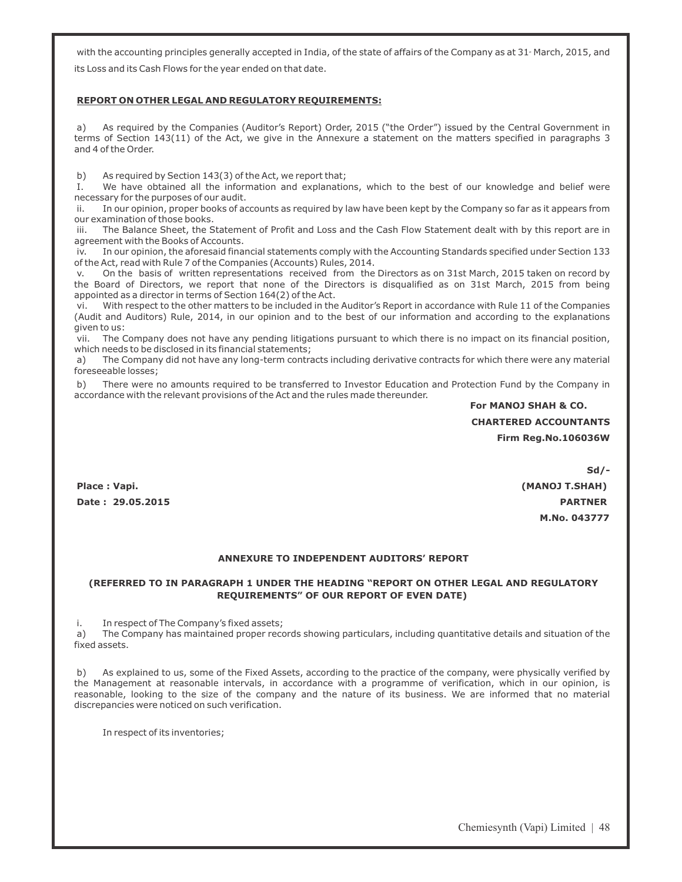with the accounting principles generally accepted in India, of the state of affairs of the Company as at 31st March, 2015, and its Loss and its Cash Flows for the year ended on that date.

**REPORT ON OTHER LEGAL AND REGULATORY REQUIREMENTS:**

a) As required by the Companies (Auditor's Report) Order, 2015 ("the Order") issued by the Central Government in terms of Section 143(11) of the Act, we give in the Annexure a statement on the matters specified in paragraphs 3 and 4 of the Order.

b) As required by Section 143(3) of the Act, we report that;

I. We have obtained all the information and explanations, which to the best of our knowledge and belief were necessary for the purposes of our audit.

ii. In our opinion, proper books of accounts as required by law have been kept by the Company so far as it appears from our examination of those books.

iii. The Balance Sheet, the Statement of Profit and Loss and the Cash Flow Statement dealt with by this report are in agreement with the Books of Accounts.

iv. In our opinion, the aforesaid financial statements comply with the Accounting Standards specified under Section 133 of the Act, read with Rule 7 of the Companies (Accounts) Rules, 2014.

v. On the basis of written representations received from the Directors as on 31st March, 2015 taken on record by the Board of Directors, we report that none of the Directors is disqualified as on 31st March, 2015 from being appointed as a director in terms of Section 164(2) of the Act.

vi. With respect to the other matters to be included in the Auditor's Report in accordance with Rule 11 of the Companies (Audit and Auditors) Rule, 2014, in our opinion and to the best of our information and according to the explanations given to us:

vii. The Company does not have any pending litigations pursuant to which there is no impact on its financial position, which needs to be disclosed in its financial statements;

a) The Company did not have any long-term contracts including derivative contracts for which there were any material foreseeable losses;

b) There were no amounts required to be transferred to Investor Education and Protection Fund by the Company in accordance with the relevant provisions of the Act and the rules made thereunder.

**For MANOJ SHAH & CO.**
**CHARTERED ACCOUNTANTS**
**Firm Reg.No.106036W**

**Sd/-**

**Place : Vapi.** **(MANOJ T.SHAH)**
**Date : 29.05.2015** **PARTNER**
**M.No. 043777**

**ANNEXURE TO INDEPENDENT AUDITORS' REPORT**

**(REFERRED TO IN PARAGRAPH 1 UNDER THE HEADING "REPORT ON OTHER LEGAL AND REGULATORY REQUIREMENTS" OF OUR REPORT OF EVEN DATE)**

i. In respect of The Company's fixed assets;

a) The Company has maintained proper records showing particulars, including quantitative details and situation of the fixed assets.

b) As explained to us, some of the Fixed Assets, according to the practice of the company, were physically verified by the Management at reasonable intervals, in accordance with a programme of verification, which in our opinion, is reasonable, looking to the size of the company and the nature of its business. We are informed that no material discrepancies were noticed on such verification.

In respect of its inventories;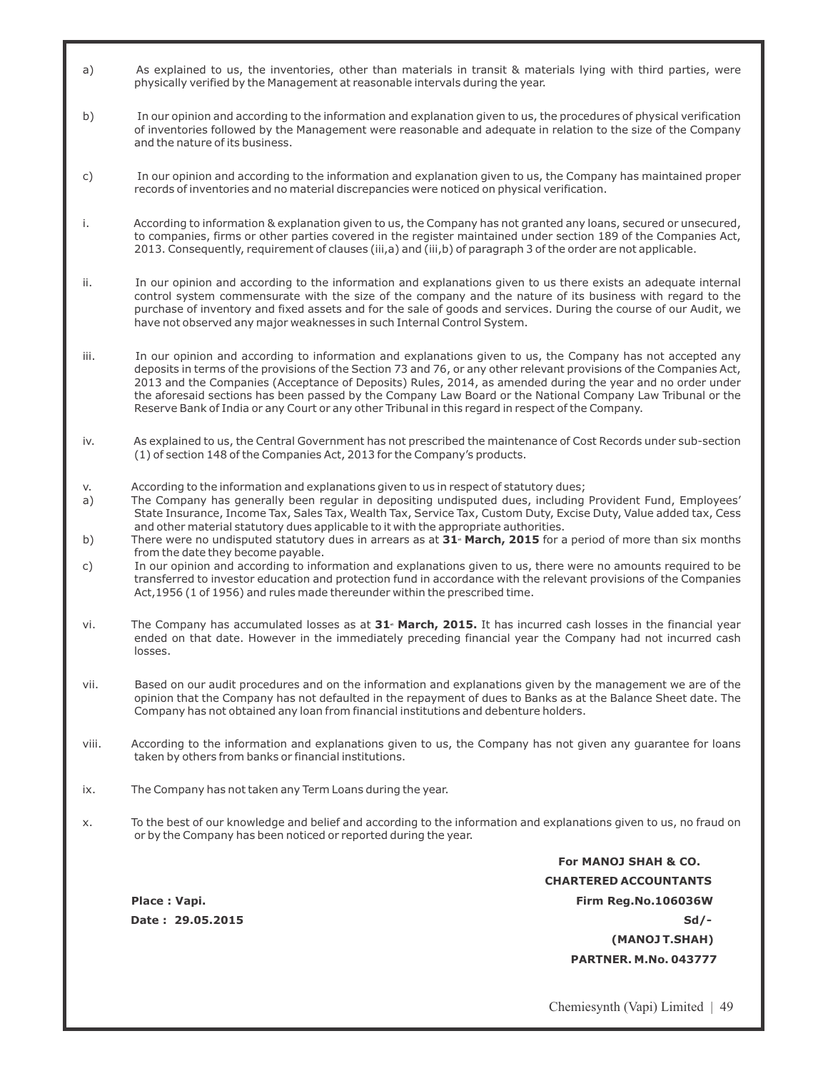a) As explained to us, the inventories, other than materials in transit & materials lying with third parties, were physically verified by the Management at reasonable intervals during the year.

b) In our opinion and according to the information and explanation given to us, the procedures of physical verification of inventories followed by the Management were reasonable and adequate in relation to the size of the Company and the nature of its business.

c) In our opinion and according to the information and explanation given to us, the Company has maintained proper records of inventories and no material discrepancies were noticed on physical verification.

i. According to information & explanation given to us, the Company has not granted any loans, secured or unsecured, to companies, firms or other parties covered in the register maintained under section 189 of the Companies Act, 2013. Consequently, requirement of clauses (iii,a) and (iii,b) of paragraph 3 of the order are not applicable.

ii. In our opinion and according to the information and explanations given to us there exists an adequate internal control system commensurate with the size of the company and the nature of its business with regard to the purchase of inventory and fixed assets and for the sale of goods and services. During the course of our Audit, we have not observed any major weaknesses in such Internal Control System.

iii. In our opinion and according to information and explanations given to us, the Company has not accepted any deposits in terms of the provisions of the Section 73 and 76, or any other relevant provisions of the Companies Act, 2013 and the Companies (Acceptance of Deposits) Rules, 2014, as amended during the year and no order under the aforesaid sections has been passed by the Company Law Board or the National Company Law Tribunal or the Reserve Bank of India or any Court or any other Tribunal in this regard in respect of the Company.

iv. As explained to us, the Central Government has not prescribed the maintenance of Cost Records under sub-section (1) of section 148 of the Companies Act, 2013 for the Company's products.

v. According to the information and explanations given to us in respect of statutory dues;

a) The Company has generally been regular in depositing undisputed dues, including Provident Fund, Employees' State Insurance, Income Tax, Sales Tax, Wealth Tax, Service Tax, Custom Duty, Excise Duty, Value added tax, Cess and other material statutory dues applicable to it with the appropriate authorities.

b) There were no undisputed statutory dues in arrears as at **31st March, 2015** for a period of more than six months from the date they become payable.

c) In our opinion and according to information and explanations given to us, there were no amounts required to be transferred to investor education and protection fund in accordance with the relevant provisions of the Companies Act,1956 (1 of 1956) and rules made thereunder within the prescribed time.

vi. The Company has accumulated losses as at **31st March, 2015.** It has incurred cash losses in the financial year ended on that date. However in the immediately preceding financial year the Company had not incurred cash losses.

vii. Based on our audit procedures and on the information and explanations given by the management we are of the opinion that the Company has not defaulted in the repayment of dues to Banks as at the Balance Sheet date. The Company has not obtained any loan from financial institutions and debenture holders.

viii. According to the information and explanations given to us, the Company has not given any guarantee for loans taken by others from banks or financial institutions.

ix. The Company has not taken any Term Loans during the year.

x. To the best of our knowledge and belief and according to the information and explanations given to us, no fraud on or by the Company has been noticed or reported during the year.

**For MANOJ SHAH & CO.**
**CHARTERED ACCOUNTANTS**
**Firm Reg.No.106036W**
**Sd/-**
**(MANOJ T.SHAH)**
**PARTNER. M.No. 043777**

**Place : Vapi.**
**Date : 29.05.2015**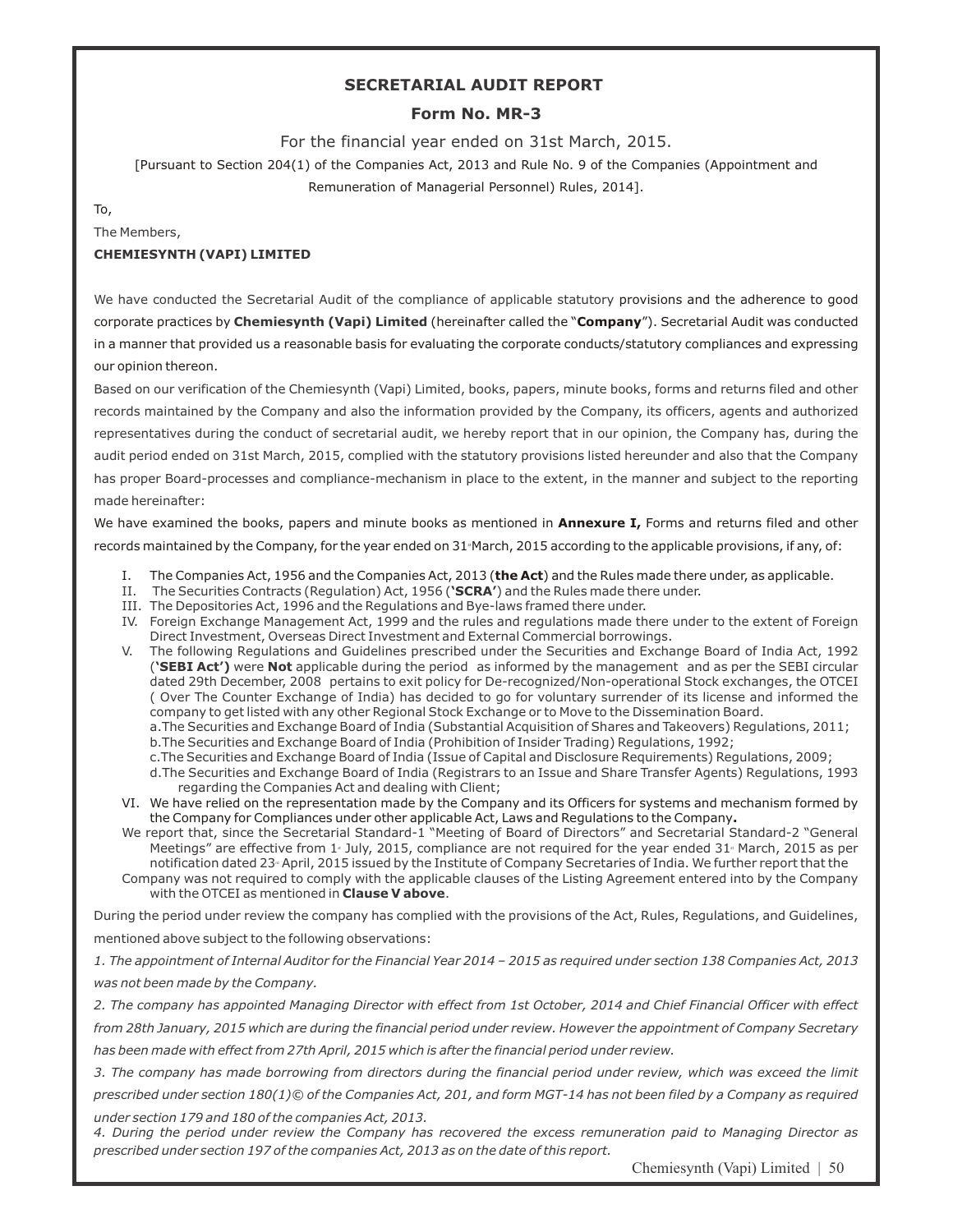## SECRETARIAL AUDIT REPORT

### Form No. MR-3

For the financial year ended on 31st March, 2015.

[Pursuant to Section 204(1) of the Companies Act, 2013 and Rule No. 9 of the Companies (Appointment and Remuneration of Managerial Personnel) Rules, 2014].

To,

The Members,

**CHEMIESYNTH (VAPI) LIMITED**

We have conducted the Secretarial Audit of the compliance of applicable statutory provisions and the adherence to good corporate practices by **Chemiesynth (Vapi) Limited** (hereinafter called the "**Company**"). Secretarial Audit was conducted in a manner that provided us a reasonable basis for evaluating the corporate conducts/statutory compliances and expressing our opinion thereon.

Based on our verification of the Chemiesynth (Vapi) Limited, books, papers, minute books, forms and returns filed and other records maintained by the Company and also the information provided by the Company, its officers, agents and authorized representatives during the conduct of secretarial audit, we hereby report that in our opinion, the Company has, during the audit period ended on 31st March, 2015, complied with the statutory provisions listed hereunder and also that the Company has proper Board-processes and compliance-mechanism in place to the extent, in the manner and subject to the reporting made hereinafter:

We have examined the books, papers and minute books as mentioned in **Annexure I,** Forms and returns filed and other records maintained by the Company, for the year ended on 31st March, 2015 according to the applicable provisions, if any, of:

I. The Companies Act, 1956 and the Companies Act, 2013 (**the Act**) and the Rules made there under, as applicable.

II. The Securities Contracts (Regulation) Act, 1956 (**'SCRA'**) and the Rules made there under.

III. The Depositories Act, 1996 and the Regulations and Bye-laws framed there under.

IV. Foreign Exchange Management Act, 1999 and the rules and regulations made there under to the extent of Foreign Direct Investment, Overseas Direct Investment and External Commercial borrowings.

V. The following Regulations and Guidelines prescribed under the Securities and Exchange Board of India Act, 1992 (**'SEBI Act')** were **Not** applicable during the period as informed by the management and as per the SEBI circular dated 29th December, 2008 pertains to exit policy for De-recognized/Non-operational Stock exchanges, the OTCEI ( Over The Counter Exchange of India) has decided to go for voluntary surrender of its license and informed the company to get listed with any other Regional Stock Exchange or to Move to the Dissemination Board.

a. The Securities and Exchange Board of India (Substantial Acquisition of Shares and Takeovers) Regulations, 2011;

b. The Securities and Exchange Board of India (Prohibition of Insider Trading) Regulations, 1992;

c. The Securities and Exchange Board of India (Issue of Capital and Disclosure Requirements) Regulations, 2009;

d. The Securities and Exchange Board of India (Registrars to an Issue and Share Transfer Agents) Regulations, 1993 regarding the Companies Act and dealing with Client;

VI. We have relied on the representation made by the Company and its Officers for systems and mechanism formed by the Company for Compliances under other applicable Act, Laws and Regulations to the Company**.**

We report that, since the Secretarial Standard-1 "Meeting of Board of Directors" and Secretarial Standard-2 "General Meetings" are effective from 1st July, 2015, compliance are not required for the year ended 31st March, 2015 as per notification dated 23rd April, 2015 issued by the Institute of Company Secretaries of India. We further report that the Company was not required to comply with the applicable clauses of the Listing Agreement entered into by the Company with the OTCEI as mentioned in **Clause V above**.

During the period under review the company has complied with the provisions of the Act, Rules, Regulations, and Guidelines, mentioned above subject to the following observations:

*1. The appointment of Internal Auditor for the Financial Year 2014 – 2015 as required under section 138 Companies Act, 2013 was not been made by the Company.*

*2. The company has appointed Managing Director with effect from 1st October, 2014 and Chief Financial Officer with effect from 28th January, 2015 which are during the financial period under review. However the appointment of Company Secretary has been made with effect from 27th April, 2015 which is after the financial period under review.*

*3. The company has made borrowing from directors during the financial period under review, which was exceed the limit prescribed under section 180(1)© of the Companies Act, 201, and form MGT-14 has not been filed by a Company as required under section 179 and 180 of the companies Act, 2013.*

*4. During the period under review the Company has recovered the excess remuneration paid to Managing Director as prescribed under section 197 of the companies Act, 2013 as on the date of this report.*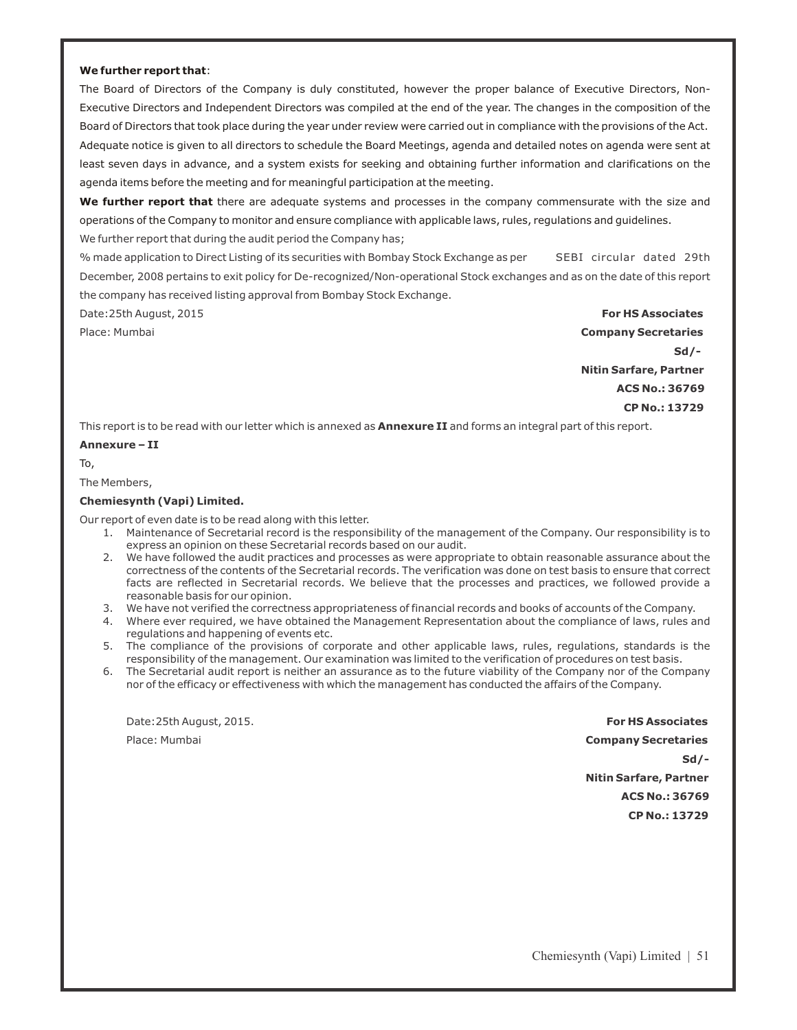**We further report that**:

The Board of Directors of the Company is duly constituted, however the proper balance of Executive Directors, Non-Executive Directors and Independent Directors was compiled at the end of the year. The changes in the composition of the Board of Directors that took place during the year under review were carried out in compliance with the provisions of the Act.

Adequate notice is given to all directors to schedule the Board Meetings, agenda and detailed notes on agenda were sent at least seven days in advance, and a system exists for seeking and obtaining further information and clarifications on the agenda items before the meeting and for meaningful participation at the meeting.

**We further report that** there are adequate systems and processes in the company commensurate with the size and operations of the Company to monitor and ensure compliance with applicable laws, rules, regulations and guidelines.

We further report that during the audit period the Company has;

% made application to Direct Listing of its securities with Bombay Stock Exchange as per SEBI circular dated 29th December, 2008 pertains to exit policy for De-recognized/Non-operational Stock exchanges and as on the date of this report the company has received listing approval from Bombay Stock Exchange.

Date:25th August, 2015

Place: Mumbai

**For HS Associates**
**Company Secretaries**
**Sd/-**
**Nitin Sarfare, Partner**
**ACS No.: 36769**
**CP No.: 13729**

This report is to be read with our letter which is annexed as **Annexure II** and forms an integral part of this report.

**Annexure – II**

To,

The Members,

**Chemiesynth (Vapi) Limited.**

Our report of even date is to be read along with this letter.

1. Maintenance of Secretarial record is the responsibility of the management of the Company. Our responsibility is to express an opinion on these Secretarial records based on our audit.
2. We have followed the audit practices and processes as were appropriate to obtain reasonable assurance about the correctness of the contents of the Secretarial records. The verification was done on test basis to ensure that correct facts are reflected in Secretarial records. We believe that the processes and practices, we followed provide a reasonable basis for our opinion.
3. We have not verified the correctness appropriateness of financial records and books of accounts of the Company.
4. Where ever required, we have obtained the Management Representation about the compliance of laws, rules and regulations and happening of events etc.
5. The compliance of the provisions of corporate and other applicable laws, rules, regulations, standards is the responsibility of the management. Our examination was limited to the verification of procedures on test basis.
6. The Secretarial audit report is neither an assurance as to the future viability of the Company nor of the Company nor of the efficacy or effectiveness with which the management has conducted the affairs of the Company.

Date:25th August, 2015.

Place: Mumbai

**For HS Associates**
**Company Secretaries**
**Sd/-**
**Nitin Sarfare, Partner**
**ACS No.: 36769**
**CP No.: 13729**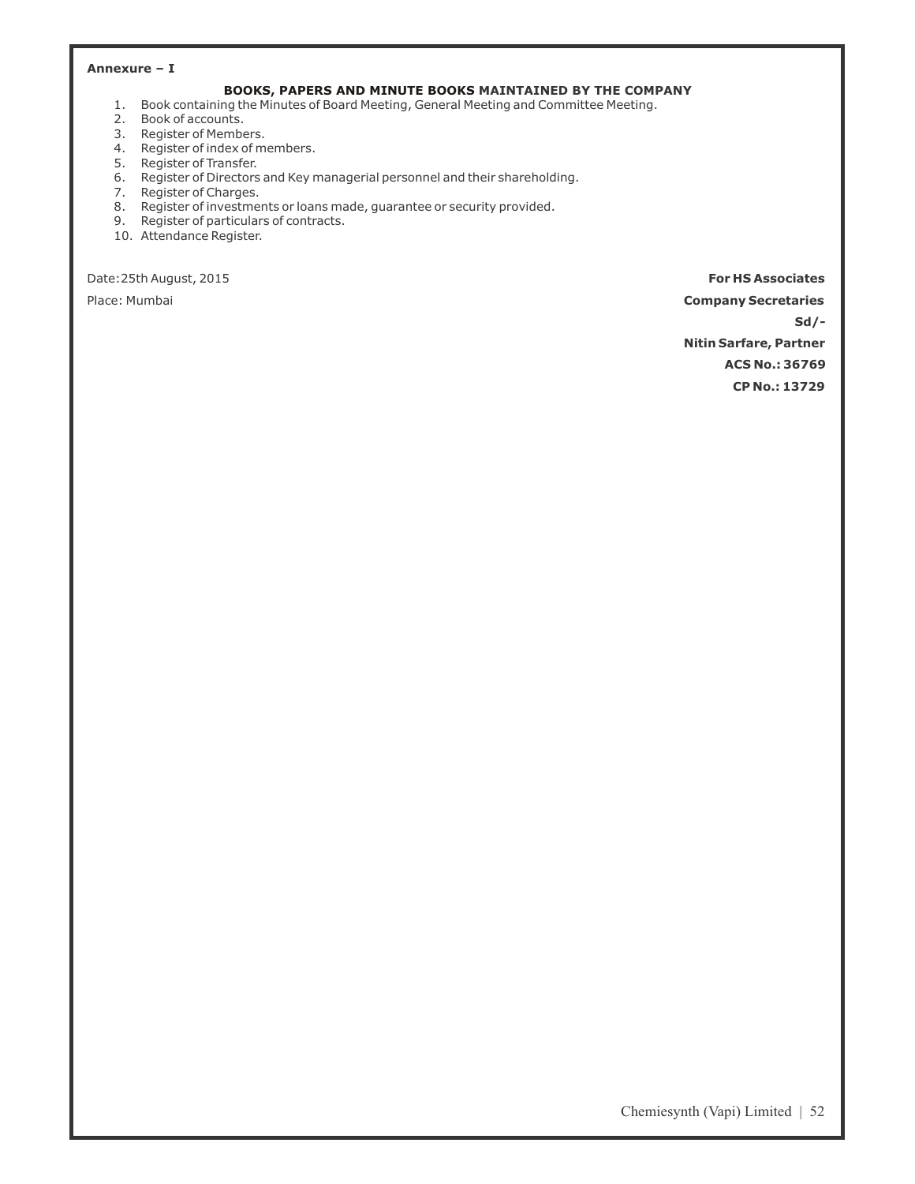**Annexure – I**

## BOOKS, PAPERS AND MINUTE BOOKS MAINTAINED BY THE COMPANY

1. Book containing the Minutes of Board Meeting, General Meeting and Committee Meeting.
2. Book of accounts.
3. Register of Members.
4. Register of index of members.
5. Register of Transfer.
6. Register of Directors and Key managerial personnel and their shareholding.
7. Register of Charges.
8. Register of investments or loans made, guarantee or security provided.
9. Register of particulars of contracts.
10. Attendance Register.

Date: 25th August, 2015

Place: Mumbai

**For HS Associates**

**Company Secretaries**

**Sd/-**

**Nitin Sarfare, Partner**

**ACS No.: 36769**

**CP No.: 13729**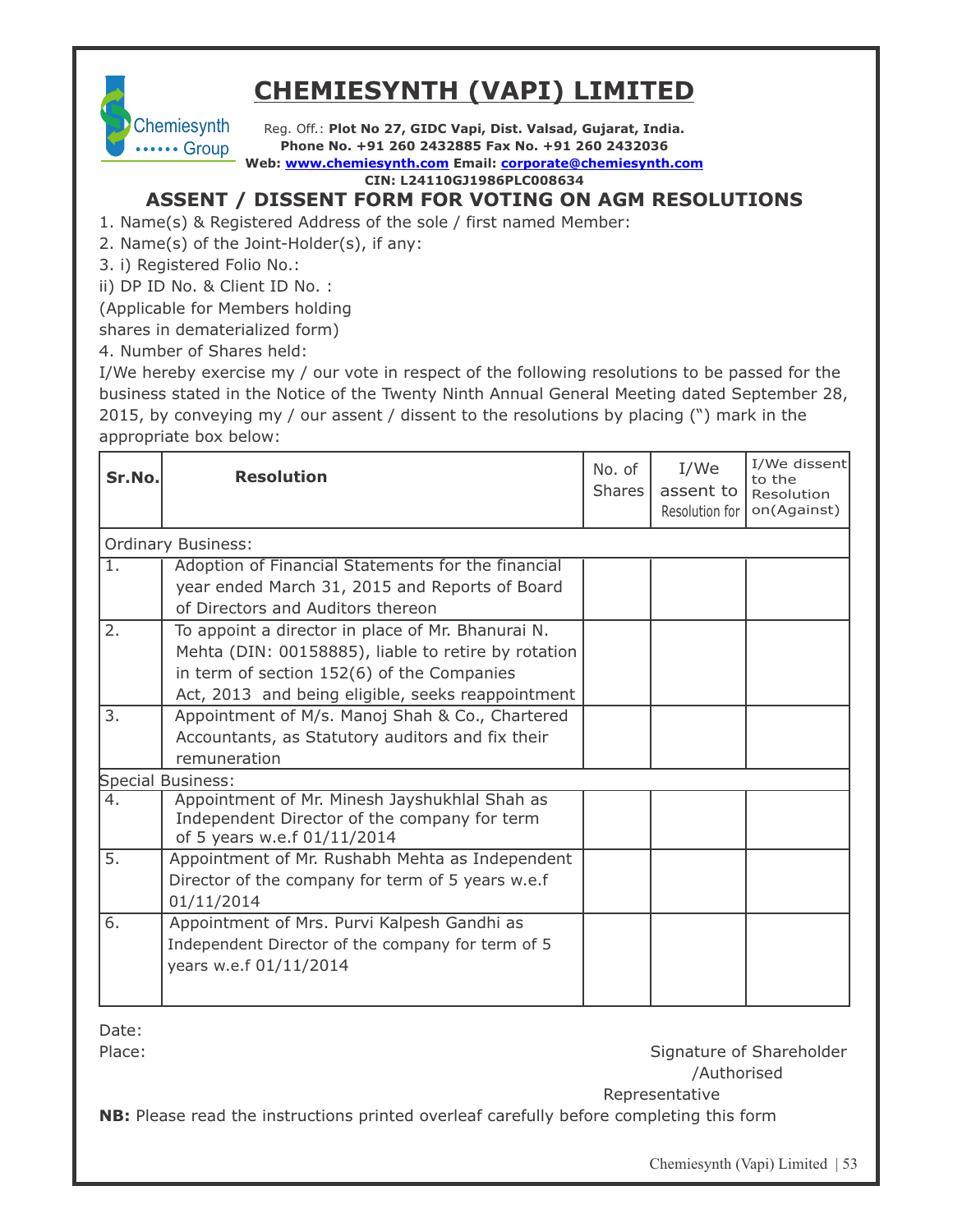# CHEMIESYNTH (VAPI) LIMITED

Chemiesynth Group

Reg. Off.: **Plot No 27, GIDC Vapi, Dist. Valsad, Gujarat, India.**
**Phone No. +91 260 2432885 Fax No. +91 260 2432036**
**Web: www.chemiesynth.com Email: corporate@chemiesynth.com**
**CIN: L24110GJ1986PLC008634**

## ASSENT / DISSENT FORM FOR VOTING ON AGM RESOLUTIONS

1. Name(s) & Registered Address of the sole / first named Member:
2. Name(s) of the Joint-Holder(s), if any:
3. i) Registered Folio No.:
ii) DP ID No. & Client ID No. :
(Applicable for Members holding shares in dematerialized form)
4. Number of Shares held:

I/We hereby exercise my / our vote in respect of the following resolutions to be passed for the business stated in the Notice of the Twenty Ninth Annual General Meeting dated September 28, 2015, by conveying my / our assent / dissent to the resolutions by placing (") mark in the appropriate box below:

| Sr.No. | Resolution | No. of Shares | I/We assent to Resolution for | I/We dissent to the Resolution on(Against) |
|---|---|---|---|---|
| Ordinary Business: | | | | |
| 1. | Adoption of Financial Statements for the financial year ended March 31, 2015 and Reports of Board of Directors and Auditors thereon | | | |
| 2. | To appoint a director in place of Mr. Bhanurai N. Mehta (DIN: 00158885), liable to retire by rotation in term of section 152(6) of the Companies Act, 2013 and being eligible, seeks reappointment | | | |
| 3. | Appointment of M/s. Manoj Shah & Co., Chartered Accountants, as Statutory auditors and fix their remuneration | | | |
| Special Business: | | | | |
| 4. | Appointment of Mr. Minesh Jayshukhlal Shah as Independent Director of the company for term of 5 years w.e.f 01/11/2014 | | | |
| 5. | Appointment of Mr. Rushabh Mehta as Independent Director of the company for term of 5 years w.e.f 01/11/2014 | | | |
| 6. | Appointment of Mrs. Purvi Kalpesh Gandhi as Independent Director of the company for term of 5 years w.e.f 01/11/2014 | | | |

Date:

Place:

Signature of Shareholder /Authorised Representative

**NB:** Please read the instructions printed overleaf carefully before completing this form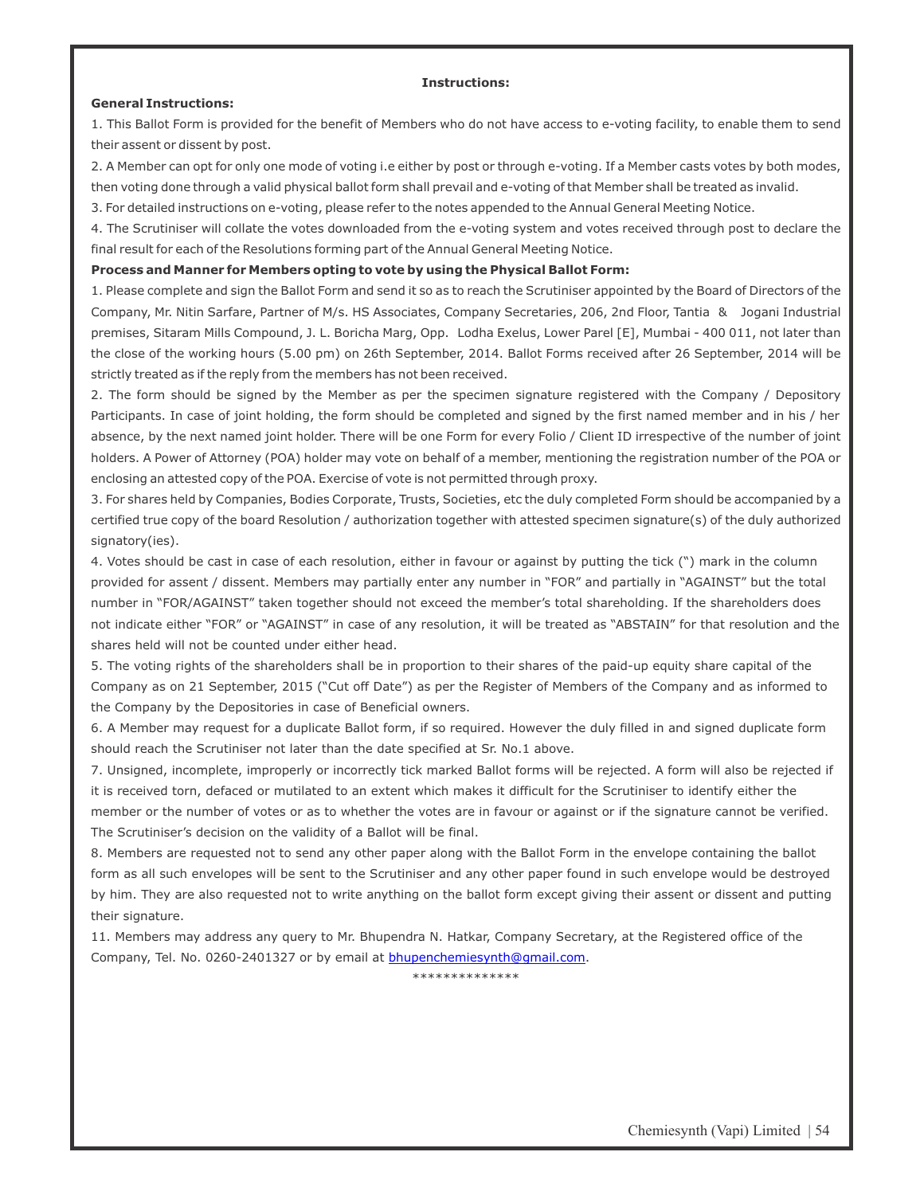**Instructions:**

**General Instructions:**

1. This Ballot Form is provided for the benefit of Members who do not have access to e-voting facility, to enable them to send their assent or dissent by post.

2. A Member can opt for only one mode of voting i.e either by post or through e-voting. If a Member casts votes by both modes, then voting done through a valid physical ballot form shall prevail and e-voting of that Member shall be treated as invalid.

3. For detailed instructions on e-voting, please refer to the notes appended to the Annual General Meeting Notice.

4. The Scrutiniser will collate the votes downloaded from the e-voting system and votes received through post to declare the final result for each of the Resolutions forming part of the Annual General Meeting Notice.

**Process and Manner for Members opting to vote by using the Physical Ballot Form:**

1. Please complete and sign the Ballot Form and send it so as to reach the Scrutiniser appointed by the Board of Directors of the Company, Mr. Nitin Sarfare, Partner of M/s. HS Associates, Company Secretaries, 206, 2nd Floor, Tantia & Jogani Industrial premises, Sitaram Mills Compound, J. L. Boricha Marg, Opp. Lodha Exelus, Lower Parel [E], Mumbai - 400 011, not later than the close of the working hours (5.00 pm) on 26th September, 2014. Ballot Forms received after 26 September, 2014 will be strictly treated as if the reply from the members has not been received.

2. The form should be signed by the Member as per the specimen signature registered with the Company / Depository Participants. In case of joint holding, the form should be completed and signed by the first named member and in his / her absence, by the next named joint holder. There will be one Form for every Folio / Client ID irrespective of the number of joint holders. A Power of Attorney (POA) holder may vote on behalf of a member, mentioning the registration number of the POA or enclosing an attested copy of the POA. Exercise of vote is not permitted through proxy.

3. For shares held by Companies, Bodies Corporate, Trusts, Societies, etc the duly completed Form should be accompanied by a certified true copy of the board Resolution / authorization together with attested specimen signature(s) of the duly authorized signatory(ies).

4. Votes should be cast in case of each resolution, either in favour or against by putting the tick (") mark in the column provided for assent / dissent. Members may partially enter any number in "FOR" and partially in "AGAINST" but the total number in "FOR/AGAINST" taken together should not exceed the member's total shareholding. If the shareholders does not indicate either "FOR" or "AGAINST" in case of any resolution, it will be treated as "ABSTAIN" for that resolution and the shares held will not be counted under either head.

5. The voting rights of the shareholders shall be in proportion to their shares of the paid-up equity share capital of the Company as on 21 September, 2015 ("Cut off Date") as per the Register of Members of the Company and as informed to the Company by the Depositories in case of Beneficial owners.

6. A Member may request for a duplicate Ballot form, if so required. However the duly filled in and signed duplicate form should reach the Scrutiniser not later than the date specified at Sr. No.1 above.

7. Unsigned, incomplete, improperly or incorrectly tick marked Ballot forms will be rejected. A form will also be rejected if it is received torn, defaced or mutilated to an extent which makes it difficult for the Scrutiniser to identify either the member or the number of votes or as to whether the votes are in favour or against or if the signature cannot be verified. The Scrutiniser's decision on the validity of a Ballot will be final.

8. Members are requested not to send any other paper along with the Ballot Form in the envelope containing the ballot form as all such envelopes will be sent to the Scrutiniser and any other paper found in such envelope would be destroyed by him. They are also requested not to write anything on the ballot form except giving their assent or dissent and putting their signature.

11. Members may address any query to Mr. Bhupendra N. Hatkar, Company Secretary, at the Registered office of the Company, Tel. No. 0260-2401327 or by email at bhupenchemiesynth@gmail.com.

**************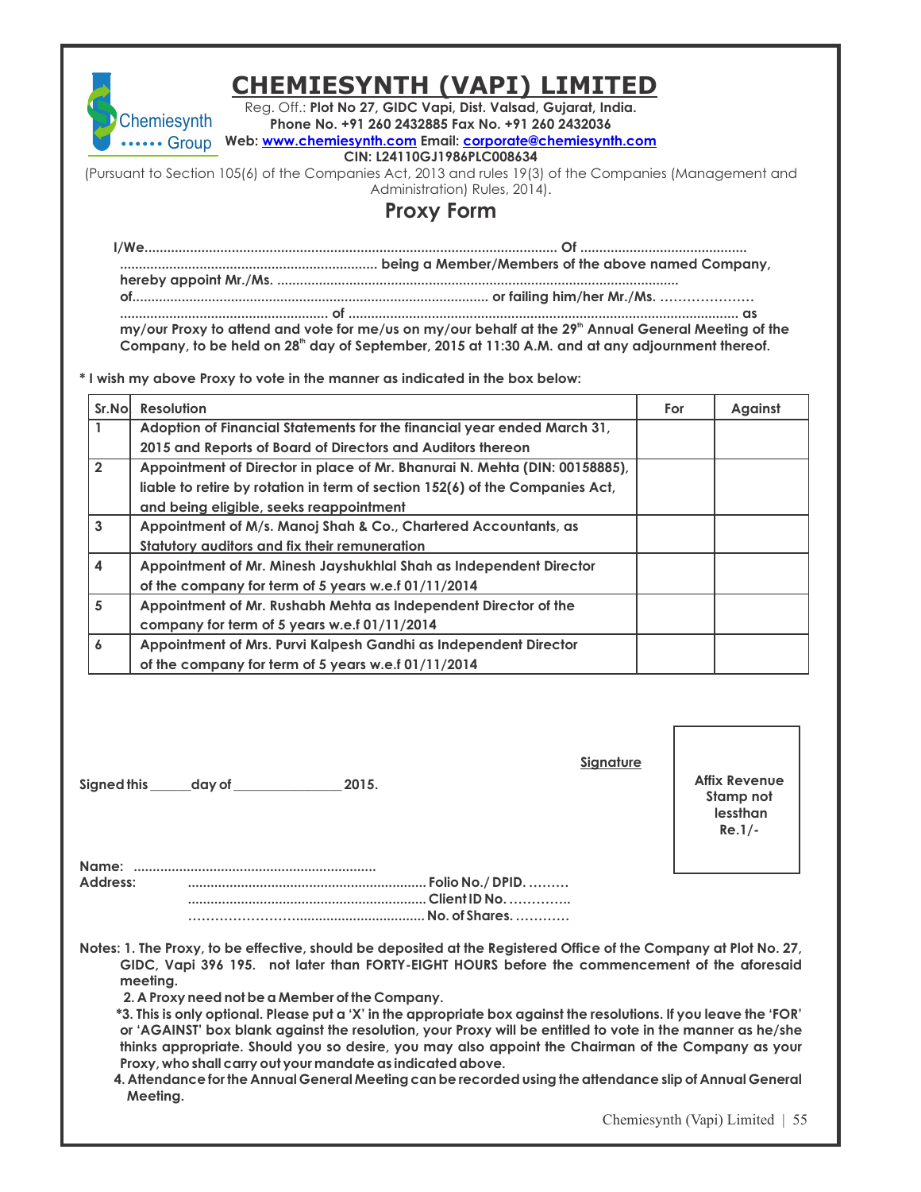# CHEMIESYNTH (VAPI) LIMITED

Chemiesynth Group

Reg. Off.: **Plot No 27, GIDC Vapi, Dist. Valsad, Gujarat, India.**
**Phone No. +91 260 2432885 Fax No. +91 260 2432036**
**Web: www.chemiesynth.com Email: corporate@chemiesynth.com**
**CIN: L24110GJ1986PLC008634**

(Pursuant to Section 105(6) of the Companies Act, 2013 and rules 19(3) of the Companies (Management and Administration) Rules, 2014).

## Proxy Form

**I/We........................................................................................................... Of ........................................... .................................................................. being a Member/Members of the above named Company, hereby appoint Mr./Ms. ......................................................................................................... of............................................................................................ or failing him/her Mr./Ms. ………………… ..................................... of ...................................................................................................... as my/our Proxy to attend and vote for me/us on my/our behalf at the 29th Annual General Meeting of the Company, to be held on 28th day of September, 2015 at 11:30 A.M. and at any adjournment thereof.**

**\* I wish my above Proxy to vote in the manner as indicated in the box below:**

| Sr.No | Resolution | For | Against |
|---|---|---|---|
| 1 | Adoption of Financial Statements for the financial year ended March 31, 2015 and Reports of Board of Directors and Auditors thereon | | |
| 2 | Appointment of Director in place of Mr. Bhanurai N. Mehta (DIN: 00158885), liable to retire by rotation in term of section 152(6) of the Companies Act, and being eligible, seeks reappointment | | |
| 3 | Appointment of M/s. Manoj Shah & Co., Chartered Accountants, as Statutory auditors and fix their remuneration | | |
| 4 | Appointment of Mr. Minesh Jayshukhlal Shah as Independent Director of the company for term of 5 years w.e.f 01/11/2014 | | |
| 5 | Appointment of Mr. Rushabh Mehta as Independent Director of the company for term of 5 years w.e.f 01/11/2014 | | |
| 6 | Appointment of Mrs. Purvi Kalpesh Gandhi as Independent Director of the company for term of 5 years w.e.f 01/11/2014 | | |

**Signature**

**Signed this ______day of _______________ 2015.**

**Affix Revenue Stamp not lessthan Re.1/-**

**Name:** ................................................................
**Address:** .............................................................. **Folio No./ DPID. ………**
.............................................................. **Client ID No. …………..**
……………………................................................ **No. of Shares. …………**

**Notes: 1. The Proxy, to be effective, should be deposited at the Registered Office of the Company at Plot No. 27, GIDC, Vapi 396 195. not later than FORTY-EIGHT HOURS before the commencement of the aforesaid meeting.**

**2. A Proxy need not be a Member of the Company.**

**\*3. This is only optional. Please put a 'X' in the appropriate box against the resolutions. If you leave the 'FOR' or 'AGAINST' box blank against the resolution, your Proxy will be entitled to vote in the manner as he/she thinks appropriate. Should you so desire, you may also appoint the Chairman of the Company as your Proxy, who shall carry out your mandate as indicated above.**

**4. Attendance for the Annual General Meeting can be recorded using the attendance slip of Annual General Meeting.**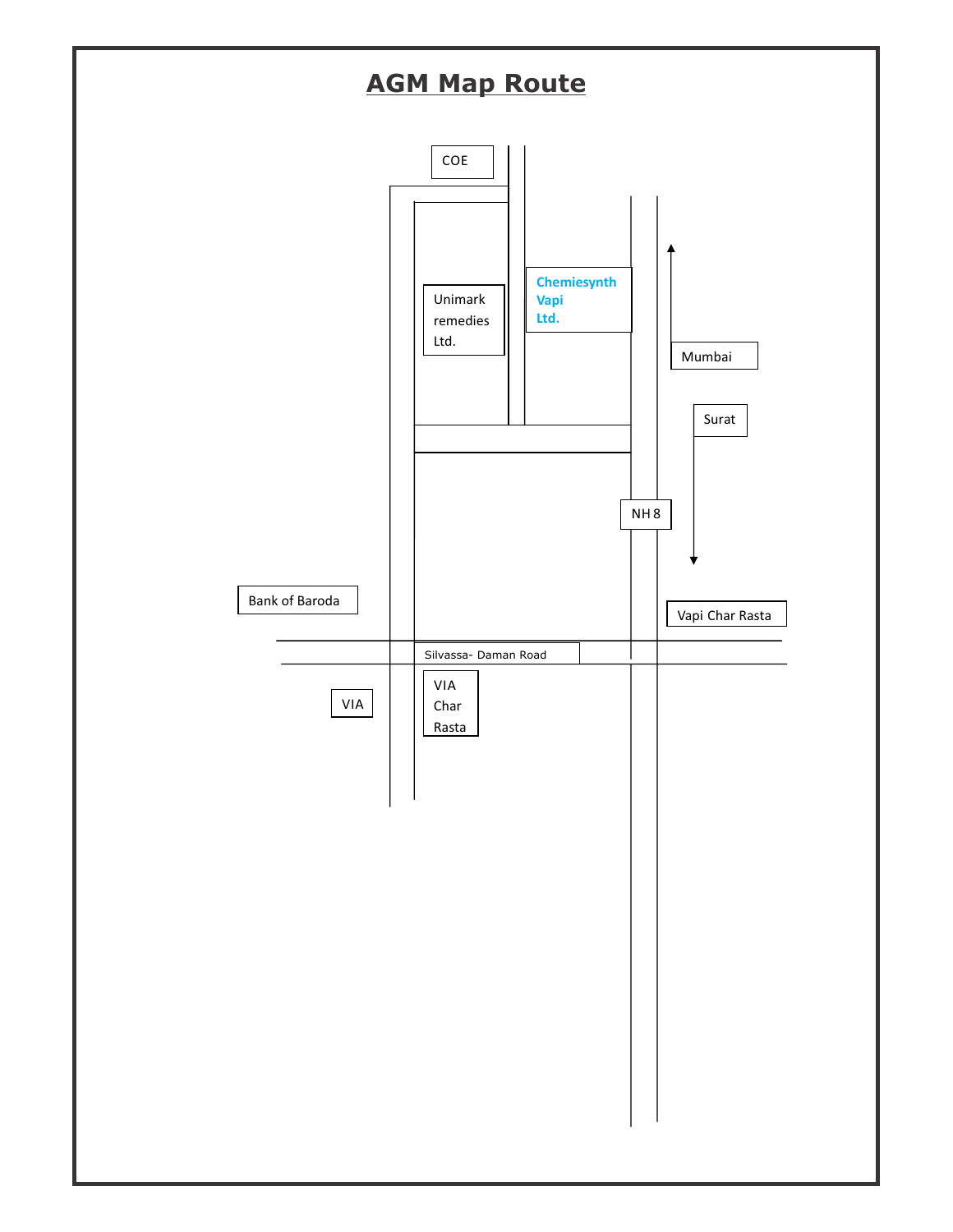# AGM Map Route

COE

Unimark remedies Ltd.

Chemiesynth Vapi Ltd.

Mumbai

Surat

NH 8

Bank of Baroda

Vapi Char Rasta

Silvassa- Daman Road

VIA

VIA Char Rasta